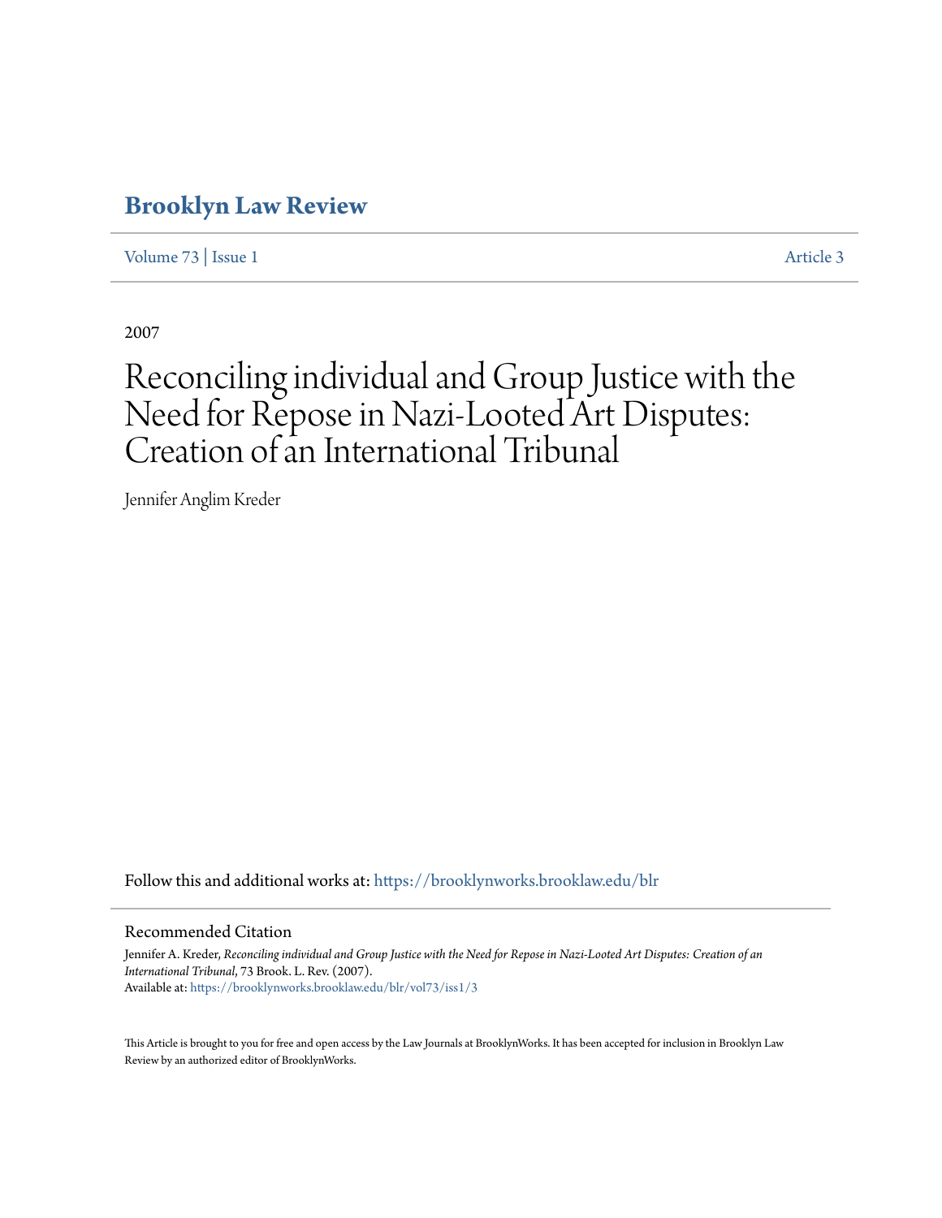# Brooklyn Law Review

Volume 73 | Issue 1 Article 3

2007

# Reconciling individual and Group Justice with the Need for Repose in Nazi-Looted Art Disputes: Creation of an International Tribunal

Jennifer Anglim Kreder

Follow this and additional works at: https://brooklynworks.brooklaw.edu/blr

## Recommended Citation

Jennifer A. Kreder, *Reconciling individual and Group Justice with the Need for Repose in Nazi-Looted Art Disputes: Creation of an International Tribunal*, 73 Brook. L. Rev. (2007).
Available at: https://brooklynworks.brooklaw.edu/blr/vol73/iss1/3

This Article is brought to you for free and open access by the Law Journals at BrooklynWorks. It has been accepted for inclusion in Brooklyn Law Review by an authorized editor of BrooklynWorks.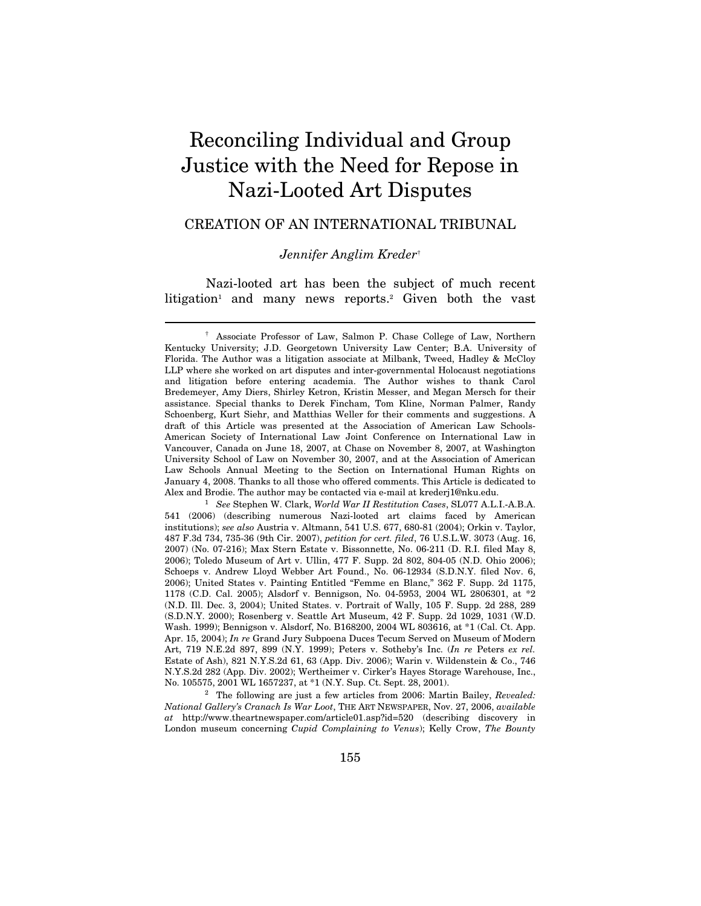# Reconciling Individual and Group Justice with the Need for Repose in Nazi-Looted Art Disputes

## CREATION OF AN INTERNATIONAL TRIBUNAL

*Jennifer Anglim Kreder*[†]

Nazi-looted art has been the subject of much recent litigation[1] and many news reports.[2] Given both the vast

---

[†] Associate Professor of Law, Salmon P. Chase College of Law, Northern Kentucky University; J.D. Georgetown University Law Center; B.A. University of Florida. The Author was a litigation associate at Milbank, Tweed, Hadley & McCloy LLP where she worked on art disputes and inter-governmental Holocaust negotiations and litigation before entering academia. The Author wishes to thank Carol Bredemeyer, Amy Diers, Shirley Ketron, Kristin Messer, and Megan Mersch for their assistance. Special thanks to Derek Fincham, Tom Kline, Norman Palmer, Randy Schoenberg, Kurt Siehr, and Matthias Weller for their comments and suggestions. A draft of this Article was presented at the Association of American Law Schools-American Society of International Law Joint Conference on International Law in Vancouver, Canada on June 18, 2007, at Chase on November 8, 2007, at Washington University School of Law on November 30, 2007, and at the Association of American Law Schools Annual Meeting to the Section on International Human Rights on January 4, 2008. Thanks to all those who offered comments. This Article is dedicated to Alex and Brodie. The author may be contacted via e-mail at krederj1@nku.edu.

[1] *See* Stephen W. Clark, *World War II Restitution Cases*, SL077 A.L.I.-A.B.A. 541 (2006) (describing numerous Nazi-looted art claims faced by American institutions); *see also* Austria v. Altmann, 541 U.S. 677, 680-81 (2004); Orkin v. Taylor, 487 F.3d 734, 735-36 (9th Cir. 2007), *petition for cert. filed*, 76 U.S.L.W. 3073 (Aug. 16, 2007) (No. 07-216); Max Stern Estate v. Bissonnette, No. 06-211 (D. R.I. filed May 8, 2006); Toledo Museum of Art v. Ullin, 477 F. Supp. 2d 802, 804-05 (N.D. Ohio 2006); Schoeps v. Andrew Lloyd Webber Art Found., No. 06-12934 (S.D.N.Y. filed Nov. 6, 2006); United States v. Painting Entitled "Femme en Blanc," 362 F. Supp. 2d 1175, 1178 (C.D. Cal. 2005); Alsdorf v. Bennigson, No. 04-5953, 2004 WL 2806301, at *2 (N.D. Ill. Dec. 3, 2004); United States. v. Portrait of Wally, 105 F. Supp. 2d 288, 289 (S.D.N.Y. 2000); Rosenberg v. Seattle Art Museum, 42 F. Supp. 2d 1029, 1031 (W.D. Wash. 1999); Bennigson v. Alsdorf, No. B168200, 2004 WL 803616, at *1 (Cal. Ct. App. Apr. 15, 2004); *In re* Grand Jury Subpoena Duces Tecum Served on Museum of Modern Art, 719 N.E.2d 897, 899 (N.Y. 1999); Peters v. Sotheby's Inc. (*In re* Peters *ex rel.* Estate of Ash), 821 N.Y.S.2d 61, 63 (App. Div. 2006); Warin v. Wildenstein & Co., 746 N.Y.S.2d 282 (App. Div. 2002); Wertheimer v. Cirker's Hayes Storage Warehouse, Inc., No. 105575, 2001 WL 1657237, at *1 (N.Y. Sup. Ct. Sept. 28, 2001).

[2] The following are just a few articles from 2006: Martin Bailey, *Revealed: National Gallery's Cranach Is War Loot*, THE ART NEWSPAPER, Nov. 27, 2006, *available at* http://www.theartnewspaper.com/article01.asp?id=520 (describing discovery in London museum concerning *Cupid Complaining to Venus*); Kelly Crow, *The Bounty*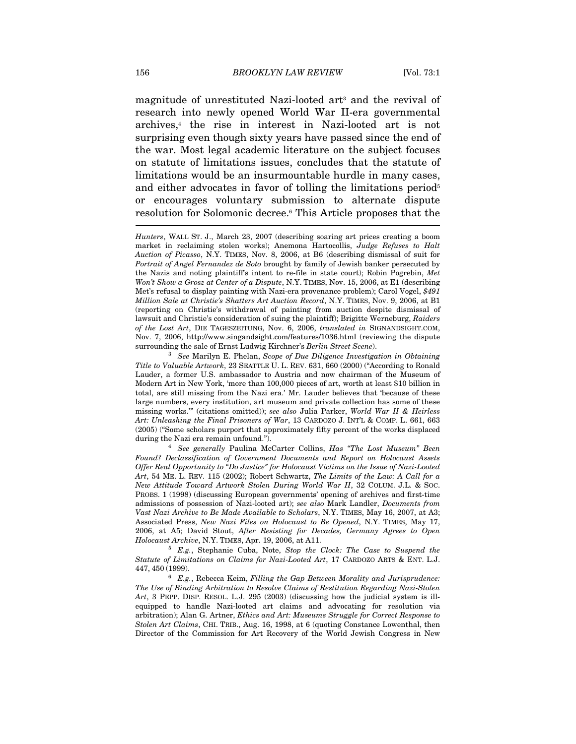magnitude of unrestituted Nazi-looted art[3] and the revival of research into newly opened World War II-era governmental archives,[4] the rise in interest in Nazi-looted art is not surprising even though sixty years have passed since the end of the war. Most legal academic literature on the subject focuses on statute of limitations issues, concludes that the statute of limitations would be an insurmountable hurdle in many cases, and either advocates in favor of tolling the limitations period[5] or encourages voluntary submission to alternate dispute resolution for Solomonic decree.[6] This Article proposes that the

---

*Hunters*, WALL ST. J., March 23, 2007 (describing soaring art prices creating a boom market in reclaiming stolen works); Anemona Hartocollis, *Judge Refuses to Halt Auction of Picasso*, N.Y. TIMES, Nov. 8, 2006, at B6 (describing dismissal of suit for *Portrait of Angel Fernandez de Soto* brought by family of Jewish banker persecuted by the Nazis and noting plaintiff's intent to re-file in state court); Robin Pogrebin, *Met Won't Show a Grosz at Center of a Dispute*, N.Y. TIMES, Nov. 15, 2006, at E1 (describing Met's refusal to display painting with Nazi-era provenance problem); Carol Vogel, *$491 Million Sale at Christie's Shatters Art Auction Record*, N.Y. TIMES, Nov. 9, 2006, at B1 (reporting on Christie's withdrawal of painting from auction despite dismissal of lawsuit and Christie's consideration of suing the plaintiff); Brigitte Werneburg, *Raiders of the Lost Art*, DIE TAGESZEITUNG, Nov. 6, 2006, *translated in* SIGNANDSIGHT.COM, Nov. 7, 2006, http://www.singandsight.com/features/1036.html (reviewing the dispute surrounding the sale of Ernst Ludwig Kirchner's *Berlin Street Scene*).

[3] *See* Marilyn E. Phelan, *Scope of Due Diligence Investigation in Obtaining Title to Valuable Artwork*, 23 SEATTLE U. L. REV. 631, 660 (2000) ("According to Ronald Lauder, a former U.S. ambassador to Austria and now chairman of the Museum of Modern Art in New York, 'more than 100,000 pieces of art, worth at least $10 billion in total, are still missing from the Nazi era.' Mr. Lauder believes that 'because of these large numbers, every institution, art museum and private collection has some of these missing works.'" (citations omitted)); *see also* Julia Parker, *World War II & Heirless Art: Unleashing the Final Prisoners of War*, 13 CARDOZO J. INT'L & COMP. L. 661, 663 (2005) ("Some scholars purport that approximately fifty percent of the works displaced during the Nazi era remain unfound.").

[4] *See generally* Paulina McCarter Collins, *Has "The Lost Museum" Been Found? Declassification of Government Documents and Report on Holocaust Assets Offer Real Opportunity to "Do Justice" for Holocaust Victims on the Issue of Nazi-Looted Art*, 54 ME. L. REV. 115 (2002); Robert Schwartz, *The Limits of the Law: A Call for a New Attitude Toward Artwork Stolen During World War II*, 32 COLUM. J.L. & SOC. PROBS. 1 (1998) (discussing European governments' opening of archives and first-time admissions of possession of Nazi-looted art); *see also* Mark Landler, *Documents from Vast Nazi Archive to Be Made Available to Scholars*, N.Y. TIMES, May 16, 2007, at A3; Associated Press, *New Nazi Files on Holocaust to Be Opened*, N.Y. TIMES, May 17, 2006, at A5; David Stout, *After Resisting for Decades, Germany Agrees to Open Holocaust Archive*, N.Y. TIMES, Apr. 19, 2006, at A11.

[5] *E.g.*, Stephanie Cuba, Note, *Stop the Clock: The Case to Suspend the Statute of Limitations on Claims for Nazi-Looted Art*, 17 CARDOZO ARTS & ENT. L.J. 447, 450 (1999).

[6] *E.g.*, Rebecca Keim, *Filling the Gap Between Morality and Jurisprudence: The Use of Binding Arbitration to Resolve Claims of Restitution Regarding Nazi-Stolen Art*, 3 PEPP. DISP. RESOL. L.J. 295 (2003) (discussing how the judicial system is ill-equipped to handle Nazi-looted art claims and advocating for resolution via arbitration); Alan G. Artner, *Ethics and Art: Museums Struggle for Correct Response to Stolen Art Claims*, CHI. TRIB., Aug. 16, 1998, at 6 (quoting Constance Lowenthal, then Director of the Commission for Art Recovery of the World Jewish Congress in New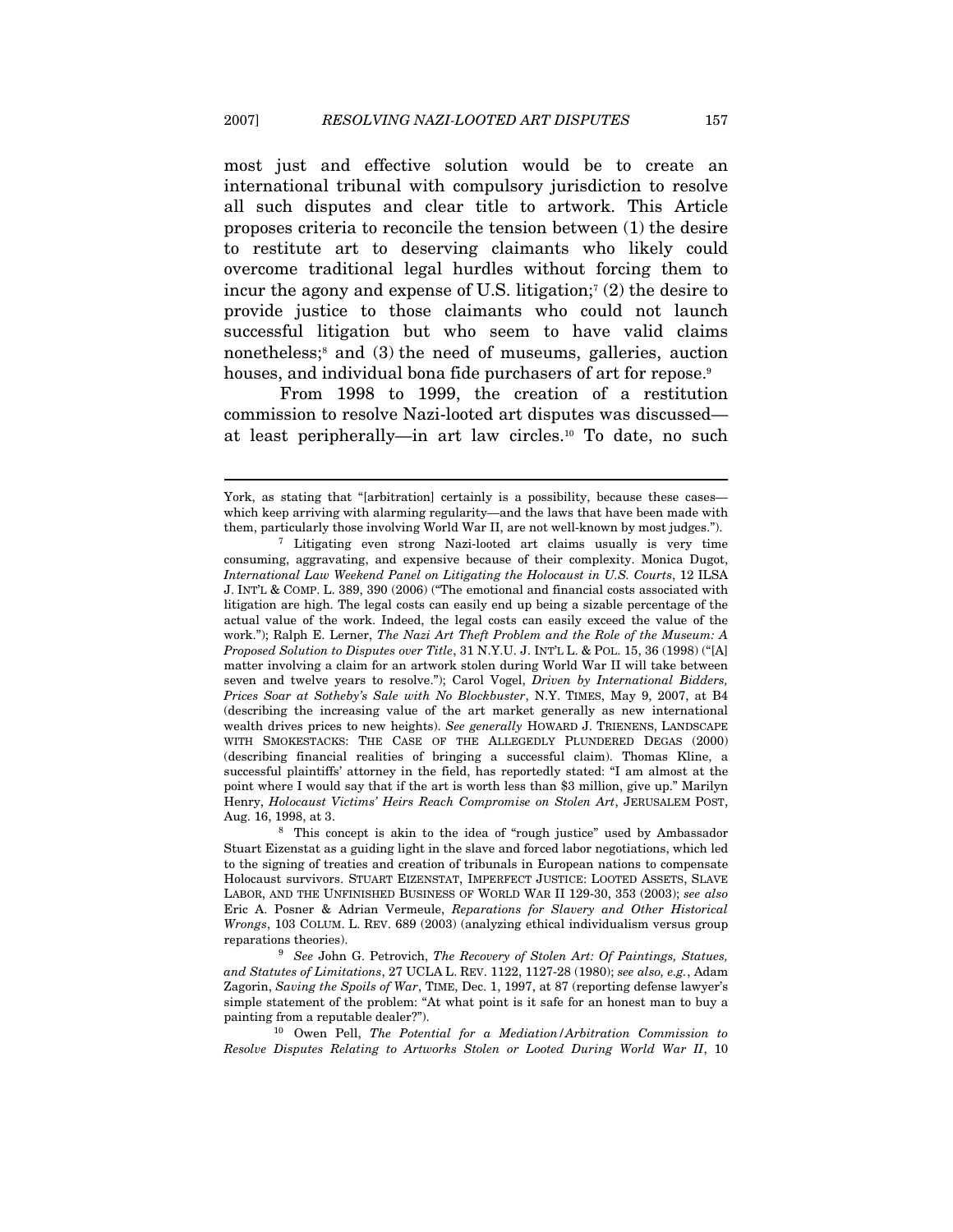most just and effective solution would be to create an international tribunal with compulsory jurisdiction to resolve all such disputes and clear title to artwork. This Article proposes criteria to reconcile the tension between (1) the desire to restitute art to deserving claimants who likely could overcome traditional legal hurdles without forcing them to incur the agony and expense of U.S. litigation;[7] (2) the desire to provide justice to those claimants who could not launch successful litigation but who seem to have valid claims nonetheless;[8] and (3) the need of museums, galleries, auction houses, and individual bona fide purchasers of art for repose.[9]

From 1998 to 1999, the creation of a restitution commission to resolve Nazi-looted art disputes was discussed—at least peripherally—in art law circles.[10] To date, no such

---

York, as stating that "[arbitration] certainly is a possibility, because these cases—which keep arriving with alarming regularity—and the laws that have been made with them, particularly those involving World War II, are not well-known by most judges.").

[7] Litigating even strong Nazi-looted art claims usually is very time consuming, aggravating, and expensive because of their complexity. Monica Dugot, *International Law Weekend Panel on Litigating the Holocaust in U.S. Courts*, 12 ILSA J. INT'L & COMP. L. 389, 390 (2006) ("The emotional and financial costs associated with litigation are high. The legal costs can easily end up being a sizable percentage of the actual value of the work. Indeed, the legal costs can easily exceed the value of the work."); Ralph E. Lerner, *The Nazi Art Theft Problem and the Role of the Museum: A Proposed Solution to Disputes over Title*, 31 N.Y.U. J. INT'L L. & POL. 15, 36 (1998) ("[A] matter involving a claim for an artwork stolen during World War II will take between seven and twelve years to resolve."); Carol Vogel, *Driven by International Bidders, Prices Soar at Sotheby's Sale with No Blockbuster*, N.Y. TIMES, May 9, 2007, at B4 (describing the increasing value of the art market generally as new international wealth drives prices to new heights). *See generally* HOWARD J. TRIENENS, LANDSCAPE WITH SMOKESTACKS: THE CASE OF THE ALLEGEDLY PLUNDERED DEGAS (2000) (describing financial realities of bringing a successful claim). Thomas Kline, a successful plaintiffs' attorney in the field, has reportedly stated: "I am almost at the point where I would say that if the art is worth less than $3 million, give up." Marilyn Henry, *Holocaust Victims' Heirs Reach Compromise on Stolen Art*, JERUSALEM POST, Aug. 16, 1998, at 3.

[8] This concept is akin to the idea of "rough justice" used by Ambassador Stuart Eizenstat as a guiding light in the slave and forced labor negotiations, which led to the signing of treaties and creation of tribunals in European nations to compensate Holocaust survivors. STUART EIZENSTAT, IMPERFECT JUSTICE: LOOTED ASSETS, SLAVE LABOR, AND THE UNFINISHED BUSINESS OF WORLD WAR II 129-30, 353 (2003); *see also* Eric A. Posner & Adrian Vermeule, *Reparations for Slavery and Other Historical Wrongs*, 103 COLUM. L. REV. 689 (2003) (analyzing ethical individualism versus group reparations theories).

[9] *See* John G. Petrovich, *The Recovery of Stolen Art: Of Paintings, Statues, and Statutes of Limitations*, 27 UCLA L. REV. 1122, 1127-28 (1980); *see also, e.g.*, Adam Zagorin, *Saving the Spoils of War*, TIME, Dec. 1, 1997, at 87 (reporting defense lawyer's simple statement of the problem: "At what point is it safe for an honest man to buy a painting from a reputable dealer?").

[10] Owen Pell, *The Potential for a Mediation/Arbitration Commission to Resolve Disputes Relating to Artworks Stolen or Looted During World War II*, 10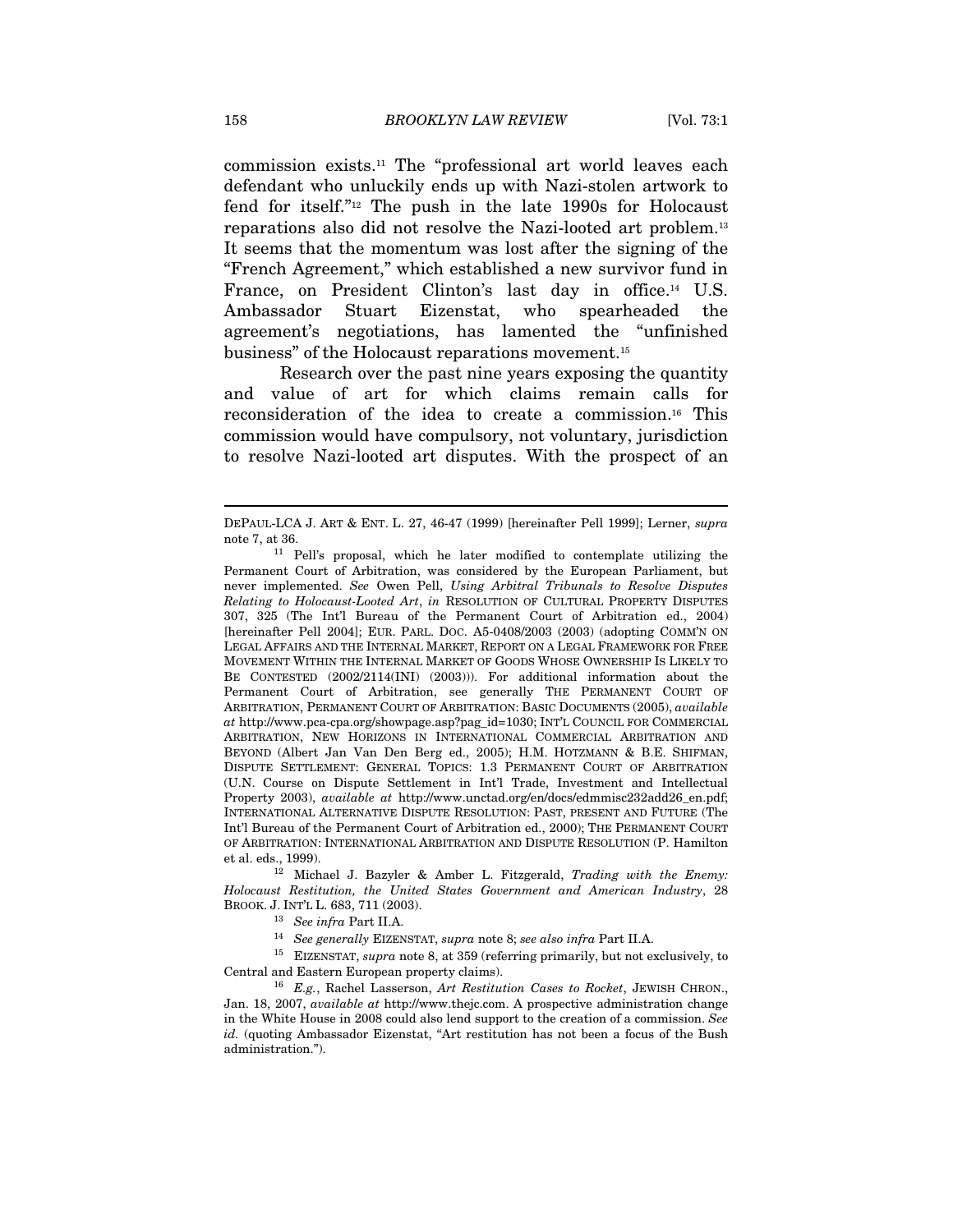commission exists.[11] The "professional art world leaves each defendant who unluckily ends up with Nazi-stolen artwork to fend for itself."[12] The push in the late 1990s for Holocaust reparations also did not resolve the Nazi-looted art problem.[13] It seems that the momentum was lost after the signing of the "French Agreement," which established a new survivor fund in France, on President Clinton's last day in office.[14] U.S. Ambassador Stuart Eizenstat, who spearheaded the agreement's negotiations, has lamented the "unfinished business" of the Holocaust reparations movement.[15]

Research over the past nine years exposing the quantity and value of art for which claims remain calls for reconsideration of the idea to create a commission.[16] This commission would have compulsory, not voluntary, jurisdiction to resolve Nazi-looted art disputes. With the prospect of an

---

DEPAUL-LCA J. ART & ENT. L. 27, 46-47 (1999) [hereinafter Pell 1999]; Lerner, *supra* note 7, at 36.

[11] Pell's proposal, which he later modified to contemplate utilizing the Permanent Court of Arbitration, was considered by the European Parliament, but never implemented. *See* Owen Pell, *Using Arbitral Tribunals to Resolve Disputes Relating to Holocaust-Looted Art*, *in* RESOLUTION OF CULTURAL PROPERTY DISPUTES 307, 325 (The Int'l Bureau of the Permanent Court of Arbitration ed., 2004) [hereinafter Pell 2004]; EUR. PARL. DOC. A5-0408/2003 (2003) (adopting COMM'N ON LEGAL AFFAIRS AND THE INTERNAL MARKET, REPORT ON A LEGAL FRAMEWORK FOR FREE MOVEMENT WITHIN THE INTERNAL MARKET OF GOODS WHOSE OWNERSHIP IS LIKELY TO BE CONTESTED (2002/2114(INI) (2003))). For additional information about the Permanent Court of Arbitration, see generally THE PERMANENT COURT OF ARBITRATION, PERMANENT COURT OF ARBITRATION: BASIC DOCUMENTS (2005), *available at* http://www.pca-cpa.org/showpage.asp?pag_id=1030; INT'L COUNCIL FOR COMMERCIAL ARBITRATION, NEW HORIZONS IN INTERNATIONAL COMMERCIAL ARBITRATION AND BEYOND (Albert Jan Van Den Berg ed., 2005); H.M. HOTZMANN & B.E. SHIFMAN, DISPUTE SETTLEMENT: GENERAL TOPICS: 1.3 PERMANENT COURT OF ARBITRATION (U.N. Course on Dispute Settlement in Int'l Trade, Investment and Intellectual Property 2003), *available at* http://www.unctad.org/en/docs/edmmisc232add26_en.pdf; INTERNATIONAL ALTERNATIVE DISPUTE RESOLUTION: PAST, PRESENT AND FUTURE (The Int'l Bureau of the Permanent Court of Arbitration ed., 2000); THE PERMANENT COURT OF ARBITRATION: INTERNATIONAL ARBITRATION AND DISPUTE RESOLUTION (P. Hamilton et al. eds., 1999).

[12] Michael J. Bazyler & Amber L. Fitzgerald, *Trading with the Enemy: Holocaust Restitution, the United States Government and American Industry*, 28 BROOK. J. INT'L L. 683, 711 (2003).

[13] *See infra* Part II.A.

[14] *See generally* EIZENSTAT, *supra* note 8; *see also infra* Part II.A.

[15] EIZENSTAT, *supra* note 8, at 359 (referring primarily, but not exclusively, to Central and Eastern European property claims).

[16] *E.g.*, Rachel Lasserson, *Art Restitution Cases to Rocket*, JEWISH CHRON., Jan. 18, 2007, *available at* http://www.thejc.com. A prospective administration change in the White House in 2008 could also lend support to the creation of a commission. *See id.* (quoting Ambassador Eizenstat, "Art restitution has not been a focus of the Bush administration.").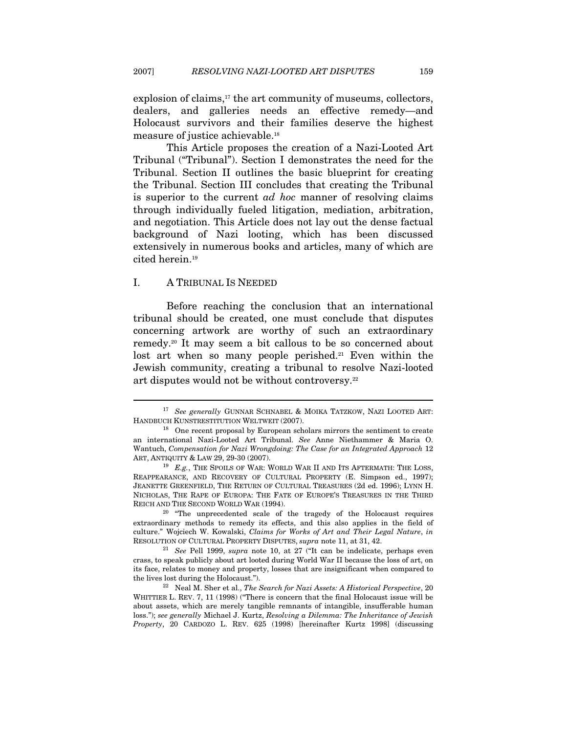explosion of claims,[17] the art community of museums, collectors, dealers, and galleries needs an effective remedy—and Holocaust survivors and their families deserve the highest measure of justice achievable.[18]

This Article proposes the creation of a Nazi-Looted Art Tribunal ("Tribunal"). Section I demonstrates the need for the Tribunal. Section II outlines the basic blueprint for creating the Tribunal. Section III concludes that creating the Tribunal is superior to the current *ad hoc* manner of resolving claims through individually fueled litigation, mediation, arbitration, and negotiation. This Article does not lay out the dense factual background of Nazi looting, which has been discussed extensively in numerous books and articles, many of which are cited herein.[19]

## I. A TRIBUNAL IS NEEDED

Before reaching the conclusion that an international tribunal should be created, one must conclude that disputes concerning artwork are worthy of such an extraordinary remedy.[20] It may seem a bit callous to be so concerned about lost art when so many people perished.[21] Even within the Jewish community, creating a tribunal to resolve Nazi-looted art disputes would not be without controversy.[22]

---

[17] *See generally* GUNNAR SCHNABEL & MOIKA TATZKOW, NAZI LOOTED ART: HANDBUCH KUNSTRESTITUTION WELTWEIT (2007).

[18] One recent proposal by European scholars mirrors the sentiment to create an international Nazi-Looted Art Tribunal. *See* Anne Niethammer & Maria O. Wantuch, *Compensation for Nazi Wrongdoing: The Case for an Integrated Approach* 12 ART, ANTIQUITY & LAW 29, 29-30 (2007).

[19] *E.g.*, THE SPOILS OF WAR: WORLD WAR II AND ITS AFTERMATH: THE LOSS, REAPPEARANCE, AND RECOVERY OF CULTURAL PROPERTY (E. Simpson ed., 1997); JEANETTE GREENFIELD, THE RETURN OF CULTURAL TREASURES (2d ed. 1996); LYNN H. NICHOLAS, THE RAPE OF EUROPA: THE FATE OF EUROPE'S TREASURES IN THE THIRD REICH AND THE SECOND WORLD WAR (1994).

[20] "The unprecedented scale of the tragedy of the Holocaust requires extraordinary methods to remedy its effects, and this also applies in the field of culture." Wojciech W. Kowalski, *Claims for Works of Art and Their Legal Nature*, *in* RESOLUTION OF CULTURAL PROPERTY DISPUTES, *supra* note 11, at 31, 42.

[21] *See* Pell 1999, *supra* note 10, at 27 ("It can be indelicate, perhaps even crass, to speak publicly about art looted during World War II because the loss of art, on its face, relates to money and property, losses that are insignificant when compared to the lives lost during the Holocaust.").

[22] Neal M. Sher et al., *The Search for Nazi Assets: A Historical Perspective*, 20 WHITTIER L. REV. 7, 11 (1998) ("There is concern that the final Holocaust issue will be about assets, which are merely tangible remnants of intangible, insufferable human loss."); *see generally* Michael J. Kurtz, *Resolving a Dilemma: The Inheritance of Jewish Property*, 20 CARDOZO L. REV. 625 (1998) [hereinafter Kurtz 1998] (discussing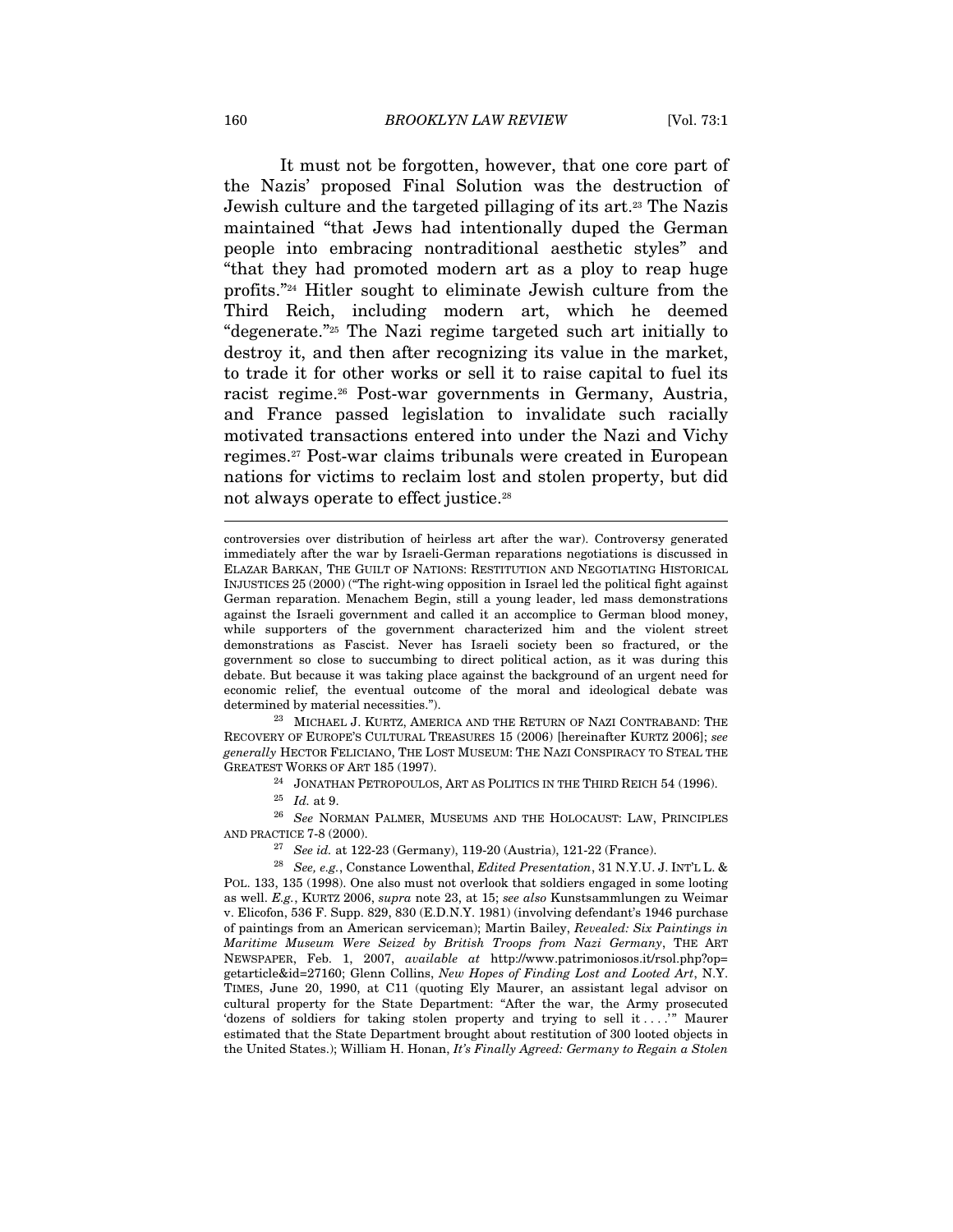It must not be forgotten, however, that one core part of the Nazis' proposed Final Solution was the destruction of Jewish culture and the targeted pillaging of its art.[23] The Nazis maintained "that Jews had intentionally duped the German people into embracing nontraditional aesthetic styles" and "that they had promoted modern art as a ploy to reap huge profits."[24] Hitler sought to eliminate Jewish culture from the Third Reich, including modern art, which he deemed "degenerate."[25] The Nazi regime targeted such art initially to destroy it, and then after recognizing its value in the market, to trade it for other works or sell it to raise capital to fuel its racist regime.[26] Post-war governments in Germany, Austria, and France passed legislation to invalidate such racially motivated transactions entered into under the Nazi and Vichy regimes.[27] Post-war claims tribunals were created in European nations for victims to reclaim lost and stolen property, but did not always operate to effect justice.[28]

---

controversies over distribution of heirless art after the war). Controversy generated immediately after the war by Israeli-German reparations negotiations is discussed in ELAZAR BARKAN, THE GUILT OF NATIONS: RESTITUTION AND NEGOTIATING HISTORICAL INJUSTICES 25 (2000) ("The right-wing opposition in Israel led the political fight against German reparation. Menachem Begin, still a young leader, led mass demonstrations against the Israeli government and called it an accomplice to German blood money, while supporters of the government characterized him and the violent street demonstrations as Fascist. Never has Israeli society been so fractured, or the government so close to succumbing to direct political action, as it was during this debate. But because it was taking place against the background of an urgent need for economic relief, the eventual outcome of the moral and ideological debate was determined by material necessities.").

[23] MICHAEL J. KURTZ, AMERICA AND THE RETURN OF NAZI CONTRABAND: THE RECOVERY OF EUROPE'S CULTURAL TREASURES 15 (2006) [hereinafter KURTZ 2006]; *see generally* HECTOR FELICIANO, THE LOST MUSEUM: THE NAZI CONSPIRACY TO STEAL THE GREATEST WORKS OF ART 185 (1997).

[24] JONATHAN PETROPOULOS, ART AS POLITICS IN THE THIRD REICH 54 (1996).

[25] *Id.* at 9.

[26] *See* NORMAN PALMER, MUSEUMS AND THE HOLOCAUST: LAW, PRINCIPLES AND PRACTICE 7-8 (2000).

[27] *See id.* at 122-23 (Germany), 119-20 (Austria), 121-22 (France).

[28] *See, e.g.*, Constance Lowenthal, *Edited Presentation*, 31 N.Y.U. J. INT'L L. & POL. 133, 135 (1998). One also must not overlook that soldiers engaged in some looting as well. *E.g.*, KURTZ 2006, *supra* note 23, at 15; *see also* Kunstsammlungen zu Weimar v. Elicofon, 536 F. Supp. 829, 830 (E.D.N.Y. 1981) (involving defendant's 1946 purchase of paintings from an American serviceman); Martin Bailey, *Revealed: Six Paintings in Maritime Museum Were Seized by British Troops from Nazi Germany*, THE ART NEWSPAPER, Feb. 1, 2007, *available at* http://www.patrimoniosos.it/rsol.php?op=getarticle&id=27160; Glenn Collins, *New Hopes of Finding Lost and Looted Art*, N.Y. TIMES, June 20, 1990, at C11 (quoting Ely Maurer, an assistant legal advisor on cultural property for the State Department: "After the war, the Army prosecuted 'dozens of soldiers for taking stolen property and trying to sell it . . . .'" Maurer estimated that the State Department brought about restitution of 300 looted objects in the United States.); William H. Honan, *It's Finally Agreed: Germany to Regain a Stolen*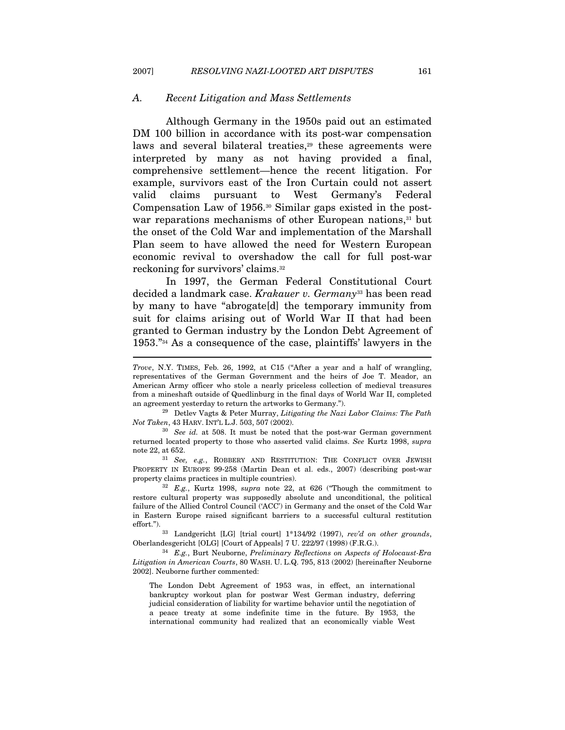### *A. Recent Litigation and Mass Settlements*

Although Germany in the 1950s paid out an estimated DM 100 billion in accordance with its post-war compensation laws and several bilateral treaties,[29] these agreements were interpreted by many as not having provided a final, comprehensive settlement—hence the recent litigation. For example, survivors east of the Iron Curtain could not assert valid claims pursuant to West Germany's Federal Compensation Law of 1956.[30] Similar gaps existed in the post-war reparations mechanisms of other European nations,[31] but the onset of the Cold War and implementation of the Marshall Plan seem to have allowed the need for Western European economic revival to overshadow the call for full post-war reckoning for survivors' claims.[32]

In 1997, the German Federal Constitutional Court decided a landmark case. *Krakauer v. Germany*[33] has been read by many to have "abrogate[d] the temporary immunity from suit for claims arising out of World War II that had been granted to German industry by the London Debt Agreement of 1953."[34] As a consequence of the case, plaintiffs' lawyers in the

---

*Trove*, N.Y. TIMES, Feb. 26, 1992, at C15 ("After a year and a half of wrangling, representatives of the German Government and the heirs of Joe T. Meador, an American Army officer who stole a nearly priceless collection of medieval treasures from a mineshaft outside of Quedlinburg in the final days of World War II, completed an agreement yesterday to return the artworks to Germany.").

[29] Detlev Vagts & Peter Murray, *Litigating the Nazi Labor Claims: The Path Not Taken*, 43 HARV. INT'L L.J. 503, 507 (2002).

[30] *See id.* at 508. It must be noted that the post-war German government returned located property to those who asserted valid claims. *See* Kurtz 1998, *supra* note 22, at 652.

[31] *See, e.g.*, ROBBERY AND RESTITUTION: THE CONFLICT OVER JEWISH PROPERTY IN EUROPE 99-258 (Martin Dean et al. eds., 2007) (describing post-war property claims practices in multiple countries).

[32] *E.g.*, Kurtz 1998, *supra* note 22, at 626 ("Though the commitment to restore cultural property was supposedly absolute and unconditional, the political failure of the Allied Control Council ('ACC') in Germany and the onset of the Cold War in Eastern Europe raised significant barriers to a successful cultural restitution effort.").

[33] Landgericht [LG] [trial court] 1*134/92 (1997), *rev'd on other grounds*, Oberlandesgericht [OLG] [Court of Appeals] 7 U. 222/97 (1998) (F.R.G.).

[34] *E.g.*, Burt Neuborne, *Preliminary Reflections on Aspects of Holocaust-Era Litigation in American Courts*, 80 WASH. U. L.Q. 795, 813 (2002) [hereinafter Neuborne 2002]. Neuborne further commented:

> The London Debt Agreement of 1953 was, in effect, an international bankruptcy workout plan for postwar West German industry, deferring judicial consideration of liability for wartime behavior until the negotiation of a peace treaty at some indefinite time in the future. By 1953, the international community had realized that an economically viable West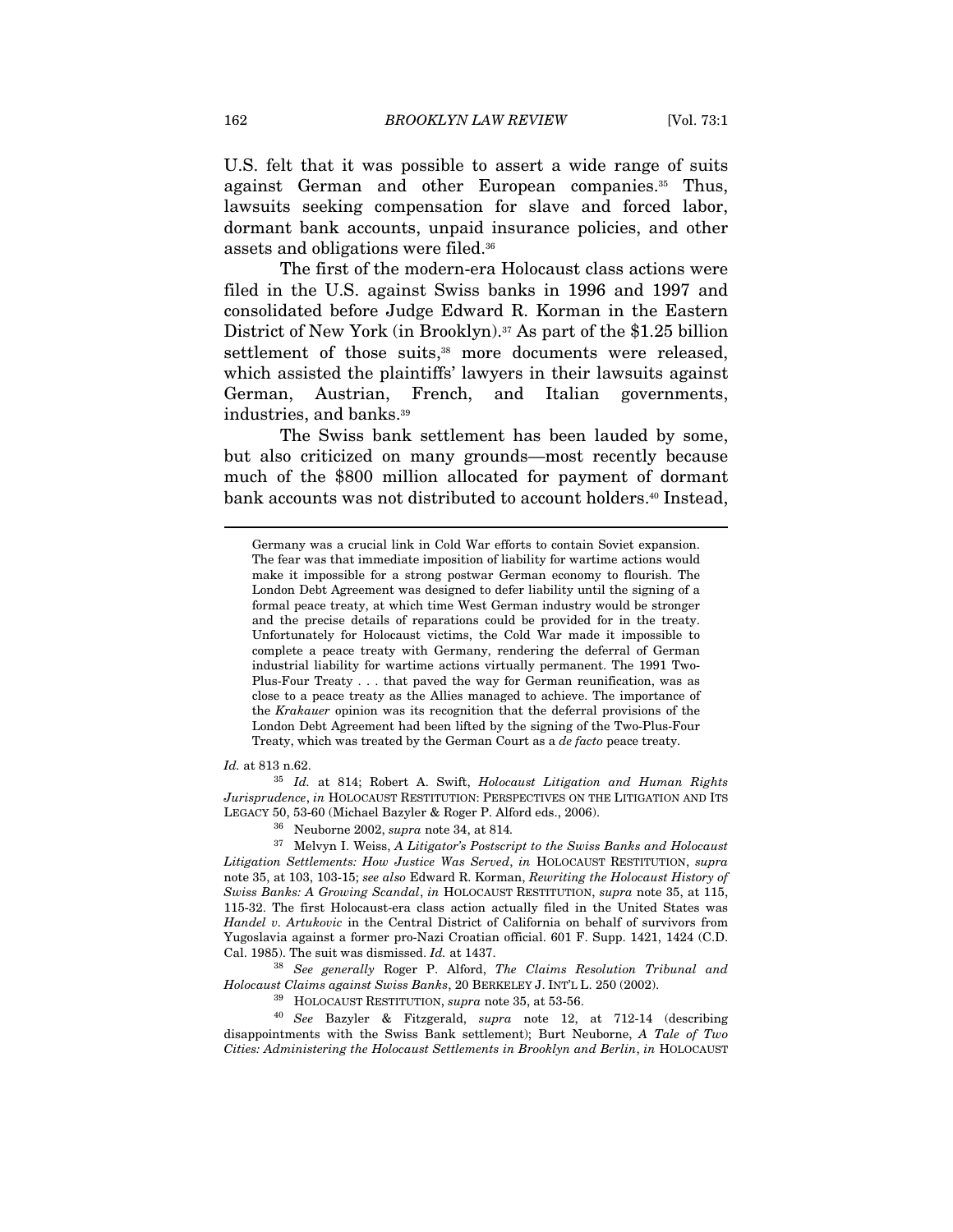U.S. felt that it was possible to assert a wide range of suits against German and other European companies.[35] Thus, lawsuits seeking compensation for slave and forced labor, dormant bank accounts, unpaid insurance policies, and other assets and obligations were filed.[36]

The first of the modern-era Holocaust class actions were filed in the U.S. against Swiss banks in 1996 and 1997 and consolidated before Judge Edward R. Korman in the Eastern District of New York (in Brooklyn).[37] As part of the $1.25 billion settlement of those suits,[38] more documents were released, which assisted the plaintiffs' lawyers in their lawsuits against German, Austrian, French, and Italian governments, industries, and banks.[39]

The Swiss bank settlement has been lauded by some, but also criticized on many grounds—most recently because much of the $800 million allocated for payment of dormant bank accounts was not distributed to account holders.[40] Instead,

---

> Germany was a crucial link in Cold War efforts to contain Soviet expansion. The fear was that immediate imposition of liability for wartime actions would make it impossible for a strong postwar German economy to flourish. The London Debt Agreement was designed to defer liability until the signing of a formal peace treaty, at which time West German industry would be stronger and the precise details of reparations could be provided for in the treaty. Unfortunately for Holocaust victims, the Cold War made it impossible to complete a peace treaty with Germany, rendering the deferral of German industrial liability for wartime actions virtually permanent. The 1991 Two-Plus-Four Treaty . . . that paved the way for German reunification, was as close to a peace treaty as the Allies managed to achieve. The importance of the *Krakauer* opinion was its recognition that the deferral provisions of the London Debt Agreement had been lifted by the signing of the Two-Plus-Four Treaty, which was treated by the German Court as a *de facto* peace treaty.

*Id.* at 813 n.62.

[35] *Id.* at 814; Robert A. Swift, *Holocaust Litigation and Human Rights Jurisprudence*, *in* HOLOCAUST RESTITUTION: PERSPECTIVES ON THE LITIGATION AND ITS LEGACY 50, 53-60 (Michael Bazyler & Roger P. Alford eds., 2006).

[36] Neuborne 2002, *supra* note 34, at 814.

[37] Melvyn I. Weiss, *A Litigator's Postscript to the Swiss Banks and Holocaust Litigation Settlements: How Justice Was Served*, *in* HOLOCAUST RESTITUTION, *supra* note 35, at 103, 103-15; *see also* Edward R. Korman, *Rewriting the Holocaust History of Swiss Banks: A Growing Scandal*, *in* HOLOCAUST RESTITUTION, *supra* note 35, at 115, 115-32. The first Holocaust-era class action actually filed in the United States was *Handel v. Artukovic* in the Central District of California on behalf of survivors from Yugoslavia against a former pro-Nazi Croatian official. 601 F. Supp. 1421, 1424 (C.D. Cal. 1985). The suit was dismissed. *Id.* at 1437.

[38] *See generally* Roger P. Alford, *The Claims Resolution Tribunal and Holocaust Claims against Swiss Banks*, 20 BERKELEY J. INT'L L. 250 (2002).

[39] HOLOCAUST RESTITUTION, *supra* note 35, at 53-56.

[40] *See* Bazyler & Fitzgerald, *supra* note 12, at 712-14 (describing disappointments with the Swiss Bank settlement); Burt Neuborne, *A Tale of Two Cities: Administering the Holocaust Settlements in Brooklyn and Berlin*, *in* HOLOCAUST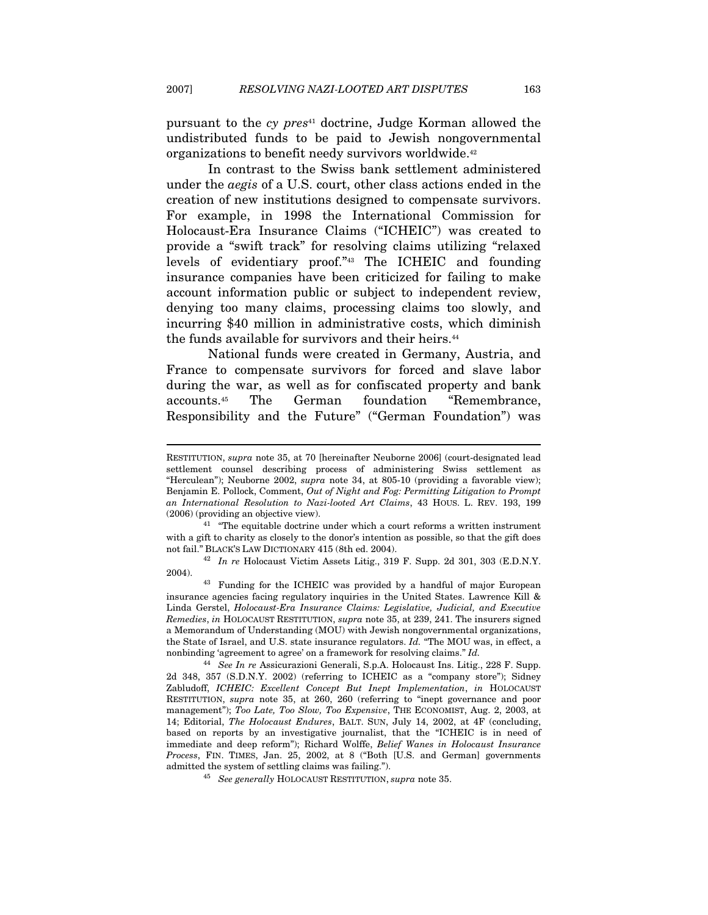pursuant to the *cy pres*[41] doctrine, Judge Korman allowed the undistributed funds to be paid to Jewish nongovernmental organizations to benefit needy survivors worldwide.[42]

In contrast to the Swiss bank settlement administered under the *aegis* of a U.S. court, other class actions ended in the creation of new institutions designed to compensate survivors. For example, in 1998 the International Commission for Holocaust-Era Insurance Claims ("ICHEIC") was created to provide a "swift track" for resolving claims utilizing "relaxed levels of evidentiary proof."[43] The ICHEIC and founding insurance companies have been criticized for failing to make account information public or subject to independent review, denying too many claims, processing claims too slowly, and incurring $40 million in administrative costs, which diminish the funds available for survivors and their heirs.[44]

National funds were created in Germany, Austria, and France to compensate survivors for forced and slave labor during the war, as well as for confiscated property and bank accounts.[45] The German foundation "Remembrance, Responsibility and the Future" ("German Foundation") was

---

RESTITUTION, *supra* note 35, at 70 [hereinafter Neuborne 2006] (court-designated lead settlement counsel describing process of administering Swiss settlement as "Herculean"); Neuborne 2002, *supra* note 34, at 805-10 (providing a favorable view); Benjamin E. Pollock, Comment, *Out of Night and Fog: Permitting Litigation to Prompt an International Resolution to Nazi-looted Art Claims*, 43 HOUS. L. REV. 193, 199 (2006) (providing an objective view).

[41] "The equitable doctrine under which a court reforms a written instrument with a gift to charity as closely to the donor's intention as possible, so that the gift does not fail." BLACK'S LAW DICTIONARY 415 (8th ed. 2004).

[42] *In re* Holocaust Victim Assets Litig., 319 F. Supp. 2d 301, 303 (E.D.N.Y. 2004).

[43] Funding for the ICHEIC was provided by a handful of major European insurance agencies facing regulatory inquiries in the United States. Lawrence Kill & Linda Gerstel, *Holocaust-Era Insurance Claims: Legislative, Judicial, and Executive Remedies*, *in* HOLOCAUST RESTITUTION, *supra* note 35, at 239, 241. The insurers signed a Memorandum of Understanding (MOU) with Jewish nongovernmental organizations, the State of Israel, and U.S. state insurance regulators. *Id.* "The MOU was, in effect, a nonbinding 'agreement to agree' on a framework for resolving claims." *Id.*

[44] *See In re* Assicurazioni Generali, S.p.A. Holocaust Ins. Litig., 228 F. Supp. 2d 348, 357 (S.D.N.Y. 2002) (referring to ICHEIC as a "company store"); Sidney Zabludoff, *ICHEIC: Excellent Concept But Inept Implementation*, *in* HOLOCAUST RESTITUTION, *supra* note 35, at 260, 260 (referring to "inept governance and poor management"); *Too Late, Too Slow, Too Expensive*, THE ECONOMIST, Aug. 2, 2003, at 14; Editorial, *The Holocaust Endures*, BALT. SUN, July 14, 2002, at 4F (concluding, based on reports by an investigative journalist, that the "ICHEIC is in need of immediate and deep reform"); Richard Wolffe, *Belief Wanes in Holocaust Insurance Process*, FIN. TIMES, Jan. 25, 2002, at 8 ("Both [U.S. and German] governments admitted the system of settling claims was failing.").

[45] *See generally* HOLOCAUST RESTITUTION, *supra* note 35.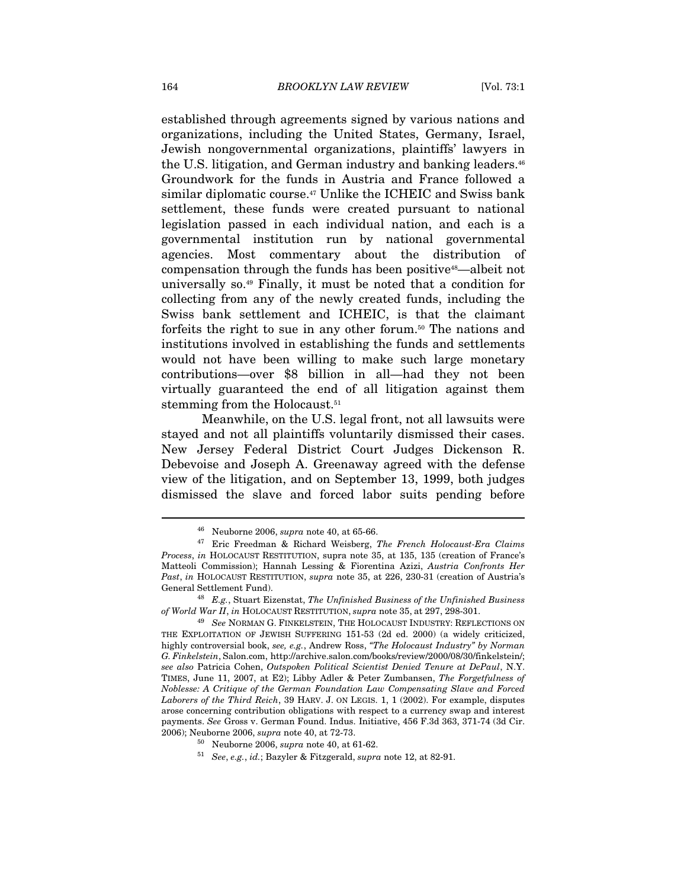established through agreements signed by various nations and organizations, including the United States, Germany, Israel, Jewish nongovernmental organizations, plaintiffs' lawyers in the U.S. litigation, and German industry and banking leaders.[46] Groundwork for the funds in Austria and France followed a similar diplomatic course.[47] Unlike the ICHEIC and Swiss bank settlement, these funds were created pursuant to national legislation passed in each individual nation, and each is a governmental institution run by national governmental agencies. Most commentary about the distribution of compensation through the funds has been positive[48]—albeit not universally so.[49] Finally, it must be noted that a condition for collecting from any of the newly created funds, including the Swiss bank settlement and ICHEIC, is that the claimant forfeits the right to sue in any other forum.[50] The nations and institutions involved in establishing the funds and settlements would not have been willing to make such large monetary contributions—over $8 billion in all—had they not been virtually guaranteed the end of all litigation against them stemming from the Holocaust.[51]

Meanwhile, on the U.S. legal front, not all lawsuits were stayed and not all plaintiffs voluntarily dismissed their cases. New Jersey Federal District Court Judges Dickenson R. Debevoise and Joseph A. Greenaway agreed with the defense view of the litigation, and on September 13, 1999, both judges dismissed the slave and forced labor suits pending before

---

[46] Neuborne 2006, *supra* note 40, at 65-66.

[47] Eric Freedman & Richard Weisberg, *The French Holocaust-Era Claims Process*, *in* HOLOCAUST RESTITUTION, supra note 35, at 135, 135 (creation of France's Matteoli Commission); Hannah Lessing & Fiorentina Azizi, *Austria Confronts Her Past*, *in* HOLOCAUST RESTITUTION, *supra* note 35, at 226, 230-31 (creation of Austria's General Settlement Fund).

[48] *E.g.*, Stuart Eizenstat, *The Unfinished Business of the Unfinished Business of World War II*, *in* HOLOCAUST RESTITUTION, *supra* note 35, at 297, 298-301.

[49] *See* NORMAN G. FINKELSTEIN, THE HOLOCAUST INDUSTRY: REFLECTIONS ON THE EXPLOITATION OF JEWISH SUFFERING 151-53 (2d ed. 2000) (a widely criticized, highly controversial book, *see, e.g.*, Andrew Ross, *"The Holocaust Industry" by Norman G. Finkelstein*, Salon.com, http://archive.salon.com/books/review/2000/08/30/finkelstein/; *see also* Patricia Cohen, *Outspoken Political Scientist Denied Tenure at DePaul*, N.Y. TIMES, June 11, 2007, at E2); Libby Adler & Peter Zumbansen, *The Forgetfulness of Noblesse: A Critique of the German Foundation Law Compensating Slave and Forced Laborers of the Third Reich*, 39 HARV. J. ON LEGIS. 1, 1 (2002). For example, disputes arose concerning contribution obligations with respect to a currency swap and interest payments. *See* Gross v. German Found. Indus. Initiative, 456 F.3d 363, 371-74 (3d Cir. 2006); Neuborne 2006, *supra* note 40, at 72-73.

[50] Neuborne 2006, *supra* note 40, at 61-62.

[51] *See*, *e.g.*, *id.*; Bazyler & Fitzgerald, *supra* note 12, at 82-91.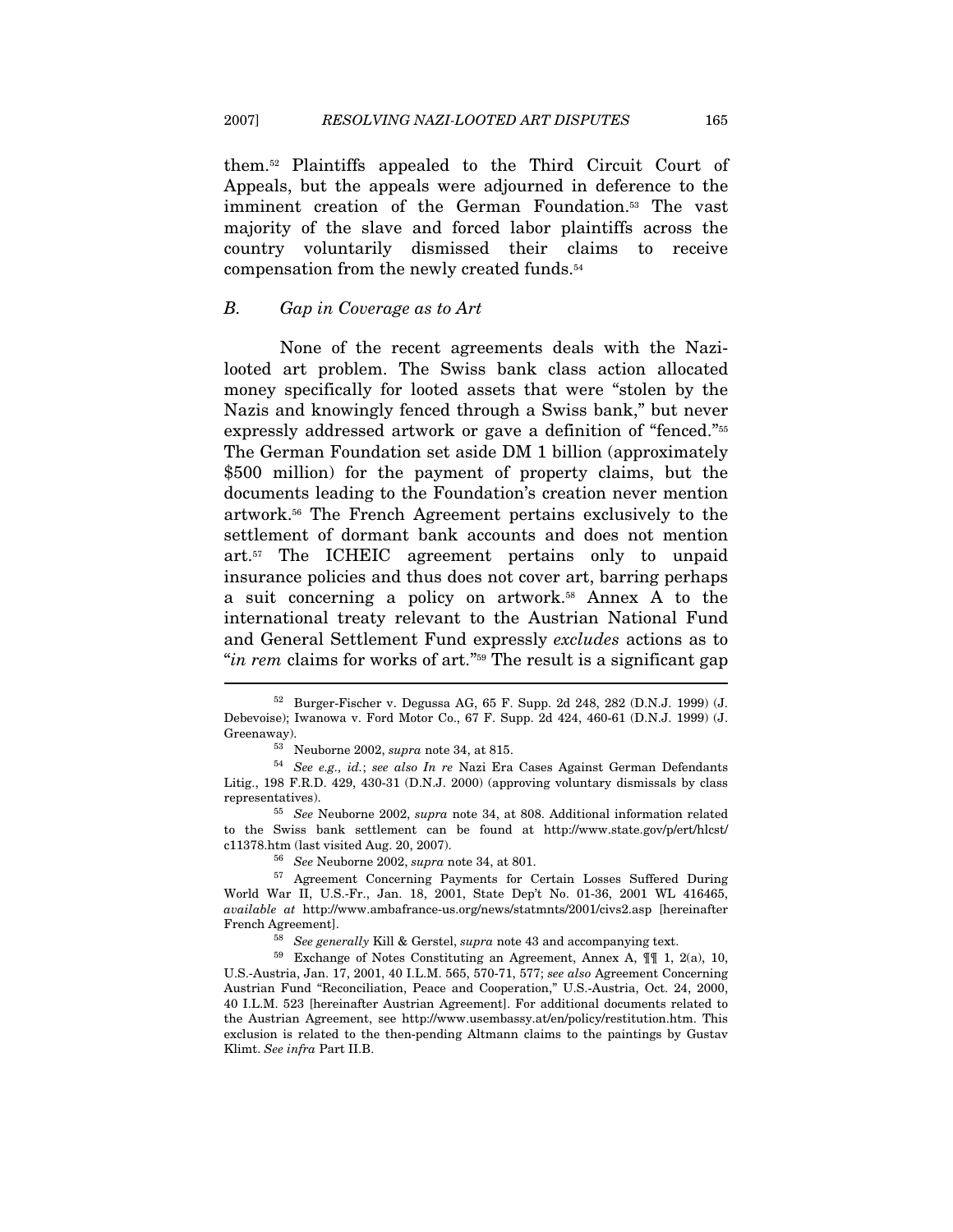them.[52] Plaintiffs appealed to the Third Circuit Court of Appeals, but the appeals were adjourned in deference to the imminent creation of the German Foundation.[53] The vast majority of the slave and forced labor plaintiffs across the country voluntarily dismissed their claims to receive compensation from the newly created funds.[54]

### *B. Gap in Coverage as to Art*

None of the recent agreements deals with the Nazi-looted art problem. The Swiss bank class action allocated money specifically for looted assets that were "stolen by the Nazis and knowingly fenced through a Swiss bank," but never expressly addressed artwork or gave a definition of "fenced."[55] The German Foundation set aside DM 1 billion (approximately $500 million) for the payment of property claims, but the documents leading to the Foundation's creation never mention artwork.[56] The French Agreement pertains exclusively to the settlement of dormant bank accounts and does not mention art.[57] The ICHEIC agreement pertains only to unpaid insurance policies and thus does not cover art, barring perhaps a suit concerning a policy on artwork.[58] Annex A to the international treaty relevant to the Austrian National Fund and General Settlement Fund expressly *excludes* actions as to "*in rem* claims for works of art."[59] The result is a significant gap

---

[52] Burger-Fischer v. Degussa AG, 65 F. Supp. 2d 248, 282 (D.N.J. 1999) (J. Debevoise); Iwanowa v. Ford Motor Co., 67 F. Supp. 2d 424, 460-61 (D.N.J. 1999) (J. Greenaway).

[53] Neuborne 2002, *supra* note 34, at 815.

[54] *See e.g., id.*; *see also In re* Nazi Era Cases Against German Defendants Litig., 198 F.R.D. 429, 430-31 (D.N.J. 2000) (approving voluntary dismissals by class representatives).

[55] *See* Neuborne 2002, *supra* note 34, at 808. Additional information related to the Swiss bank settlement can be found at http://www.state.gov/p/ert/hlcst/c11378.htm (last visited Aug. 20, 2007).

[56] *See* Neuborne 2002, *supra* note 34, at 801.

[57] Agreement Concerning Payments for Certain Losses Suffered During World War II, U.S.-Fr., Jan. 18, 2001, State Dep't No. 01-36, 2001 WL 416465, *available at* http://www.ambafrance-us.org/news/statmnts/2001/civs2.asp [hereinafter French Agreement].

[58] *See generally* Kill & Gerstel, *supra* note 43 and accompanying text.

[59] Exchange of Notes Constituting an Agreement, Annex A, ¶¶ 1, 2(a), 10, U.S.-Austria, Jan. 17, 2001, 40 I.L.M. 565, 570-71, 577; *see also* Agreement Concerning Austrian Fund "Reconciliation, Peace and Cooperation," U.S.-Austria, Oct. 24, 2000, 40 I.L.M. 523 [hereinafter Austrian Agreement]. For additional documents related to the Austrian Agreement, see http://www.usembassy.at/en/policy/restitution.htm. This exclusion is related to the then-pending Altmann claims to the paintings by Gustav Klimt. *See infra* Part II.B.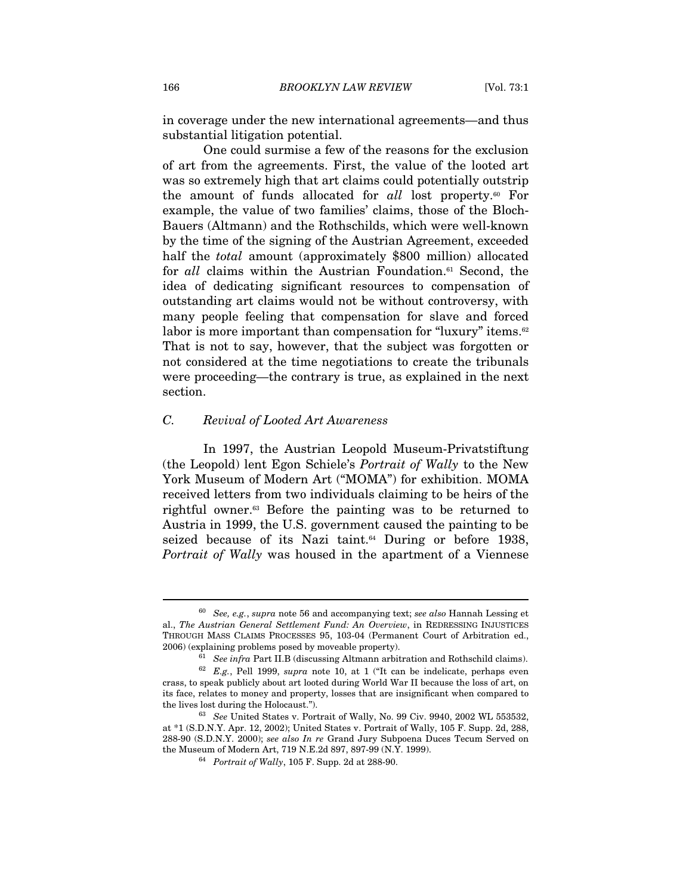in coverage under the new international agreements—and thus substantial litigation potential.

One could surmise a few of the reasons for the exclusion of art from the agreements. First, the value of the looted art was so extremely high that art claims could potentially outstrip the amount of funds allocated for *all* lost property.[60] For example, the value of two families' claims, those of the Bloch-Bauers (Altmann) and the Rothschilds, which were well-known by the time of the signing of the Austrian Agreement, exceeded half the *total* amount (approximately $800 million) allocated for *all* claims within the Austrian Foundation.[61] Second, the idea of dedicating significant resources to compensation of outstanding art claims would not be without controversy, with many people feeling that compensation for slave and forced labor is more important than compensation for "luxury" items.[62] That is not to say, however, that the subject was forgotten or not considered at the time negotiations to create the tribunals were proceeding—the contrary is true, as explained in the next section.

### *C. Revival of Looted Art Awareness*

In 1997, the Austrian Leopold Museum-Privatstiftung (the Leopold) lent Egon Schiele's *Portrait of Wally* to the New York Museum of Modern Art ("MOMA") for exhibition. MOMA received letters from two individuals claiming to be heirs of the rightful owner.[63] Before the painting was to be returned to Austria in 1999, the U.S. government caused the painting to be seized because of its Nazi taint.[64] During or before 1938, *Portrait of Wally* was housed in the apartment of a Viennese

---

[60] *See, e.g.*, *supra* note 56 and accompanying text; *see also* Hannah Lessing et al., *The Austrian General Settlement Fund: An Overview*, in REDRESSING INJUSTICES THROUGH MASS CLAIMS PROCESSES 95, 103-04 (Permanent Court of Arbitration ed., 2006) (explaining problems posed by moveable property).

[61] *See infra* Part II.B (discussing Altmann arbitration and Rothschild claims).

[62] *E.g.*, Pell 1999, *supra* note 10, at 1 ("It can be indelicate, perhaps even crass, to speak publicly about art looted during World War II because the loss of art, on its face, relates to money and property, losses that are insignificant when compared to the lives lost during the Holocaust.").

[63] *See* United States v. Portrait of Wally, No. 99 Civ. 9940, 2002 WL 553532, at *1 (S.D.N.Y. Apr. 12, 2002); United States v. Portrait of Wally, 105 F. Supp. 2d, 288, 288-90 (S.D.N.Y. 2000); *see also In re* Grand Jury Subpoena Duces Tecum Served on the Museum of Modern Art, 719 N.E.2d 897, 897-99 (N.Y. 1999).

[64] *Portrait of Wally*, 105 F. Supp. 2d at 288-90.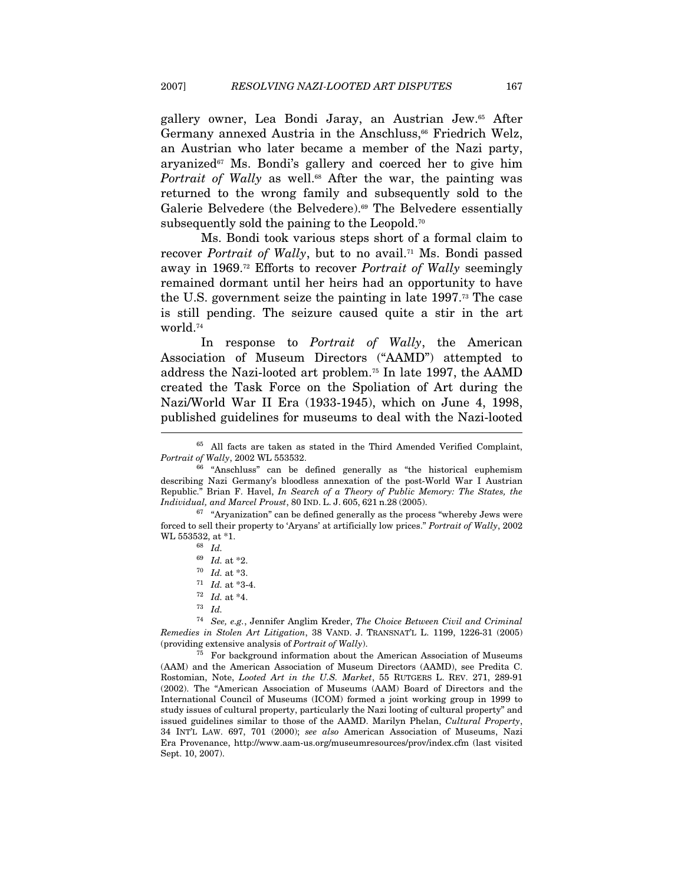gallery owner, Lea Bondi Jaray, an Austrian Jew.[65] After Germany annexed Austria in the Anschluss,[66] Friedrich Welz, an Austrian who later became a member of the Nazi party, aryanized[67] Ms. Bondi's gallery and coerced her to give him *Portrait of Wally* as well.[68] After the war, the painting was returned to the wrong family and subsequently sold to the Galerie Belvedere (the Belvedere).[69] The Belvedere essentially subsequently sold the paining to the Leopold.[70]

Ms. Bondi took various steps short of a formal claim to recover *Portrait of Wally*, but to no avail.[71] Ms. Bondi passed away in 1969.[72] Efforts to recover *Portrait of Wally* seemingly remained dormant until her heirs had an opportunity to have the U.S. government seize the painting in late 1997.[73] The case is still pending. The seizure caused quite a stir in the art world.[74]

In response to *Portrait of Wally*, the American Association of Museum Directors ("AAMD") attempted to address the Nazi-looted art problem.[75] In late 1997, the AAMD created the Task Force on the Spoliation of Art during the Nazi/World War II Era (1933-1945), which on June 4, 1998, published guidelines for museums to deal with the Nazi-looted

---

[65] All facts are taken as stated in the Third Amended Verified Complaint, *Portrait of Wally*, 2002 WL 553532.

[66] "Anschluss" can be defined generally as "the historical euphemism describing Nazi Germany's bloodless annexation of the post-World War I Austrian Republic." Brian F. Havel, *In Search of a Theory of Public Memory: The States, the Individual, and Marcel Proust*, 80 IND. L. J. 605, 621 n.28 (2005).

[67] "Aryanization" can be defined generally as the process "whereby Jews were forced to sell their property to 'Aryans' at artificially low prices." *Portrait of Wally*, 2002 WL 553532, at *1.

[68] *Id.*

[69] *Id.* at *2.

[70] *Id.* at *3.

[71] *Id.* at *3-4.

[72] *Id.* at *4.

[73] *Id.*

[74] *See, e.g.*, Jennifer Anglim Kreder, *The Choice Between Civil and Criminal Remedies in Stolen Art Litigation*, 38 VAND. J. TRANSNAT'L L. 1199, 1226-31 (2005) (providing extensive analysis of *Portrait of Wally*).

[75] For background information about the American Association of Museums (AAM) and the American Association of Museum Directors (AAMD), see Predita C. Rostomian, Note, *Looted Art in the U.S. Market*, 55 RUTGERS L. REV. 271, 289-91 (2002). The "American Association of Museums (AAM) Board of Directors and the International Council of Museums (ICOM) formed a joint working group in 1999 to study issues of cultural property, particularly the Nazi looting of cultural property" and issued guidelines similar to those of the AAMD. Marilyn Phelan, *Cultural Property*, 34 INT'L LAW. 697, 701 (2000); *see also* American Association of Museums, Nazi Era Provenance, http://www.aam-us.org/museumresources/prov/index.cfm (last visited Sept. 10, 2007).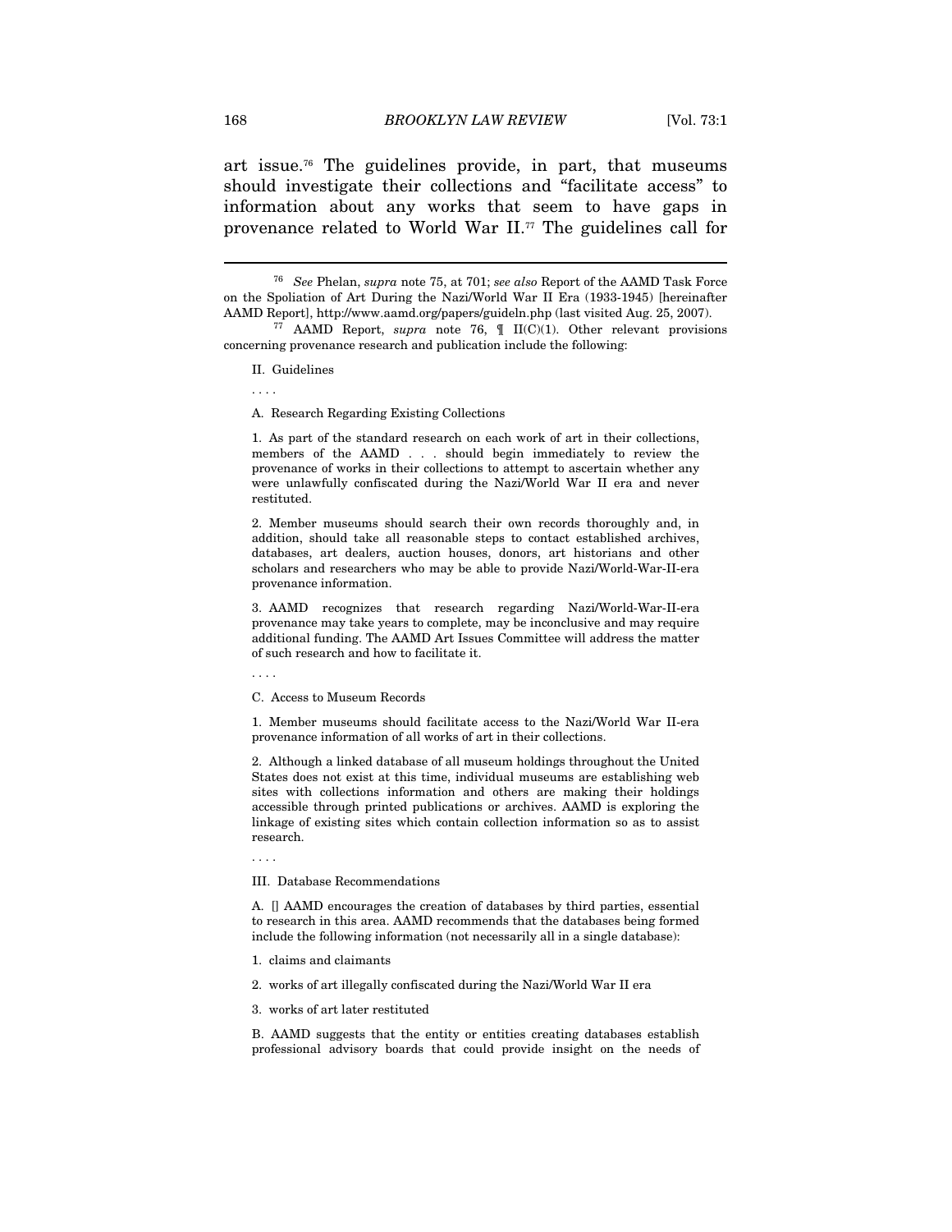art issue.[76] The guidelines provide, in part, that museums should investigate their collections and "facilitate access" to information about any works that seem to have gaps in provenance related to World War II.[77] The guidelines call for

---

[76] *See* Phelan, *supra* note 75, at 701; *see also* Report of the AAMD Task Force on the Spoliation of Art During the Nazi/World War II Era (1933-1945) [hereinafter AAMD Report], http://www.aamd.org/papers/guideln.php (last visited Aug. 25, 2007).

[77] AAMD Report, *supra* note 76, ¶ II(C)(1). Other relevant provisions concerning provenance research and publication include the following:

> II. Guidelines
>
> . . . .
>
> A. Research Regarding Existing Collections
>
> 1. As part of the standard research on each work of art in their collections, members of the AAMD . . . should begin immediately to review the provenance of works in their collections to attempt to ascertain whether any were unlawfully confiscated during the Nazi/World War II era and never restituted.
>
> 2. Member museums should search their own records thoroughly and, in addition, should take all reasonable steps to contact established archives, databases, art dealers, auction houses, donors, art historians and other scholars and researchers who may be able to provide Nazi/World-War-II-era provenance information.
>
> 3. AAMD recognizes that research regarding Nazi/World-War-II-era provenance may take years to complete, may be inconclusive and may require additional funding. The AAMD Art Issues Committee will address the matter of such research and how to facilitate it.
>
> . . . .
>
> C. Access to Museum Records
>
> 1. Member museums should facilitate access to the Nazi/World War II-era provenance information of all works of art in their collections.
>
> 2. Although a linked database of all museum holdings throughout the United States does not exist at this time, individual museums are establishing web sites with collections information and others are making their holdings accessible through printed publications or archives. AAMD is exploring the linkage of existing sites which contain collection information so as to assist research.
>
> . . . .
>
> III. Database Recommendations
>
> A. [] AAMD encourages the creation of databases by third parties, essential to research in this area. AAMD recommends that the databases being formed include the following information (not necessarily all in a single database):
>
> 1. claims and claimants
>
> 2. works of art illegally confiscated during the Nazi/World War II era
>
> 3. works of art later restituted
>
> B. AAMD suggests that the entity or entities creating databases establish professional advisory boards that could provide insight on the needs of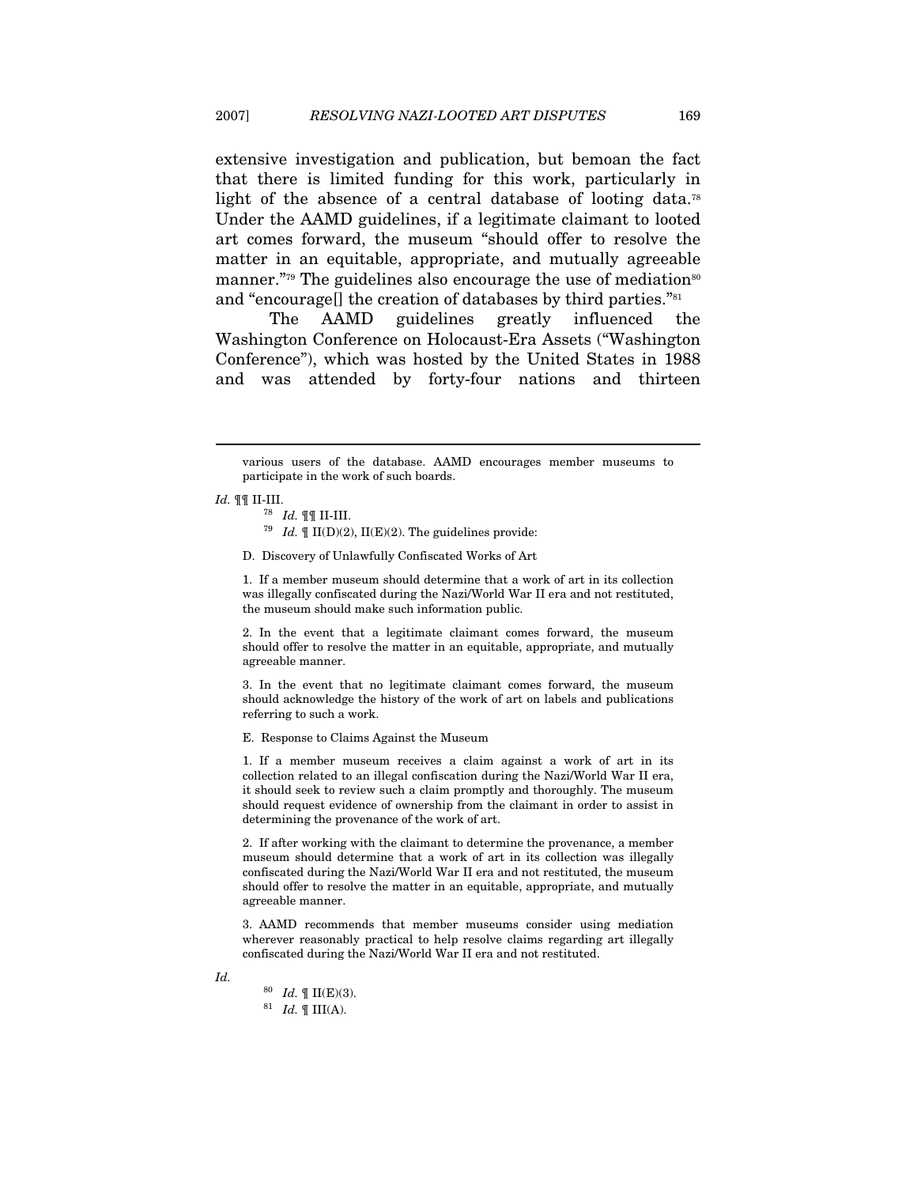extensive investigation and publication, but bemoan the fact that there is limited funding for this work, particularly in light of the absence of a central database of looting data.[78] Under the AAMD guidelines, if a legitimate claimant to looted art comes forward, the museum "should offer to resolve the matter in an equitable, appropriate, and mutually agreeable manner."[79] The guidelines also encourage the use of mediation[80] and "encourage[] the creation of databases by third parties."[81]

The AAMD guidelines greatly influenced the Washington Conference on Holocaust-Era Assets ("Washington Conference"), which was hosted by the United States in 1988 and was attended by forty-four nations and thirteen

---

> various users of the database. AAMD encourages member museums to participate in the work of such boards.

*Id.* ¶¶ II-III.

[78] *Id.* ¶¶ II-III.

[79] *Id.* ¶ II(D)(2), II(E)(2). The guidelines provide:

> D. Discovery of Unlawfully Confiscated Works of Art
>
> 1. If a member museum should determine that a work of art in its collection was illegally confiscated during the Nazi/World War II era and not restituted, the museum should make such information public.
>
> 2. In the event that a legitimate claimant comes forward, the museum should offer to resolve the matter in an equitable, appropriate, and mutually agreeable manner.
>
> 3. In the event that no legitimate claimant comes forward, the museum should acknowledge the history of the work of art on labels and publications referring to such a work.
>
> E. Response to Claims Against the Museum
>
> 1. If a member museum receives a claim against a work of art in its collection related to an illegal confiscation during the Nazi/World War II era, it should seek to review such a claim promptly and thoroughly. The museum should request evidence of ownership from the claimant in order to assist in determining the provenance of the work of art.
>
> 2. If after working with the claimant to determine the provenance, a member museum should determine that a work of art in its collection was illegally confiscated during the Nazi/World War II era and not restituted, the museum should offer to resolve the matter in an equitable, appropriate, and mutually agreeable manner.
>
> 3. AAMD recommends that member museums consider using mediation wherever reasonably practical to help resolve claims regarding art illegally confiscated during the Nazi/World War II era and not restituted.

*Id.*

[80] *Id.* ¶ II(E)(3).

[81] *Id.* ¶ III(A).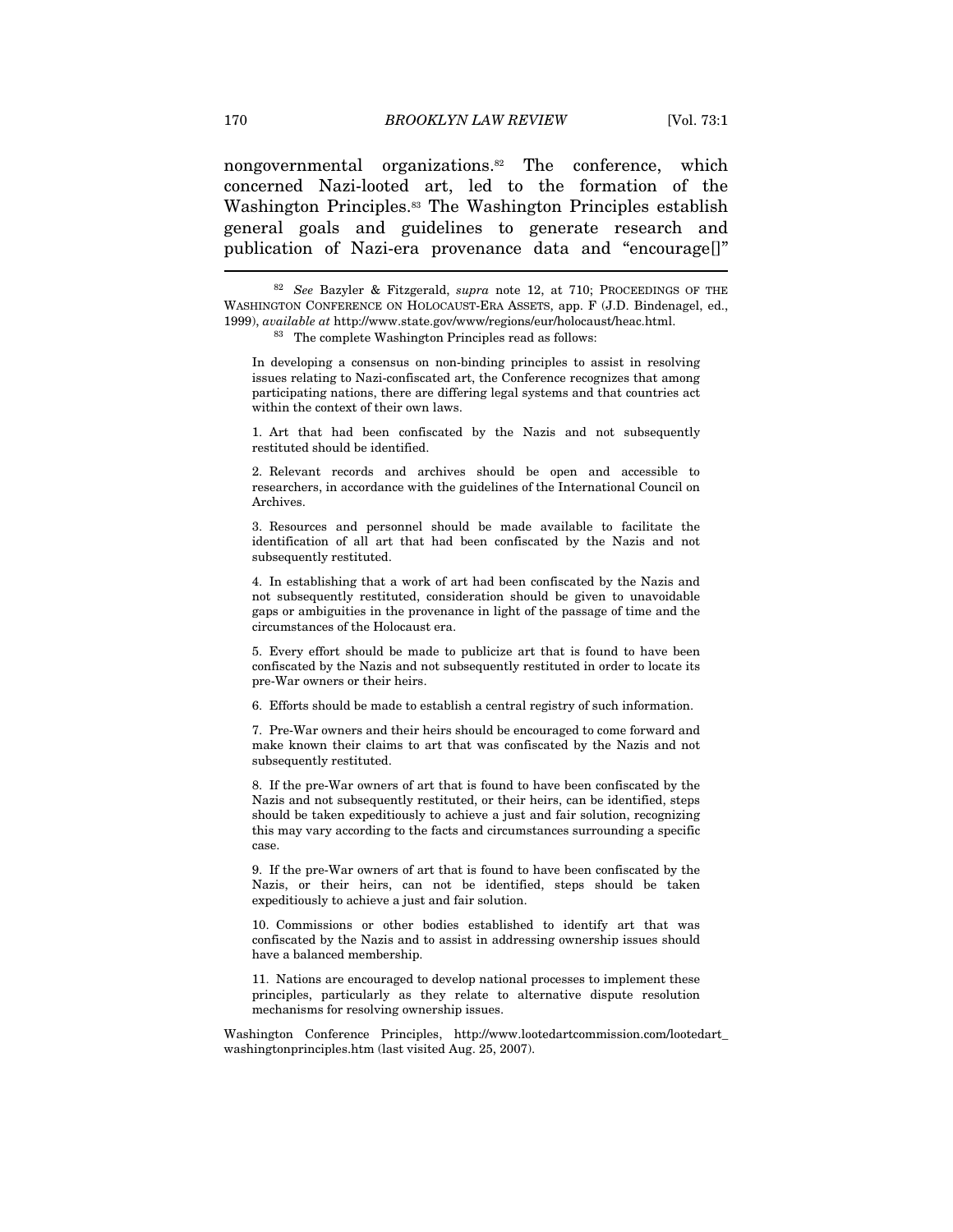nongovernmental organizations.[82] The conference, which concerned Nazi-looted art, led to the formation of the Washington Principles.[83] The Washington Principles establish general goals and guidelines to generate research and publication of Nazi-era provenance data and "encourage[]"

---

[82] *See* Bazyler & Fitzgerald, *supra* note 12, at 710; PROCEEDINGS OF THE WASHINGTON CONFERENCE ON HOLOCAUST-ERA ASSETS, app. F (J.D. Bindenagel, ed., 1999), *available at* http://www.state.gov/www/regions/eur/holocaust/heac.html.

[83] The complete Washington Principles read as follows:

> In developing a consensus on non-binding principles to assist in resolving issues relating to Nazi-confiscated art, the Conference recognizes that among participating nations, there are differing legal systems and that countries act within the context of their own laws.
>
> 1. Art that had been confiscated by the Nazis and not subsequently restituted should be identified.
>
> 2. Relevant records and archives should be open and accessible to researchers, in accordance with the guidelines of the International Council on Archives.
>
> 3. Resources and personnel should be made available to facilitate the identification of all art that had been confiscated by the Nazis and not subsequently restituted.
>
> 4. In establishing that a work of art had been confiscated by the Nazis and not subsequently restituted, consideration should be given to unavoidable gaps or ambiguities in the provenance in light of the passage of time and the circumstances of the Holocaust era.
>
> 5. Every effort should be made to publicize art that is found to have been confiscated by the Nazis and not subsequently restituted in order to locate its pre-War owners or their heirs.
>
> 6. Efforts should be made to establish a central registry of such information.
>
> 7. Pre-War owners and their heirs should be encouraged to come forward and make known their claims to art that was confiscated by the Nazis and not subsequently restituted.
>
> 8. If the pre-War owners of art that is found to have been confiscated by the Nazis and not subsequently restituted, or their heirs, can be identified, steps should be taken expeditiously to achieve a just and fair solution, recognizing this may vary according to the facts and circumstances surrounding a specific case.
>
> 9. If the pre-War owners of art that is found to have been confiscated by the Nazis, or their heirs, can not be identified, steps should be taken expeditiously to achieve a just and fair solution.
>
> 10. Commissions or other bodies established to identify art that was confiscated by the Nazis and to assist in addressing ownership issues should have a balanced membership.
>
> 11. Nations are encouraged to develop national processes to implement these principles, particularly as they relate to alternative dispute resolution mechanisms for resolving ownership issues.

Washington Conference Principles, http://www.lootedartcommission.com/lootedart_washingtonprinciples.htm (last visited Aug. 25, 2007).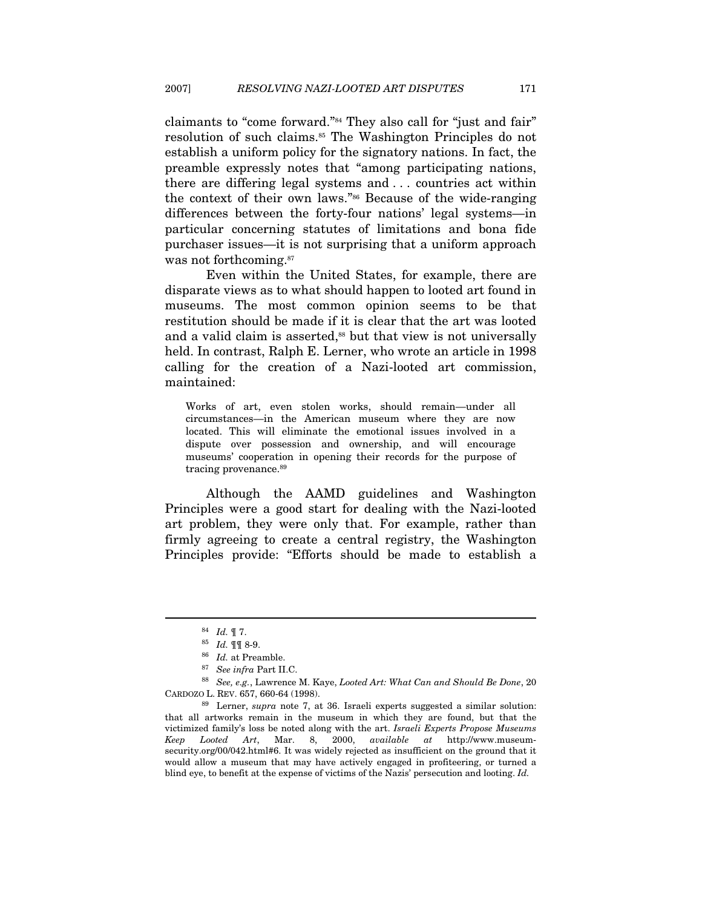claimants to "come forward."[84] They also call for "just and fair" resolution of such claims.[85] The Washington Principles do not establish a uniform policy for the signatory nations. In fact, the preamble expressly notes that "among participating nations, there are differing legal systems and . . . countries act within the context of their own laws."[86] Because of the wide-ranging differences between the forty-four nations' legal systems—in particular concerning statutes of limitations and bona fide purchaser issues—it is not surprising that a uniform approach was not forthcoming.[87]

Even within the United States, for example, there are disparate views as to what should happen to looted art found in museums. The most common opinion seems to be that restitution should be made if it is clear that the art was looted and a valid claim is asserted,[88] but that view is not universally held. In contrast, Ralph E. Lerner, who wrote an article in 1998 calling for the creation of a Nazi-looted art commission, maintained:

> Works of art, even stolen works, should remain—under all circumstances—in the American museum where they are now located. This will eliminate the emotional issues involved in a dispute over possession and ownership, and will encourage museums' cooperation in opening their records for the purpose of tracing provenance.[89]

Although the AAMD guidelines and Washington Principles were a good start for dealing with the Nazi-looted art problem, they were only that. For example, rather than firmly agreeing to create a central registry, the Washington Principles provide: "Efforts should be made to establish a

---

[84] *Id.* ¶ 7.

[85] *Id.* ¶¶ 8-9.

[86] *Id.* at Preamble.

[87] *See infra* Part II.C.

[88] *See, e.g.*, Lawrence M. Kaye, *Looted Art: What Can and Should Be Done*, 20 CARDOZO L. REV. 657, 660-64 (1998).

[89] Lerner, *supra* note 7, at 36. Israeli experts suggested a similar solution: that all artworks remain in the museum in which they are found, but that the victimized family's loss be noted along with the art. *Israeli Experts Propose Museums Keep Looted Art*, Mar. 8, 2000, *available at* http://www.museum-security.org/00/042.html#6. It was widely rejected as insufficient on the ground that it would allow a museum that may have actively engaged in profiteering, or turned a blind eye, to benefit at the expense of victims of the Nazis' persecution and looting. *Id.*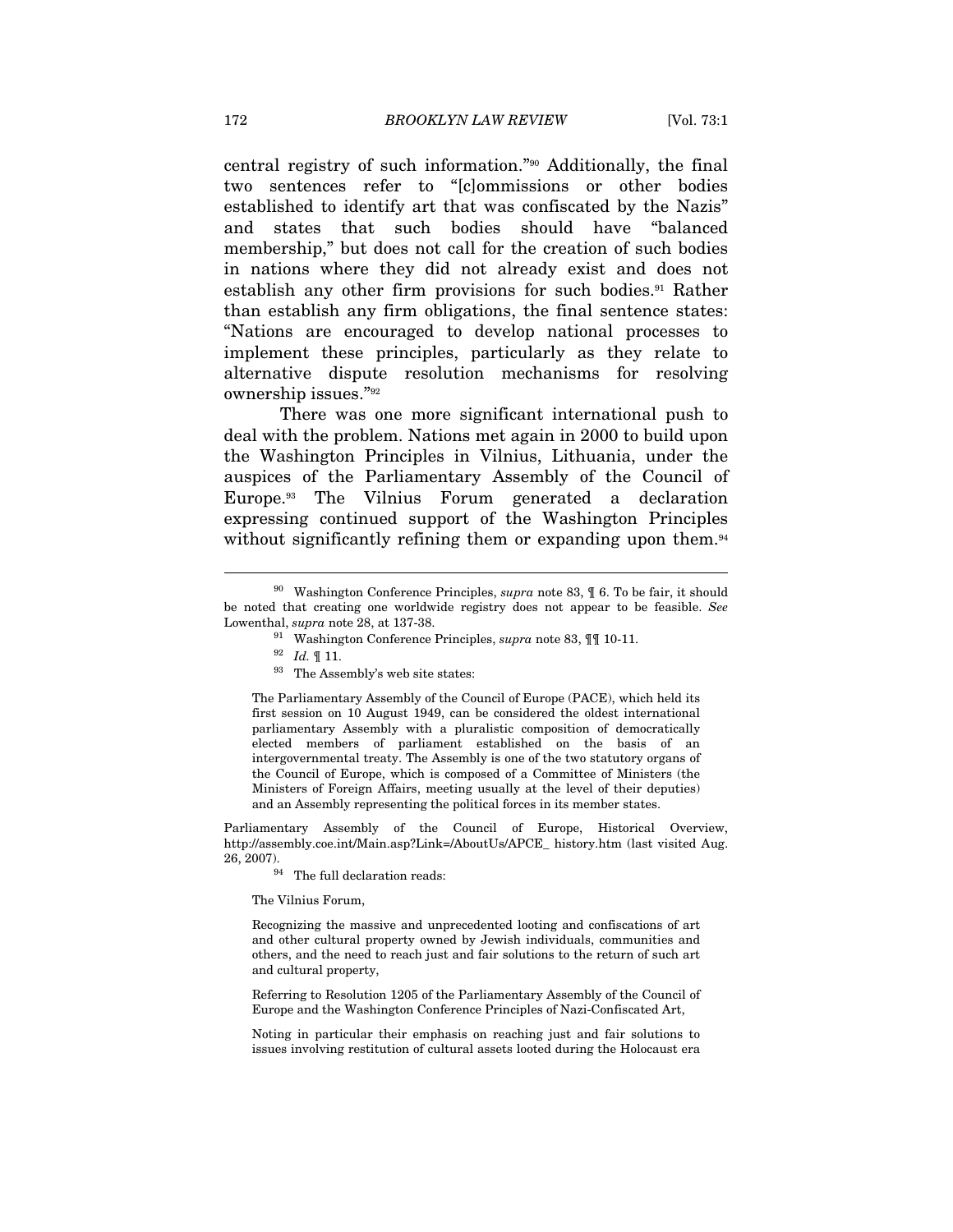central registry of such information."[90] Additionally, the final two sentences refer to "[c]ommissions or other bodies established to identify art that was confiscated by the Nazis" and states that such bodies should have "balanced membership," but does not call for the creation of such bodies in nations where they did not already exist and does not establish any other firm provisions for such bodies.[91] Rather than establish any firm obligations, the final sentence states: "Nations are encouraged to develop national processes to implement these principles, particularly as they relate to alternative dispute resolution mechanisms for resolving ownership issues."[92]

There was one more significant international push to deal with the problem. Nations met again in 2000 to build upon the Washington Principles in Vilnius, Lithuania, under the auspices of the Parliamentary Assembly of the Council of Europe.[93] The Vilnius Forum generated a declaration expressing continued support of the Washington Principles without significantly refining them or expanding upon them.[94]

---

[90] Washington Conference Principles, *supra* note 83, ¶ 6. To be fair, it should be noted that creating one worldwide registry does not appear to be feasible. *See* Lowenthal, *supra* note 28, at 137-38.

[91] Washington Conference Principles, *supra* note 83, ¶¶ 10-11.

[92] *Id.* ¶ 11.

[93] The Assembly's web site states:

> The Parliamentary Assembly of the Council of Europe (PACE), which held its first session on 10 August 1949, can be considered the oldest international parliamentary Assembly with a pluralistic composition of democratically elected members of parliament established on the basis of an intergovernmental treaty. The Assembly is one of the two statutory organs of the Council of Europe, which is composed of a Committee of Ministers (the Ministers of Foreign Affairs, meeting usually at the level of their deputies) and an Assembly representing the political forces in its member states.

Parliamentary Assembly of the Council of Europe, Historical Overview, http://assembly.coe.int/Main.asp?Link=/AboutUs/APCE_ history.htm (last visited Aug. 26, 2007).

[94] The full declaration reads:

> The Vilnius Forum,
>
> Recognizing the massive and unprecedented looting and confiscations of art and other cultural property owned by Jewish individuals, communities and others, and the need to reach just and fair solutions to the return of such art and cultural property,
>
> Referring to Resolution 1205 of the Parliamentary Assembly of the Council of Europe and the Washington Conference Principles of Nazi-Confiscated Art,
>
> Noting in particular their emphasis on reaching just and fair solutions to issues involving restitution of cultural assets looted during the Holocaust era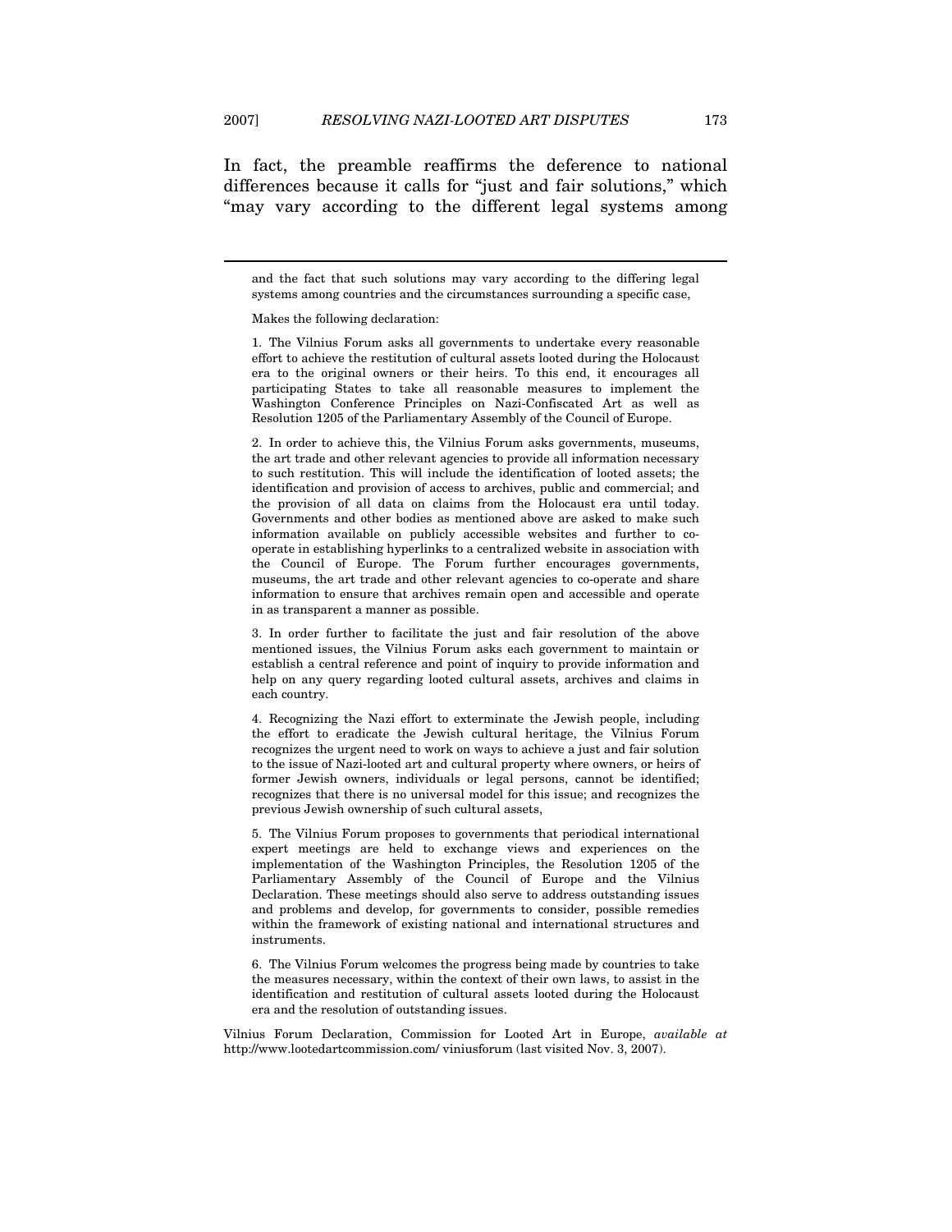In fact, the preamble reaffirms the deference to national differences because it calls for "just and fair solutions," which "may vary according to the different legal systems among

---

and the fact that such solutions may vary according to the differing legal systems among countries and the circumstances surrounding a specific case,

Makes the following declaration:

1. The Vilnius Forum asks all governments to undertake every reasonable effort to achieve the restitution of cultural assets looted during the Holocaust era to the original owners or their heirs. To this end, it encourages all participating States to take all reasonable measures to implement the Washington Conference Principles on Nazi-Confiscated Art as well as Resolution 1205 of the Parliamentary Assembly of the Council of Europe.

2. In order to achieve this, the Vilnius Forum asks governments, museums, the art trade and other relevant agencies to provide all information necessary to such restitution. This will include the identification of looted assets; the identification and provision of access to archives, public and commercial; and the provision of all data on claims from the Holocaust era until today. Governments and other bodies as mentioned above are asked to make such information available on publicly accessible websites and further to co-operate in establishing hyperlinks to a centralized website in association with the Council of Europe. The Forum further encourages governments, museums, the art trade and other relevant agencies to co-operate and share information to ensure that archives remain open and accessible and operate in as transparent a manner as possible.

3. In order further to facilitate the just and fair resolution of the above mentioned issues, the Vilnius Forum asks each government to maintain or establish a central reference and point of inquiry to provide information and help on any query regarding looted cultural assets, archives and claims in each country.

4. Recognizing the Nazi effort to exterminate the Jewish people, including the effort to eradicate the Jewish cultural heritage, the Vilnius Forum recognizes the urgent need to work on ways to achieve a just and fair solution to the issue of Nazi-looted art and cultural property where owners, or heirs of former Jewish owners, individuals or legal persons, cannot be identified; recognizes that there is no universal model for this issue; and recognizes the previous Jewish ownership of such cultural assets,

5. The Vilnius Forum proposes to governments that periodical international expert meetings are held to exchange views and experiences on the implementation of the Washington Principles, the Resolution 1205 of the Parliamentary Assembly of the Council of Europe and the Vilnius Declaration. These meetings should also serve to address outstanding issues and problems and develop, for governments to consider, possible remedies within the framework of existing national and international structures and instruments.

6. The Vilnius Forum welcomes the progress being made by countries to take the measures necessary, within the context of their own laws, to assist in the identification and restitution of cultural assets looted during the Holocaust era and the resolution of outstanding issues.

Vilnius Forum Declaration, Commission for Looted Art in Europe, *available at* http://www.lootedartcommission.com/ viniusforum (last visited Nov. 3, 2007).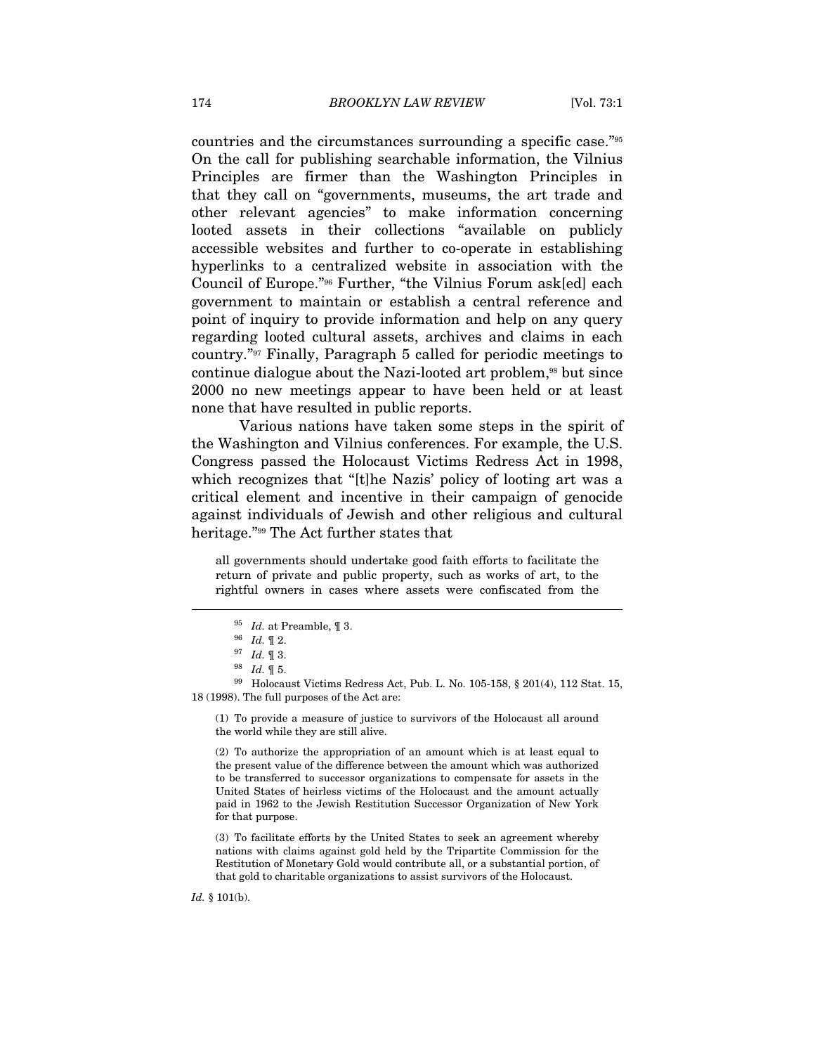countries and the circumstances surrounding a specific case."[95] On the call for publishing searchable information, the Vilnius Principles are firmer than the Washington Principles in that they call on "governments, museums, the art trade and other relevant agencies" to make information concerning looted assets in their collections "available on publicly accessible websites and further to co-operate in establishing hyperlinks to a centralized website in association with the Council of Europe."[96] Further, "the Vilnius Forum ask[ed] each government to maintain or establish a central reference and point of inquiry to provide information and help on any query regarding looted cultural assets, archives and claims in each country."[97] Finally, Paragraph 5 called for periodic meetings to continue dialogue about the Nazi-looted art problem,[98] but since 2000 no new meetings appear to have been held or at least none that have resulted in public reports.

Various nations have taken some steps in the spirit of the Washington and Vilnius conferences. For example, the U.S. Congress passed the Holocaust Victims Redress Act in 1998, which recognizes that "[t]he Nazis' policy of looting art was a critical element and incentive in their campaign of genocide against individuals of Jewish and other religious and cultural heritage."[99] The Act further states that

> all governments should undertake good faith efforts to facilitate the return of private and public property, such as works of art, to the rightful owners in cases where assets were confiscated from the

---

[95] *Id.* at Preamble, ¶ 3.

[96] *Id.* ¶ 2.

[97] *Id.* ¶ 3.

[98] *Id.* ¶ 5.

[99] Holocaust Victims Redress Act, Pub. L. No. 105-158, § 201(4), 112 Stat. 15, 18 (1998). The full purposes of the Act are:

> (1) To provide a measure of justice to survivors of the Holocaust all around the world while they are still alive.
>
> (2) To authorize the appropriation of an amount which is at least equal to the present value of the difference between the amount which was authorized to be transferred to successor organizations to compensate for assets in the United States of heirless victims of the Holocaust and the amount actually paid in 1962 to the Jewish Restitution Successor Organization of New York for that purpose.
>
> (3) To facilitate efforts by the United States to seek an agreement whereby nations with claims against gold held by the Tripartite Commission for the Restitution of Monetary Gold would contribute all, or a substantial portion, of that gold to charitable organizations to assist survivors of the Holocaust.

*Id.* § 101(b).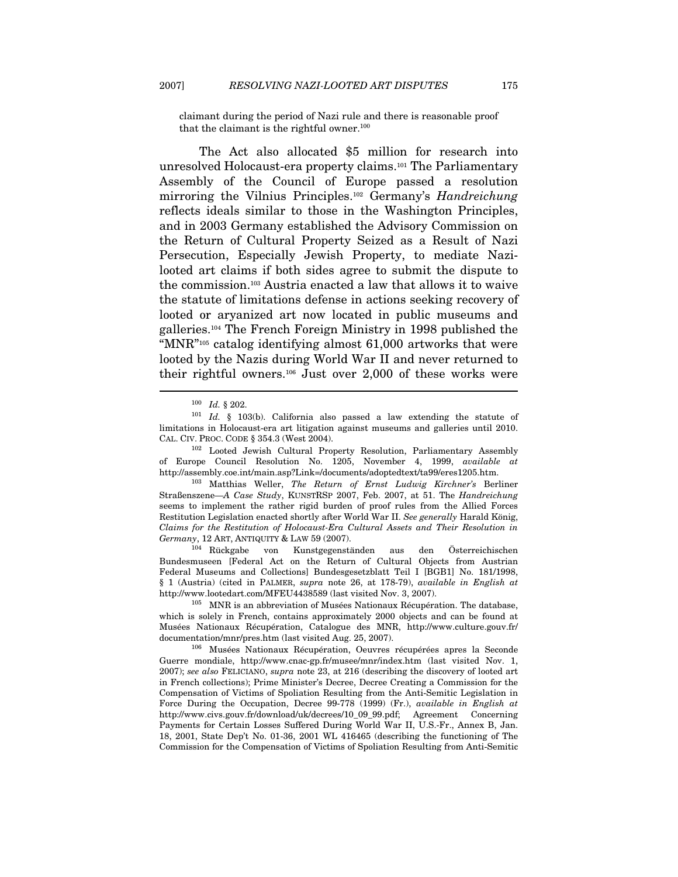claimant during the period of Nazi rule and there is reasonable proof that the claimant is the rightful owner.[100]

The Act also allocated $5 million for research into unresolved Holocaust-era property claims.[101] The Parliamentary Assembly of the Council of Europe passed a resolution mirroring the Vilnius Principles.[102] Germany's *Handreichung* reflects ideals similar to those in the Washington Principles, and in 2003 Germany established the Advisory Commission on the Return of Cultural Property Seized as a Result of Nazi Persecution, Especially Jewish Property, to mediate Nazi-looted art claims if both sides agree to submit the dispute to the commission.[103] Austria enacted a law that allows it to waive the statute of limitations defense in actions seeking recovery of looted or aryanized art now located in public museums and galleries.[104] The French Foreign Ministry in 1998 published the "MNR"[105] catalog identifying almost 61,000 artworks that were looted by the Nazis during World War II and never returned to their rightful owners.[106] Just over 2,000 of these works were

---

[100] *Id.* § 202.

[101] *Id.* § 103(b). California also passed a law extending the statute of limitations in Holocaust-era art litigation against museums and galleries until 2010. CAL. CIV. PROC. CODE § 354.3 (West 2004).

[102] Looted Jewish Cultural Property Resolution, Parliamentary Assembly of Europe Council Resolution No. 1205, November 4, 1999, *available at* http://assembly.coe.int/main.asp?Link=/documents/adoptedtext/ta99/eres1205.htm.

[103] Matthias Weller, *The Return of Ernst Ludwig Kirchner's* Berliner Straßenszene—*A Case Study*, KUNSTRSP 2007, Feb. 2007, at 51. The *Handreichung* seems to implement the rather rigid burden of proof rules from the Allied Forces Restitution Legislation enacted shortly after World War II. *See generally* Harald König, *Claims for the Restitution of Holocaust-Era Cultural Assets and Their Resolution in Germany*, 12 ART, ANTIQUITY & LAW 59 (2007).

[104] Rückgabe von Kunstgegenständen aus den Österreichischen Bundesmuseen [Federal Act on the Return of Cultural Objects from Austrian Federal Museums and Collections] Bundesgesetzblatt Teil I [BGB1] No. 181/1998, § 1 (Austria) (cited in PALMER, *supra* note 26, at 178-79), *available in English at* http://www.lootedart.com/MFEU4438589 (last visited Nov. 3, 2007).

[105] MNR is an abbreviation of Musées Nationaux Récupération. The database, which is solely in French, contains approximately 2000 objects and can be found at Musées Nationaux Récupération, Catalogue des MNR, http://www.culture.gouv.fr/documentation/mnr/pres.htm (last visited Aug. 25, 2007).

[106] Musées Nationaux Récupération, Oeuvres récupérées apres la Seconde Guerre mondiale, http://www.cnac-gp.fr/musee/mnr/index.htm (last visited Nov. 1, 2007); *see also* FELICIANO, *supra* note 23, at 216 (describing the discovery of looted art in French collections); Prime Minister's Decree, Decree Creating a Commission for the Compensation of Victims of Spoliation Resulting from the Anti-Semitic Legislation in Force During the Occupation, Decree 99-778 (1999) (Fr.), *available in English at* http://www.civs.gouv.fr/download/uk/decrees/10_09_99.pdf; Agreement Concerning Payments for Certain Losses Suffered During World War II, U.S.-Fr., Annex B, Jan. 18, 2001, State Dep't No. 01-36, 2001 WL 416465 (describing the functioning of The Commission for the Compensation of Victims of Spoliation Resulting from Anti-Semitic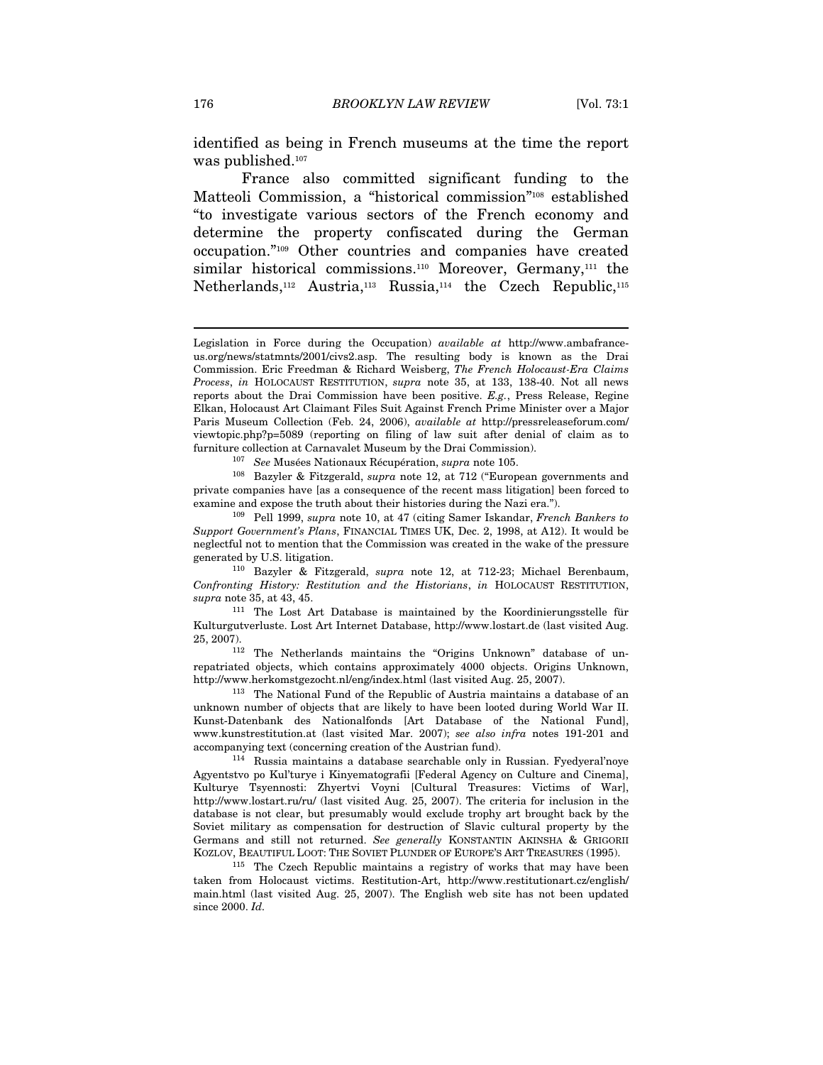identified as being in French museums at the time the report was published.[107]

France also committed significant funding to the Matteoli Commission, a "historical commission"[108] established "to investigate various sectors of the French economy and determine the property confiscated during the German occupation."[109] Other countries and companies have created similar historical commissions.[110] Moreover, Germany,[111] the Netherlands,[112] Austria,[113] Russia,[114] the Czech Republic,[115]

---

Legislation in Force during the Occupation) *available at* http://www.ambafrance-us.org/news/statmnts/2001/civs2.asp. The resulting body is known as the Drai Commission. Eric Freedman & Richard Weisberg, *The French Holocaust-Era Claims Process*, *in* HOLOCAUST RESTITUTION, *supra* note 35, at 133, 138-40. Not all news reports about the Drai Commission have been positive. *E.g.*, Press Release, Regine Elkan, Holocaust Art Claimant Files Suit Against French Prime Minister over a Major Paris Museum Collection (Feb. 24, 2006), *available at* http://pressreleaseforum.com/viewtopic.php?p=5089 (reporting on filing of law suit after denial of claim as to furniture collection at Carnavalet Museum by the Drai Commission).

[107] *See* Musées Nationaux Récupération, *supra* note 105.

[108] Bazyler & Fitzgerald, *supra* note 12, at 712 ("European governments and private companies have [as a consequence of the recent mass litigation] been forced to examine and expose the truth about their histories during the Nazi era.").

[109] Pell 1999, *supra* note 10, at 47 (citing Samer Iskandar, *French Bankers to Support Government's Plans*, FINANCIAL TIMES UK, Dec. 2, 1998, at A12). It would be neglectful not to mention that the Commission was created in the wake of the pressure generated by U.S. litigation.

[110] Bazyler & Fitzgerald, *supra* note 12, at 712-23; Michael Berenbaum, *Confronting History: Restitution and the Historians*, *in* HOLOCAUST RESTITUTION, *supra* note 35, at 43, 45.

[111] The Lost Art Database is maintained by the Koordinierungsstelle für Kulturgutverluste. Lost Art Internet Database, http://www.lostart.de (last visited Aug. 25, 2007).

[112] The Netherlands maintains the "Origins Unknown" database of un-repatriated objects, which contains approximately 4000 objects. Origins Unknown, http://www.herkomstgezocht.nl/eng/index.html (last visited Aug. 25, 2007).

[113] The National Fund of the Republic of Austria maintains a database of an unknown number of objects that are likely to have been looted during World War II. Kunst-Datenbank des Nationalfonds [Art Database of the National Fund], www.kunstrestitution.at (last visited Mar. 2007); *see also infra* notes 191-201 and accompanying text (concerning creation of the Austrian fund).

[114] Russia maintains a database searchable only in Russian. Fyedyeral'noye Agyentstvo po Kul'turye i Kinyematografii [Federal Agency on Culture and Cinema], Kulturye Tsyennosti: Zhyertvi Voyni [Cultural Treasures: Victims of War], http://www.lostart.ru/ru/ (last visited Aug. 25, 2007). The criteria for inclusion in the database is not clear, but presumably would exclude trophy art brought back by the Soviet military as compensation for destruction of Slavic cultural property by the Germans and still not returned. *See generally* KONSTANTIN AKINSHA & GRIGORII KOZLOV, BEAUTIFUL LOOT: THE SOVIET PLUNDER OF EUROPE'S ART TREASURES (1995).

[115] The Czech Republic maintains a registry of works that may have been taken from Holocaust victims. Restitution-Art, http://www.restitutionart.cz/english/main.html (last visited Aug. 25, 2007). The English web site has not been updated since 2000. *Id*.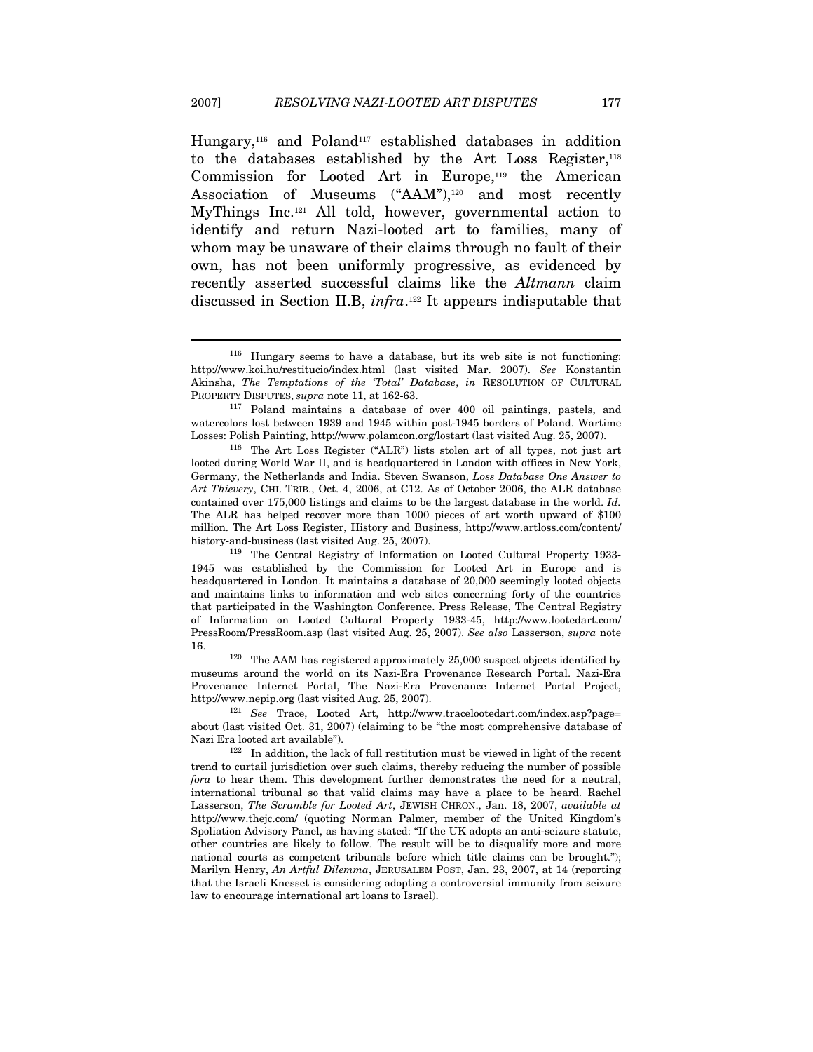Hungary,[116] and Poland[117] established databases in addition to the databases established by the Art Loss Register,[118] Commission for Looted Art in Europe,[119] the American Association of Museums ("AAM"),[120] and most recently MyThings Inc.[121] All told, however, governmental action to identify and return Nazi-looted art to families, many of whom may be unaware of their claims through no fault of their own, has not been uniformly progressive, as evidenced by recently asserted successful claims like the *Altmann* claim discussed in Section II.B, *infra*.[122] It appears indisputable that

---

[116] Hungary seems to have a database, but its web site is not functioning: http://www.koi.hu/restitucio/index.html (last visited Mar. 2007). *See* Konstantin Akinsha, *The Temptations of the 'Total' Database*, *in* RESOLUTION OF CULTURAL PROPERTY DISPUTES, *supra* note 11, at 162-63.

[117] Poland maintains a database of over 400 oil paintings, pastels, and watercolors lost between 1939 and 1945 within post-1945 borders of Poland. Wartime Losses: Polish Painting, http://www.polamcon.org/lostart (last visited Aug. 25, 2007).

[118] The Art Loss Register ("ALR") lists stolen art of all types, not just art looted during World War II, and is headquartered in London with offices in New York, Germany, the Netherlands and India. Steven Swanson, *Loss Database One Answer to Art Thievery*, CHI. TRIB., Oct. 4, 2006, at C12. As of October 2006, the ALR database contained over 175,000 listings and claims to be the largest database in the world. *Id.* The ALR has helped recover more than 1000 pieces of art worth upward of $100 million. The Art Loss Register, History and Business, http://www.artloss.com/content/history-and-business (last visited Aug. 25, 2007).

[119] The Central Registry of Information on Looted Cultural Property 1933-1945 was established by the Commission for Looted Art in Europe and is headquartered in London. It maintains a database of 20,000 seemingly looted objects and maintains links to information and web sites concerning forty of the countries that participated in the Washington Conference. Press Release, The Central Registry of Information on Looted Cultural Property 1933-45, http://www.lootedart.com/PressRoom/PressRoom.asp (last visited Aug. 25, 2007). *See also* Lasserson, *supra* note 16.

[120] The AAM has registered approximately 25,000 suspect objects identified by museums around the world on its Nazi-Era Provenance Research Portal. Nazi-Era Provenance Internet Portal, The Nazi-Era Provenance Internet Portal Project, http://www.nepip.org (last visited Aug. 25, 2007).

[121] *See* Trace, Looted Art, http://www.tracelootedart.com/index.asp?page=about (last visited Oct. 31, 2007) (claiming to be "the most comprehensive database of Nazi Era looted art available").

[122] In addition, the lack of full restitution must be viewed in light of the recent trend to curtail jurisdiction over such claims, thereby reducing the number of possible *fora* to hear them. This development further demonstrates the need for a neutral, international tribunal so that valid claims may have a place to be heard. Rachel Lasserson, *The Scramble for Looted Art*, JEWISH CHRON., Jan. 18, 2007, *available at* http://www.thejc.com/ (quoting Norman Palmer, member of the United Kingdom's Spoliation Advisory Panel, as having stated: "If the UK adopts an anti-seizure statute, other countries are likely to follow. The result will be to disqualify more and more national courts as competent tribunals before which title claims can be brought."); Marilyn Henry, *An Artful Dilemma*, JERUSALEM POST, Jan. 23, 2007, at 14 (reporting that the Israeli Knesset is considering adopting a controversial immunity from seizure law to encourage international art loans to Israel).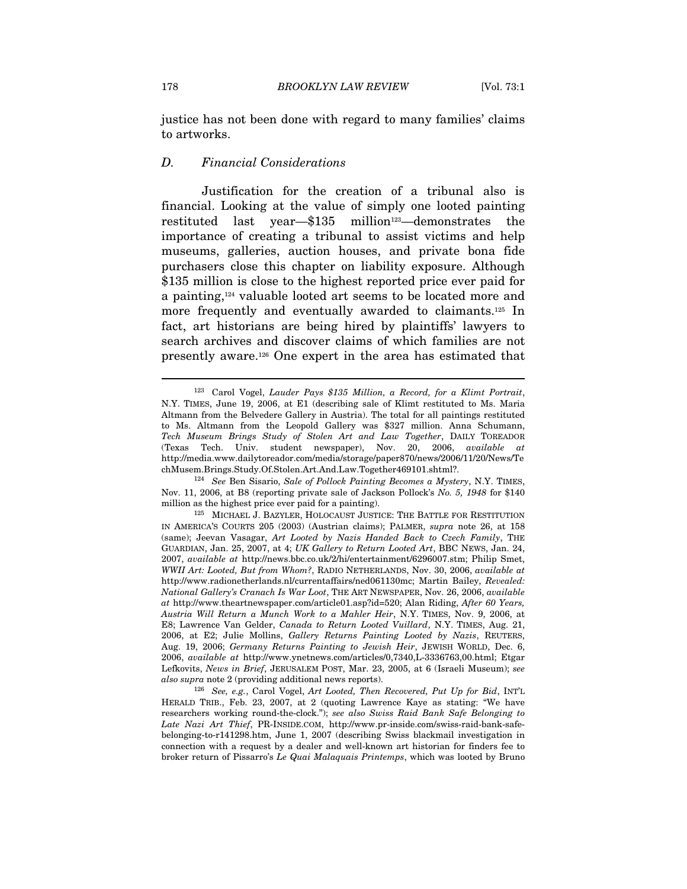justice has not been done with regard to many families' claims to artworks.

### *D. Financial Considerations*

Justification for the creation of a tribunal also is financial. Looking at the value of simply one looted painting restituted last year—$135 million[123]—demonstrates the importance of creating a tribunal to assist victims and help museums, galleries, auction houses, and private bona fide purchasers close this chapter on liability exposure. Although $135 million is close to the highest reported price ever paid for a painting,[124] valuable looted art seems to be located more and more frequently and eventually awarded to claimants.[125] In fact, art historians are being hired by plaintiffs' lawyers to search archives and discover claims of which families are not presently aware.[126] One expert in the area has estimated that

---

[123] Carol Vogel, *Lauder Pays $135 Million, a Record, for a Klimt Portrait*, N.Y. TIMES, June 19, 2006, at E1 (describing sale of Klimt restituted to Ms. Maria Altmann from the Belvedere Gallery in Austria). The total for all paintings restituted to Ms. Altmann from the Leopold Gallery was $327 million. Anna Schumann, *Tech Museum Brings Study of Stolen Art and Law Together*, DAILY TOREADOR (Texas Tech. Univ. student newspaper), Nov. 20, 2006, *available at* http://media.www.dailytoreador.com/media/storage/paper870/news/2006/11/20/News/TechMusem.Brings.Study.Of.Stolen.Art.And.Law.Together469101.shtml?.

[124] *See* Ben Sisario, *Sale of Pollock Painting Becomes a Mystery*, N.Y. TIMES, Nov. 11, 2006, at B8 (reporting private sale of Jackson Pollock's *No. 5, 1948* for $140 million as the highest price ever paid for a painting).

[125] MICHAEL J. BAZYLER, HOLOCAUST JUSTICE: THE BATTLE FOR RESTITUTION IN AMERICA'S COURTS 205 (2003) (Austrian claims); PALMER, *supra* note 26, at 158 (same); Jeevan Vasagar, *Art Looted by Nazis Handed Back to Czech Family*, THE GUARDIAN, Jan. 25, 2007, at 4; *UK Gallery to Return Looted Art*, BBC NEWS, Jan. 24, 2007, *available at* http://news.bbc.co.uk/2/hi/entertainment/6296007.stm; Philip Smet, *WWII Art: Looted, But from Whom?*, RADIO NETHERLANDS, Nov. 30, 2006, *available at* http://www.radionetherlands.nl/currentaffairs/ned061130mc; Martin Bailey, *Revealed: National Gallery's Cranach Is War Loot*, THE ART NEWSPAPER, Nov. 26, 2006, *available at* http://www.theartnewspaper.com/article01.asp?id=520; Alan Riding, *After 60 Years, Austria Will Return a Munch Work to a Mahler Heir*, N.Y. TIMES, Nov. 9, 2006, at E8; Lawrence Van Gelder, *Canada to Return Looted Vuillard*, N.Y. TIMES, Aug. 21, 2006, at E2; Julie Mollins, *Gallery Returns Painting Looted by Nazis*, REUTERS, Aug. 19, 2006; *Germany Returns Painting to Jewish Heir*, JEWISH WORLD, Dec. 6, 2006, *available at* http://www.ynetnews.com/articles/0,7340,L-3336763,00.html; Etgar Lefkovits, *News in Brief*, JERUSALEM POST, Mar. 23, 2005, at 6 (Israeli Museum); *see also supra* note 2 (providing additional news reports).

[126] *See, e.g.*, Carol Vogel, *Art Looted, Then Recovered, Put Up for Bid*, INT'L HERALD TRIB., Feb. 23, 2007, at 2 (quoting Lawrence Kaye as stating: "We have researchers working round-the-clock."); *see also Swiss Raid Bank Safe Belonging to Late Nazi Art Thief*, PR-INSIDE.COM, http://www.pr-inside.com/swiss-raid-bank-safe-belonging-to-r141298.htm, June 1, 2007 (describing Swiss blackmail investigation in connection with a request by a dealer and well-known art historian for finders fee to broker return of Pissarro's *Le Quai Malaquais Printemps*, which was looted by Bruno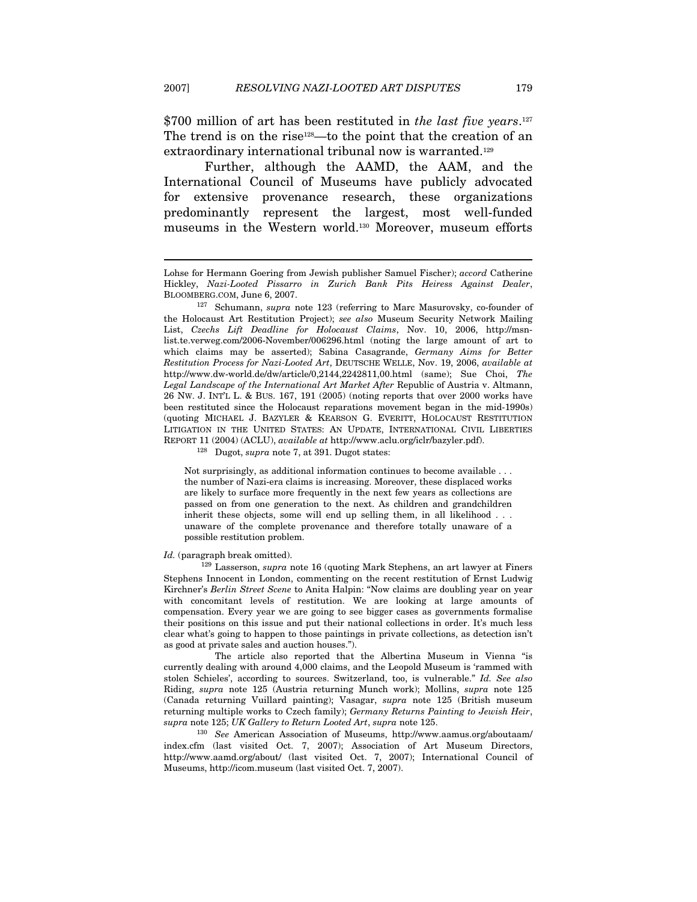$700 million of art has been restituted in *the last five years*.[127] The trend is on the rise[128]—to the point that the creation of an extraordinary international tribunal now is warranted.[129]

Further, although the AAMD, the AAM, and the International Council of Museums have publicly advocated for extensive provenance research, these organizations predominantly represent the largest, most well-funded museums in the Western world.[130] Moreover, museum efforts

---

Lohse for Hermann Goering from Jewish publisher Samuel Fischer); *accord* Catherine Hickley, *Nazi-Looted Pissarro in Zurich Bank Pits Heiress Against Dealer*, BLOOMBERG.COM, June 6, 2007.

[127] Schumann, *supra* note 123 (referring to Marc Masurovsky, co-founder of the Holocaust Art Restitution Project); *see also* Museum Security Network Mailing List, *Czechs Lift Deadline for Holocaust Claims*, Nov. 10, 2006, http://msn-list.te.verweg.com/2006-November/006296.html (noting the large amount of art to which claims may be asserted); Sabina Casagrande, *Germany Aims for Better Restitution Process for Nazi-Looted Art*, DEUTSCHE WELLE, Nov. 19, 2006, *available at* http://www.dw-world.de/dw/article/0,2144,2242811,00.html (same); Sue Choi, *The Legal Landscape of the International Art Market After* Republic of Austria v. Altmann, 26 NW. J. INT'L L. & BUS. 167, 191 (2005) (noting reports that over 2000 works have been restituted since the Holocaust reparations movement began in the mid-1990s) (quoting MICHAEL J. BAZYLER & KEARSON G. EVERITT, HOLOCAUST RESTITUTION LITIGATION IN THE UNITED STATES: AN UPDATE, INTERNATIONAL CIVIL LIBERTIES REPORT 11 (2004) (ACLU), *available at* http://www.aclu.org/iclr/bazyler.pdf).

[128] Dugot, *supra* note 7, at 391. Dugot states:

> Not surprisingly, as additional information continues to become available . . . the number of Nazi-era claims is increasing. Moreover, these displaced works are likely to surface more frequently in the next few years as collections are passed on from one generation to the next. As children and grandchildren inherit these objects, some will end up selling them, in all likelihood . . . unaware of the complete provenance and therefore totally unaware of a possible restitution problem.

*Id.* (paragraph break omitted).

[129] Lasserson, *supra* note 16 (quoting Mark Stephens, an art lawyer at Finers Stephens Innocent in London, commenting on the recent restitution of Ernst Ludwig Kirchner's *Berlin Street Scene* to Anita Halpin: "Now claims are doubling year on year with concomitant levels of restitution. We are looking at large amounts of compensation. Every year we are going to see bigger cases as governments formalise their positions on this issue and put their national collections in order. It's much less clear what's going to happen to those paintings in private collections, as detection isn't as good at private sales and auction houses.").

The article also reported that the Albertina Museum in Vienna "is currently dealing with around 4,000 claims, and the Leopold Museum is 'rammed with stolen Schieles', according to sources. Switzerland, too, is vulnerable." *Id. See also* Riding, *supra* note 125 (Austria returning Munch work); Mollins, *supra* note 125 (Canada returning Vuillard painting); Vasagar, *supra* note 125 (British museum returning multiple works to Czech family); *Germany Returns Painting to Jewish Heir*, *supra* note 125; *UK Gallery to Return Looted Art*, *supra* note 125.

[130] *See* American Association of Museums, http://www.aamus.org/aboutaam/index.cfm (last visited Oct. 7, 2007); Association of Art Museum Directors, http://www.aamd.org/about/ (last visited Oct. 7, 2007); International Council of Museums, http://icom.museum (last visited Oct. 7, 2007).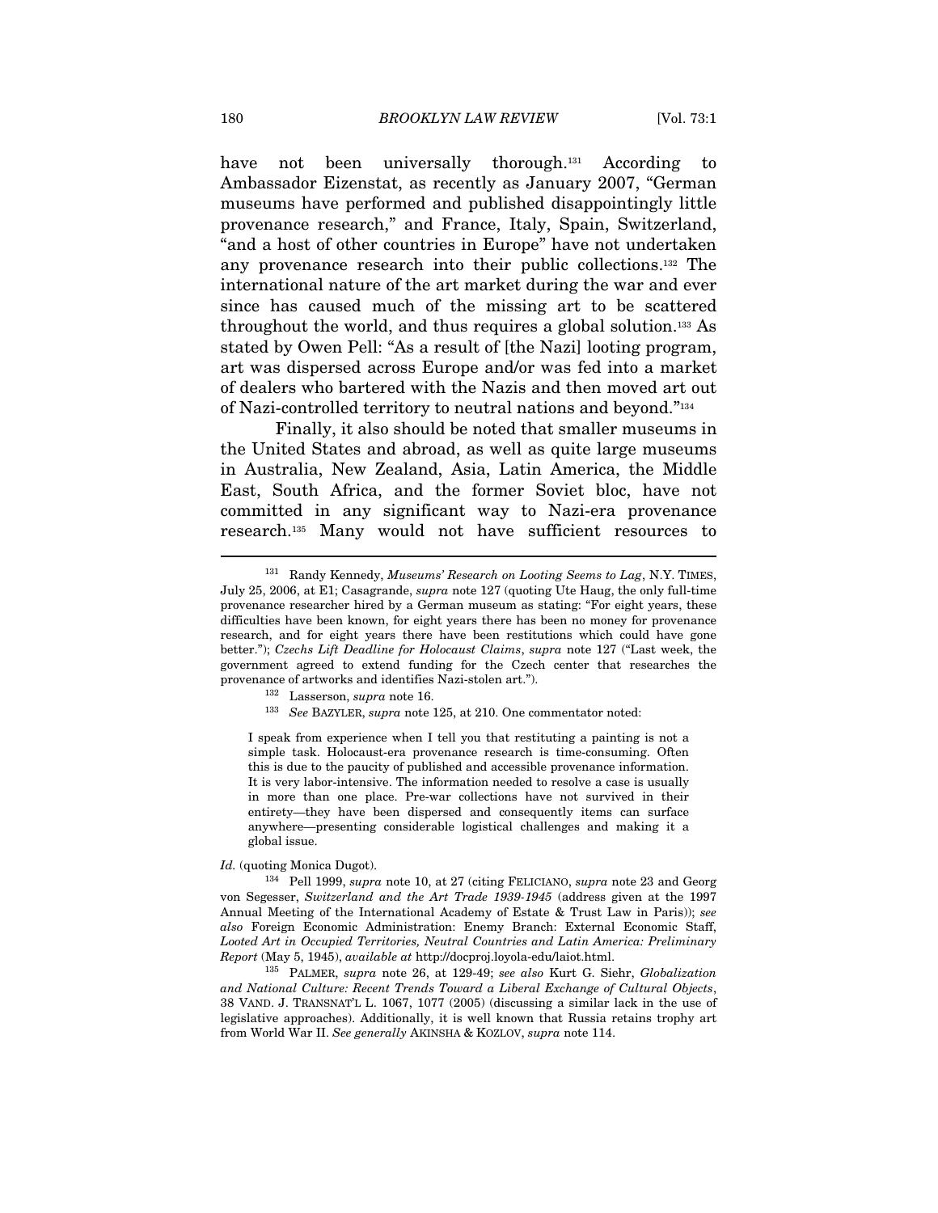have not been universally thorough.[131] According to Ambassador Eizenstat, as recently as January 2007, "German museums have performed and published disappointingly little provenance research," and France, Italy, Spain, Switzerland, "and a host of other countries in Europe" have not undertaken any provenance research into their public collections.[132] The international nature of the art market during the war and ever since has caused much of the missing art to be scattered throughout the world, and thus requires a global solution.[133] As stated by Owen Pell: "As a result of [the Nazi] looting program, art was dispersed across Europe and/or was fed into a market of dealers who bartered with the Nazis and then moved art out of Nazi-controlled territory to neutral nations and beyond."[134]

Finally, it also should be noted that smaller museums in the United States and abroad, as well as quite large museums in Australia, New Zealand, Asia, Latin America, the Middle East, South Africa, and the former Soviet bloc, have not committed in any significant way to Nazi-era provenance research.[135] Many would not have sufficient resources to

---

[131] Randy Kennedy, *Museums' Research on Looting Seems to Lag*, N.Y. TIMES, July 25, 2006, at E1; Casagrande, *supra* note 127 (quoting Ute Haug, the only full-time provenance researcher hired by a German museum as stating: "For eight years, these difficulties have been known, for eight years there has been no money for provenance research, and for eight years there have been restitutions which could have gone better."); *Czechs Lift Deadline for Holocaust Claims*, *supra* note 127 ("Last week, the government agreed to extend funding for the Czech center that researches the provenance of artworks and identifies Nazi-stolen art.").

[132] Lasserson, *supra* note 16.

[133] *See* BAZYLER, *supra* note 125, at 210. One commentator noted:

> I speak from experience when I tell you that restituting a painting is not a simple task. Holocaust-era provenance research is time-consuming. Often this is due to the paucity of published and accessible provenance information. It is very labor-intensive. The information needed to resolve a case is usually in more than one place. Pre-war collections have not survived in their entirety—they have been dispersed and consequently items can surface anywhere—presenting considerable logistical challenges and making it a global issue.

*Id.* (quoting Monica Dugot).

[134] Pell 1999, *supra* note 10, at 27 (citing FELICIANO, *supra* note 23 and Georg von Segesser, *Switzerland and the Art Trade 1939-1945* (address given at the 1997 Annual Meeting of the International Academy of Estate & Trust Law in Paris)); *see also* Foreign Economic Administration: Enemy Branch: External Economic Staff, *Looted Art in Occupied Territories, Neutral Countries and Latin America: Preliminary Report* (May 5, 1945), *available at* http://docproj.loyola-edu/laiot.html.

[135] PALMER, *supra* note 26, at 129-49; *see also* Kurt G. Siehr, *Globalization and National Culture: Recent Trends Toward a Liberal Exchange of Cultural Objects*, 38 VAND. J. TRANSNAT'L L. 1067, 1077 (2005) (discussing a similar lack in the use of legislative approaches). Additionally, it is well known that Russia retains trophy art from World War II. *See generally* AKINSHA & KOZLOV, *supra* note 114.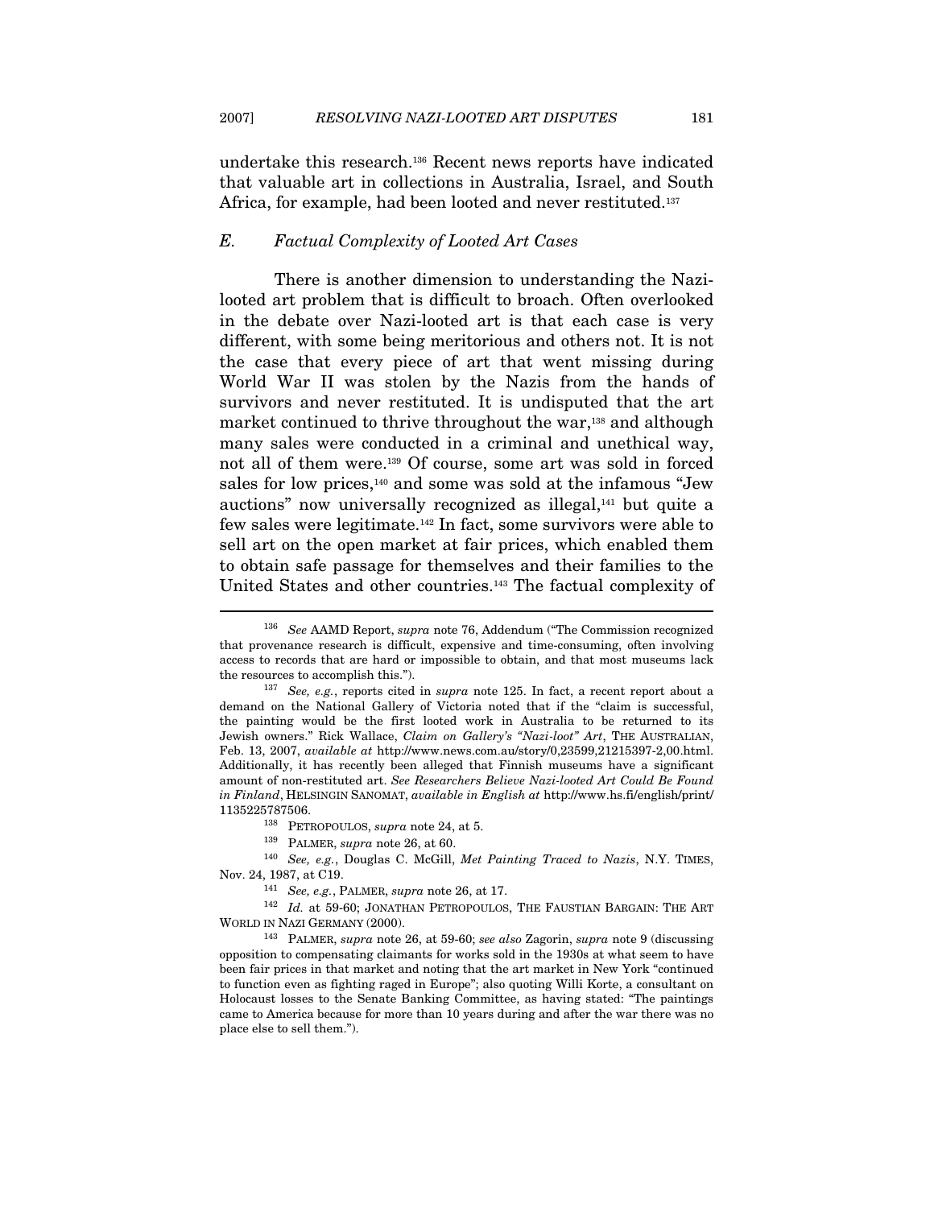undertake this research.[136] Recent news reports have indicated that valuable art in collections in Australia, Israel, and South Africa, for example, had been looted and never restituted.[137]

### *E. Factual Complexity of Looted Art Cases*

There is another dimension to understanding the Nazi-looted art problem that is difficult to broach. Often overlooked in the debate over Nazi-looted art is that each case is very different, with some being meritorious and others not. It is not the case that every piece of art that went missing during World War II was stolen by the Nazis from the hands of survivors and never restituted. It is undisputed that the art market continued to thrive throughout the war,[138] and although many sales were conducted in a criminal and unethical way, not all of them were.[139] Of course, some art was sold in forced sales for low prices,[140] and some was sold at the infamous "Jew auctions" now universally recognized as illegal,[141] but quite a few sales were legitimate.[142] In fact, some survivors were able to sell art on the open market at fair prices, which enabled them to obtain safe passage for themselves and their families to the United States and other countries.[143] The factual complexity of

---

[136] *See* AAMD Report, *supra* note 76, Addendum ("The Commission recognized that provenance research is difficult, expensive and time-consuming, often involving access to records that are hard or impossible to obtain, and that most museums lack the resources to accomplish this.").

[137] *See, e.g.*, reports cited in *supra* note 125. In fact, a recent report about a demand on the National Gallery of Victoria noted that if the "claim is successful, the painting would be the first looted work in Australia to be returned to its Jewish owners." Rick Wallace, *Claim on Gallery's "Nazi-loot" Art*, THE AUSTRALIAN, Feb. 13, 2007, *available at* http://www.news.com.au/story/0,23599,21215397-2,00.html. Additionally, it has recently been alleged that Finnish museums have a significant amount of non-restituted art. *See Researchers Believe Nazi-looted Art Could Be Found in Finland*, HELSINGIN SANOMAT, *available in English at* http://www.hs.fi/english/print/1135225787506.

[138] PETROPOULOS, *supra* note 24, at 5.

[139] PALMER, *supra* note 26, at 60.

[140] *See, e.g.*, Douglas C. McGill, *Met Painting Traced to Nazis*, N.Y. TIMES, Nov. 24, 1987, at C19.

[141] *See, e.g.*, PALMER, *supra* note 26, at 17.

[142] *Id.* at 59-60; JONATHAN PETROPOULOS, THE FAUSTIAN BARGAIN: THE ART WORLD IN NAZI GERMANY (2000).

[143] PALMER, *supra* note 26, at 59-60; *see also* Zagorin, *supra* note 9 (discussing opposition to compensating claimants for works sold in the 1930s at what seem to have been fair prices in that market and noting that the art market in New York "continued to function even as fighting raged in Europe"; also quoting Willi Korte, a consultant on Holocaust losses to the Senate Banking Committee, as having stated: "The paintings came to America because for more than 10 years during and after the war there was no place else to sell them.").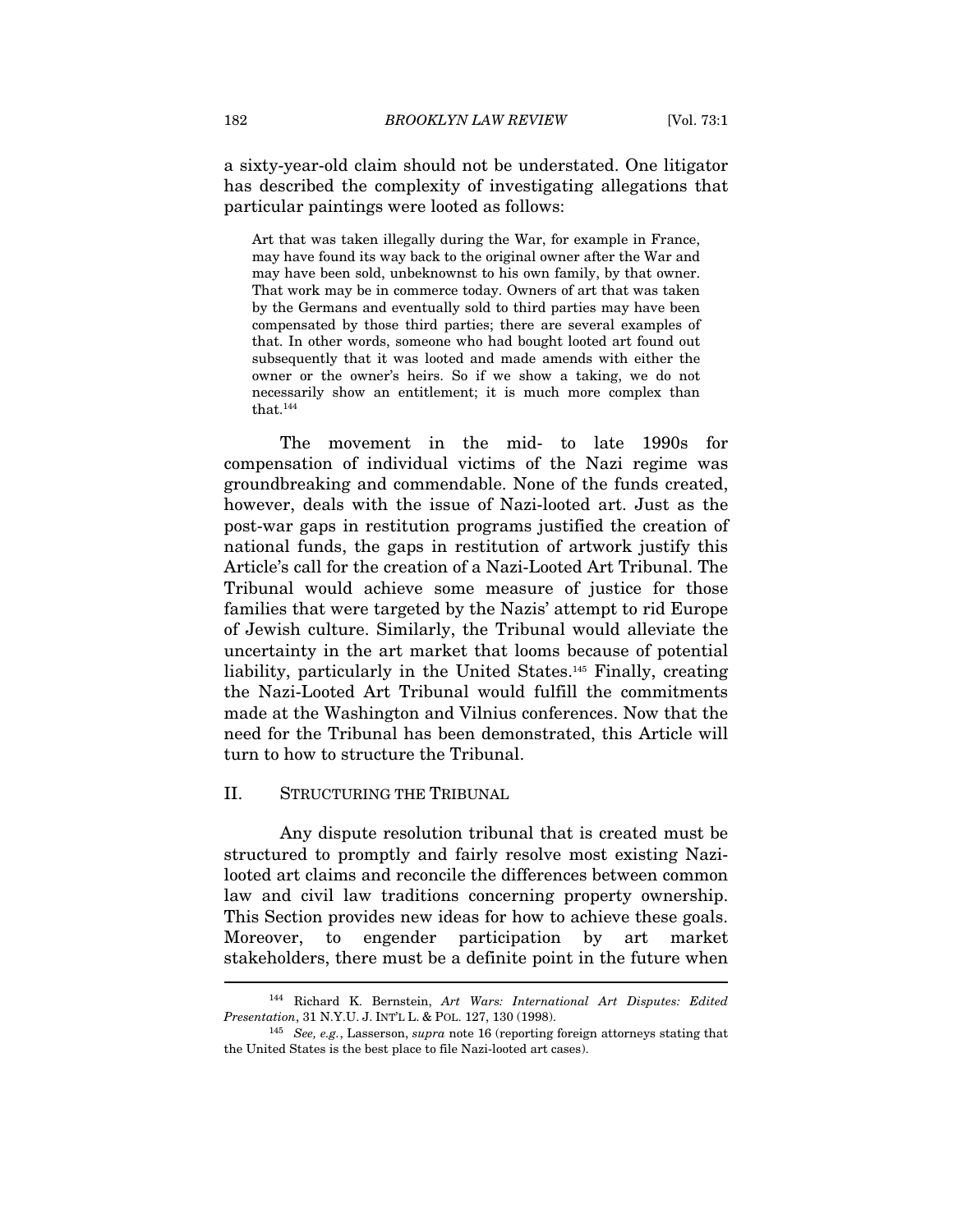a sixty-year-old claim should not be understated. One litigator has described the complexity of investigating allegations that particular paintings were looted as follows:

> Art that was taken illegally during the War, for example in France, may have found its way back to the original owner after the War and may have been sold, unbeknownst to his own family, by that owner. That work may be in commerce today. Owners of art that was taken by the Germans and eventually sold to third parties may have been compensated by those third parties; there are several examples of that. In other words, someone who had bought looted art found out subsequently that it was looted and made amends with either the owner or the owner's heirs. So if we show a taking, we do not necessarily show an entitlement; it is much more complex than that.[144]

The movement in the mid- to late 1990s for compensation of individual victims of the Nazi regime was groundbreaking and commendable. None of the funds created, however, deals with the issue of Nazi-looted art. Just as the post-war gaps in restitution programs justified the creation of national funds, the gaps in restitution of artwork justify this Article's call for the creation of a Nazi-Looted Art Tribunal. The Tribunal would achieve some measure of justice for those families that were targeted by the Nazis' attempt to rid Europe of Jewish culture. Similarly, the Tribunal would alleviate the uncertainty in the art market that looms because of potential liability, particularly in the United States.[145] Finally, creating the Nazi-Looted Art Tribunal would fulfill the commitments made at the Washington and Vilnius conferences. Now that the need for the Tribunal has been demonstrated, this Article will turn to how to structure the Tribunal.

## II. STRUCTURING THE TRIBUNAL

Any dispute resolution tribunal that is created must be structured to promptly and fairly resolve most existing Nazi-looted art claims and reconcile the differences between common law and civil law traditions concerning property ownership. This Section provides new ideas for how to achieve these goals. Moreover, to engender participation by art market stakeholders, there must be a definite point in the future when

---

[144] Richard K. Bernstein, *Art Wars: International Art Disputes: Edited Presentation*, 31 N.Y.U. J. INT'L L. & POL. 127, 130 (1998).

[145] *See, e.g.*, Lasserson, *supra* note 16 (reporting foreign attorneys stating that the United States is the best place to file Nazi-looted art cases).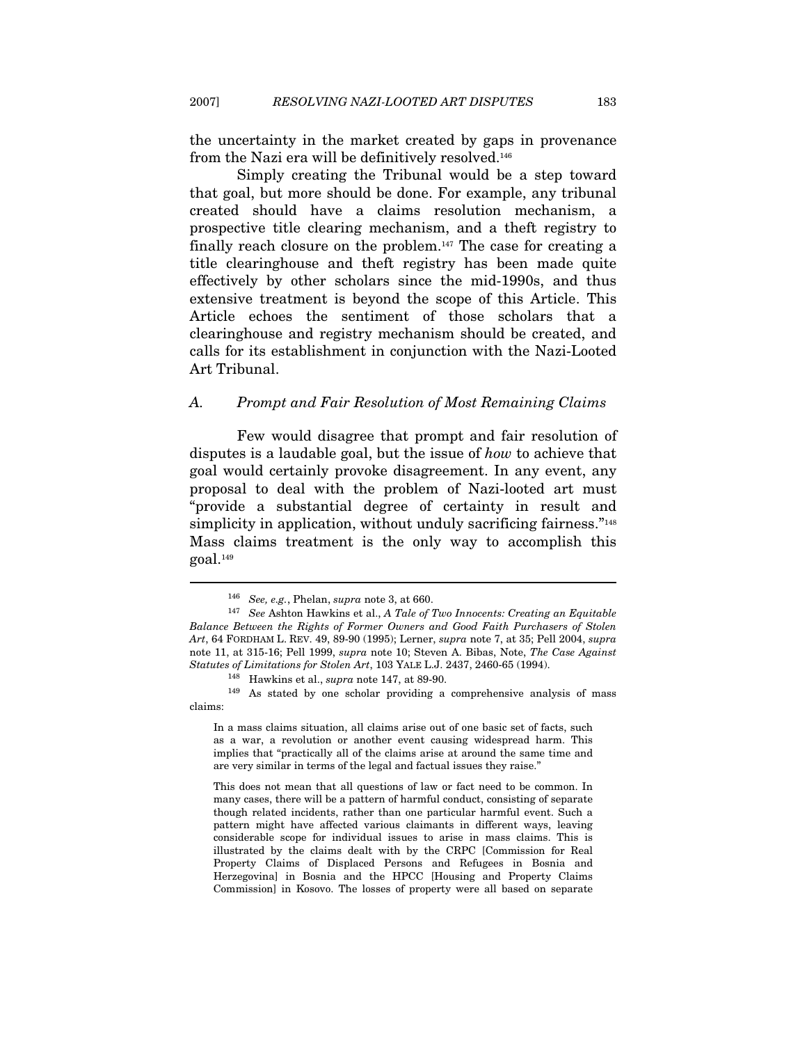the uncertainty in the market created by gaps in provenance from the Nazi era will be definitively resolved.[146]

Simply creating the Tribunal would be a step toward that goal, but more should be done. For example, any tribunal created should have a claims resolution mechanism, a prospective title clearing mechanism, and a theft registry to finally reach closure on the problem.[147] The case for creating a title clearinghouse and theft registry has been made quite effectively by other scholars since the mid-1990s, and thus extensive treatment is beyond the scope of this Article. This Article echoes the sentiment of those scholars that a clearinghouse and registry mechanism should be created, and calls for its establishment in conjunction with the Nazi-Looted Art Tribunal.

### *A. Prompt and Fair Resolution of Most Remaining Claims*

Few would disagree that prompt and fair resolution of disputes is a laudable goal, but the issue of *how* to achieve that goal would certainly provoke disagreement. In any event, any proposal to deal with the problem of Nazi-looted art must "provide a substantial degree of certainty in result and simplicity in application, without unduly sacrificing fairness."[148] Mass claims treatment is the only way to accomplish this goal.[149]

---

[146] *See, e.g.*, Phelan, *supra* note 3, at 660.

[147] *See* Ashton Hawkins et al., *A Tale of Two Innocents: Creating an Equitable Balance Between the Rights of Former Owners and Good Faith Purchasers of Stolen Art*, 64 FORDHAM L. REV. 49, 89-90 (1995); Lerner, *supra* note 7, at 35; Pell 2004, *supra* note 11, at 315-16; Pell 1999, *supra* note 10; Steven A. Bibas, Note, *The Case Against Statutes of Limitations for Stolen Art*, 103 YALE L.J. 2437, 2460-65 (1994).

[148] Hawkins et al., *supra* note 147, at 89-90.

[149] As stated by one scholar providing a comprehensive analysis of mass claims:

> In a mass claims situation, all claims arise out of one basic set of facts, such as a war, a revolution or another event causing widespread harm. This implies that "practically all of the claims arise at around the same time and are very similar in terms of the legal and factual issues they raise."
>
> This does not mean that all questions of law or fact need to be common. In many cases, there will be a pattern of harmful conduct, consisting of separate though related incidents, rather than one particular harmful event. Such a pattern might have affected various claimants in different ways, leaving considerable scope for individual issues to arise in mass claims. This is illustrated by the claims dealt with by the CRPC [Commission for Real Property Claims of Displaced Persons and Refugees in Bosnia and Herzegovina] in Bosnia and the HPCC [Housing and Property Claims Commission] in Kosovo. The losses of property were all based on separate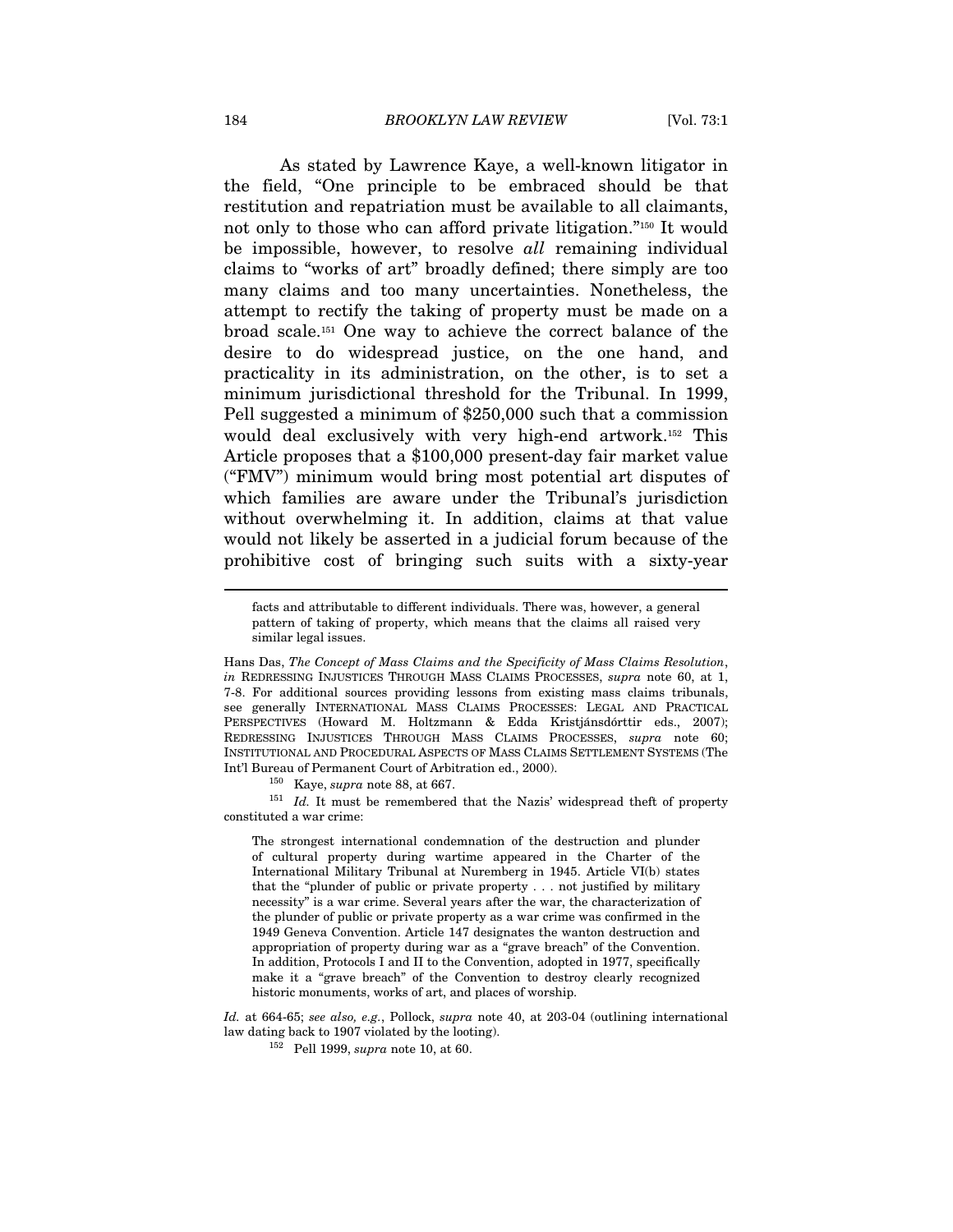As stated by Lawrence Kaye, a well-known litigator in the field, "One principle to be embraced should be that restitution and repatriation must be available to all claimants, not only to those who can afford private litigation."[150] It would be impossible, however, to resolve *all* remaining individual claims to "works of art" broadly defined; there simply are too many claims and too many uncertainties. Nonetheless, the attempt to rectify the taking of property must be made on a broad scale.[151] One way to achieve the correct balance of the desire to do widespread justice, on the one hand, and practicality in its administration, on the other, is to set a minimum jurisdictional threshold for the Tribunal. In 1999, Pell suggested a minimum of $250,000 such that a commission would deal exclusively with very high-end artwork.[152] This Article proposes that a $100,000 present-day fair market value ("FMV") minimum would bring most potential art disputes of which families are aware under the Tribunal's jurisdiction without overwhelming it. In addition, claims at that value would not likely be asserted in a judicial forum because of the prohibitive cost of bringing such suits with a sixty-year

---

> facts and attributable to different individuals. There was, however, a general pattern of taking of property, which means that the claims all raised very similar legal issues.

Hans Das, *The Concept of Mass Claims and the Specificity of Mass Claims Resolution*, *in* REDRESSING INJUSTICES THROUGH MASS CLAIMS PROCESSES, *supra* note 60, at 1, 7-8. For additional sources providing lessons from existing mass claims tribunals, see generally INTERNATIONAL MASS CLAIMS PROCESSES: LEGAL AND PRACTICAL PERSPECTIVES (Howard M. Holtzmann & Edda Kristjánsdórttir eds., 2007); REDRESSING INJUSTICES THROUGH MASS CLAIMS PROCESSES, *supra* note 60; INSTITUTIONAL AND PROCEDURAL ASPECTS OF MASS CLAIMS SETTLEMENT SYSTEMS (The Int'l Bureau of Permanent Court of Arbitration ed., 2000).

[150] Kaye, *supra* note 88, at 667.

[151] *Id.* It must be remembered that the Nazis' widespread theft of property constituted a war crime:

> The strongest international condemnation of the destruction and plunder of cultural property during wartime appeared in the Charter of the International Military Tribunal at Nuremberg in 1945. Article VI(b) states that the "plunder of public or private property . . . not justified by military necessity" is a war crime. Several years after the war, the characterization of the plunder of public or private property as a war crime was confirmed in the 1949 Geneva Convention. Article 147 designates the wanton destruction and appropriation of property during war as a "grave breach" of the Convention. In addition, Protocols I and II to the Convention, adopted in 1977, specifically make it a "grave breach" of the Convention to destroy clearly recognized historic monuments, works of art, and places of worship.

*Id.* at 664-65; *see also, e.g.*, Pollock, *supra* note 40, at 203-04 (outlining international law dating back to 1907 violated by the looting).

[152] Pell 1999, *supra* note 10, at 60.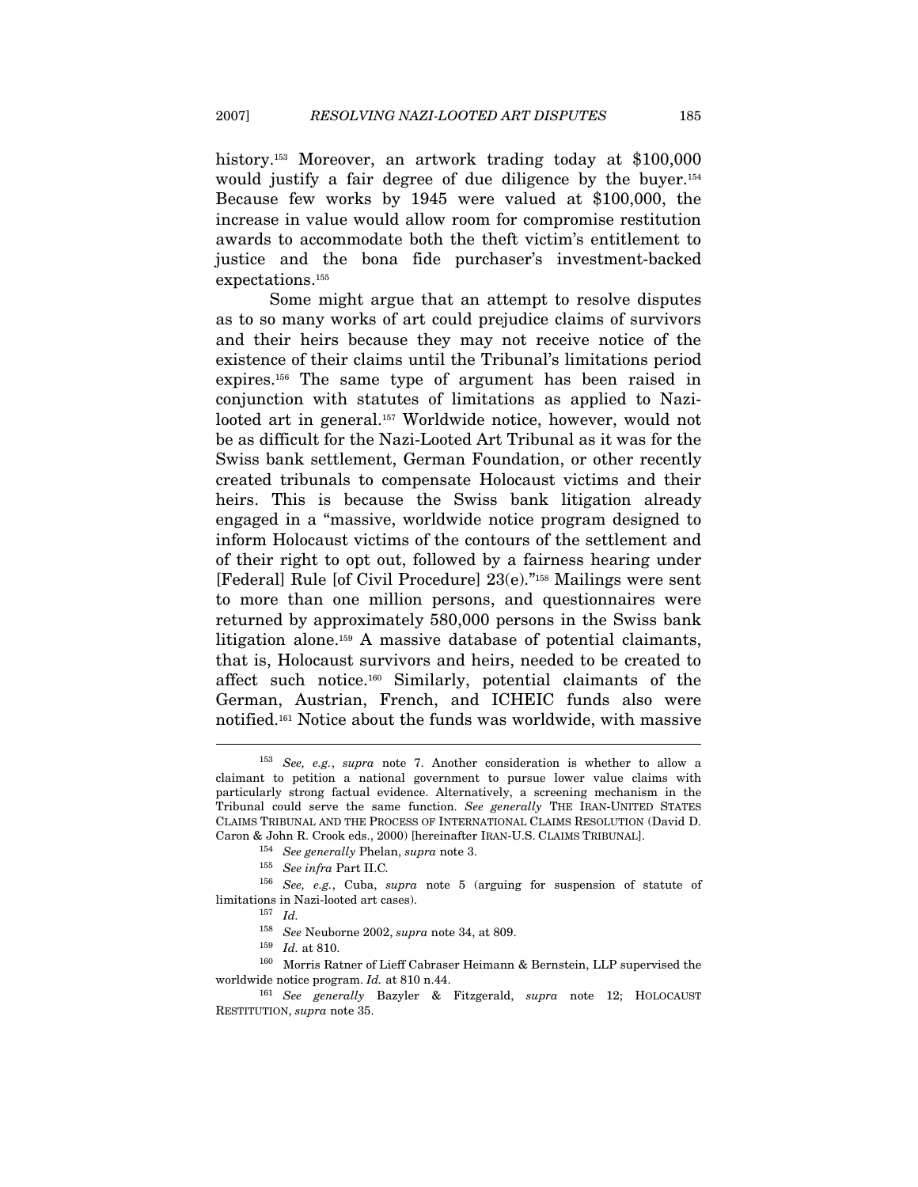history.[153] Moreover, an artwork trading today at $100,000 would justify a fair degree of due diligence by the buyer.[154] Because few works by 1945 were valued at $100,000, the increase in value would allow room for compromise restitution awards to accommodate both the theft victim's entitlement to justice and the bona fide purchaser's investment-backed expectations.[155]

Some might argue that an attempt to resolve disputes as to so many works of art could prejudice claims of survivors and their heirs because they may not receive notice of the existence of their claims until the Tribunal's limitations period expires.[156] The same type of argument has been raised in conjunction with statutes of limitations as applied to Nazi-looted art in general.[157] Worldwide notice, however, would not be as difficult for the Nazi-Looted Art Tribunal as it was for the Swiss bank settlement, German Foundation, or other recently created tribunals to compensate Holocaust victims and their heirs. This is because the Swiss bank litigation already engaged in a "massive, worldwide notice program designed to inform Holocaust victims of the contours of the settlement and of their right to opt out, followed by a fairness hearing under [Federal] Rule [of Civil Procedure] 23(e)."[158] Mailings were sent to more than one million persons, and questionnaires were returned by approximately 580,000 persons in the Swiss bank litigation alone.[159] A massive database of potential claimants, that is, Holocaust survivors and heirs, needed to be created to affect such notice.[160] Similarly, potential claimants of the German, Austrian, French, and ICHEIC funds also were notified.[161] Notice about the funds was worldwide, with massive

---

[153] *See, e.g.*, *supra* note 7. Another consideration is whether to allow a claimant to petition a national government to pursue lower value claims with particularly strong factual evidence. Alternatively, a screening mechanism in the Tribunal could serve the same function. *See generally* THE IRAN-UNITED STATES CLAIMS TRIBUNAL AND THE PROCESS OF INTERNATIONAL CLAIMS RESOLUTION (David D. Caron & John R. Crook eds., 2000) [hereinafter IRAN-U.S. CLAIMS TRIBUNAL].

[154] *See generally* Phelan, *supra* note 3.

[155] *See infra* Part II.C.

[156] *See, e.g.*, Cuba, *supra* note 5 (arguing for suspension of statute of limitations in Nazi-looted art cases).

[157] *Id.*

[158] *See* Neuborne 2002, *supra* note 34, at 809.

[159] *Id.* at 810.

[160] Morris Ratner of Lieff Cabraser Heimann & Bernstein, LLP supervised the worldwide notice program. *Id.* at 810 n.44.

[161] *See generally* Bazyler & Fitzgerald, *supra* note 12; HOLOCAUST RESTITUTION, *supra* note 35.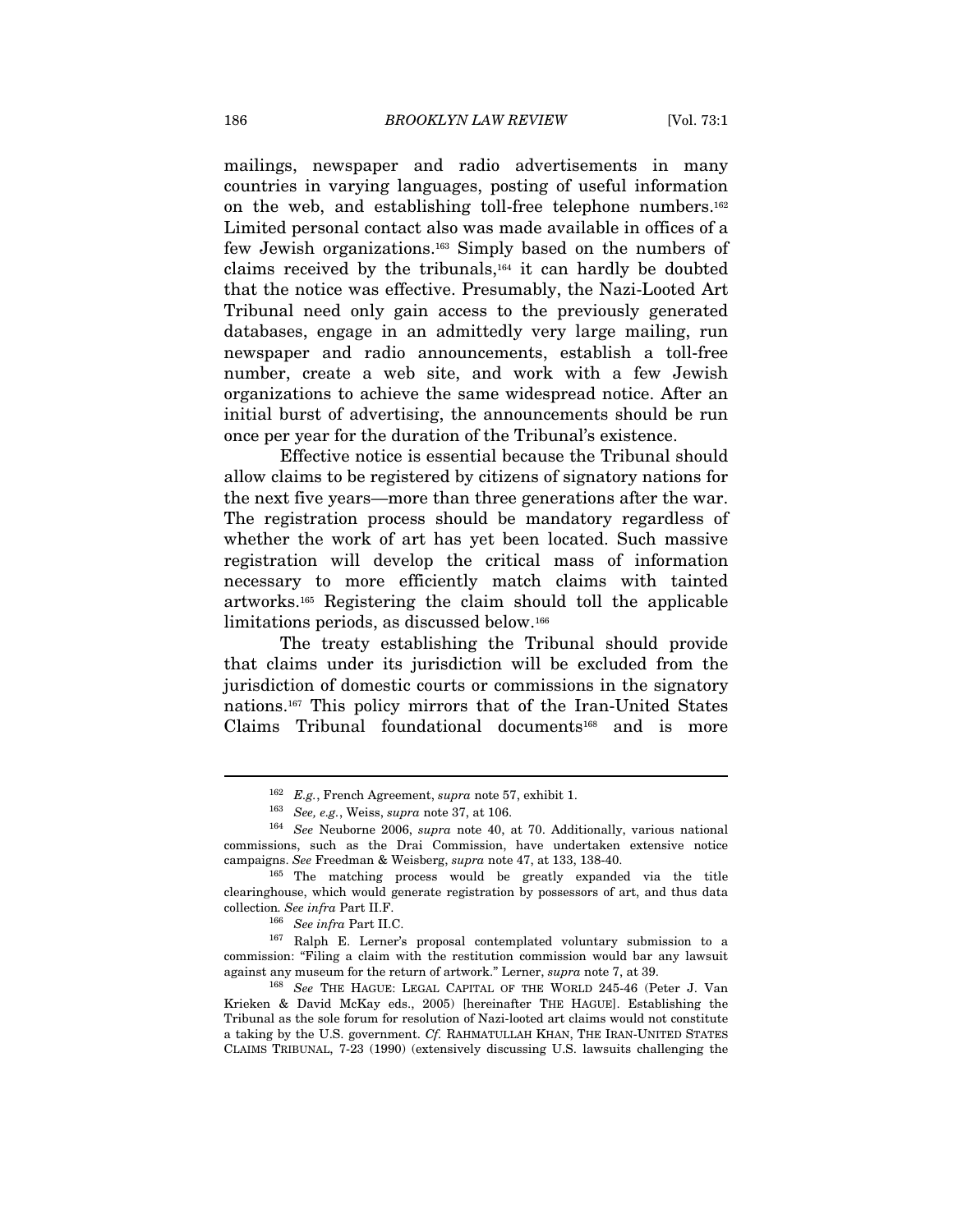mailings, newspaper and radio advertisements in many countries in varying languages, posting of useful information on the web, and establishing toll-free telephone numbers.[162] Limited personal contact also was made available in offices of a few Jewish organizations.[163] Simply based on the numbers of claims received by the tribunals,[164] it can hardly be doubted that the notice was effective. Presumably, the Nazi-Looted Art Tribunal need only gain access to the previously generated databases, engage in an admittedly very large mailing, run newspaper and radio announcements, establish a toll-free number, create a web site, and work with a few Jewish organizations to achieve the same widespread notice. After an initial burst of advertising, the announcements should be run once per year for the duration of the Tribunal's existence.

Effective notice is essential because the Tribunal should allow claims to be registered by citizens of signatory nations for the next five years—more than three generations after the war. The registration process should be mandatory regardless of whether the work of art has yet been located. Such massive registration will develop the critical mass of information necessary to more efficiently match claims with tainted artworks.[165] Registering the claim should toll the applicable limitations periods, as discussed below.[166]

The treaty establishing the Tribunal should provide that claims under its jurisdiction will be excluded from the jurisdiction of domestic courts or commissions in the signatory nations.[167] This policy mirrors that of the Iran-United States Claims Tribunal foundational documents[168] and is more

---

[162] *E.g.*, French Agreement, *supra* note 57, exhibit 1.

[163] *See, e.g.*, Weiss, *supra* note 37, at 106.

[164] *See* Neuborne 2006, *supra* note 40, at 70. Additionally, various national commissions, such as the Drai Commission, have undertaken extensive notice campaigns. *See* Freedman & Weisberg, *supra* note 47, at 133, 138-40.

[165] The matching process would be greatly expanded via the title clearinghouse, which would generate registration by possessors of art, and thus data collection. *See infra* Part II.F.

[166] *See infra* Part II.C.

[167] Ralph E. Lerner's proposal contemplated voluntary submission to a commission: "Filing a claim with the restitution commission would bar any lawsuit against any museum for the return of artwork." Lerner, *supra* note 7, at 39.

[168] *See* THE HAGUE: LEGAL CAPITAL OF THE WORLD 245-46 (Peter J. Van Krieken & David McKay eds., 2005) [hereinafter THE HAGUE]. Establishing the Tribunal as the sole forum for resolution of Nazi-looted art claims would not constitute a taking by the U.S. government. *Cf.* RAHMATULLAH KHAN, THE IRAN-UNITED STATES CLAIMS TRIBUNAL, 7-23 (1990) (extensively discussing U.S. lawsuits challenging the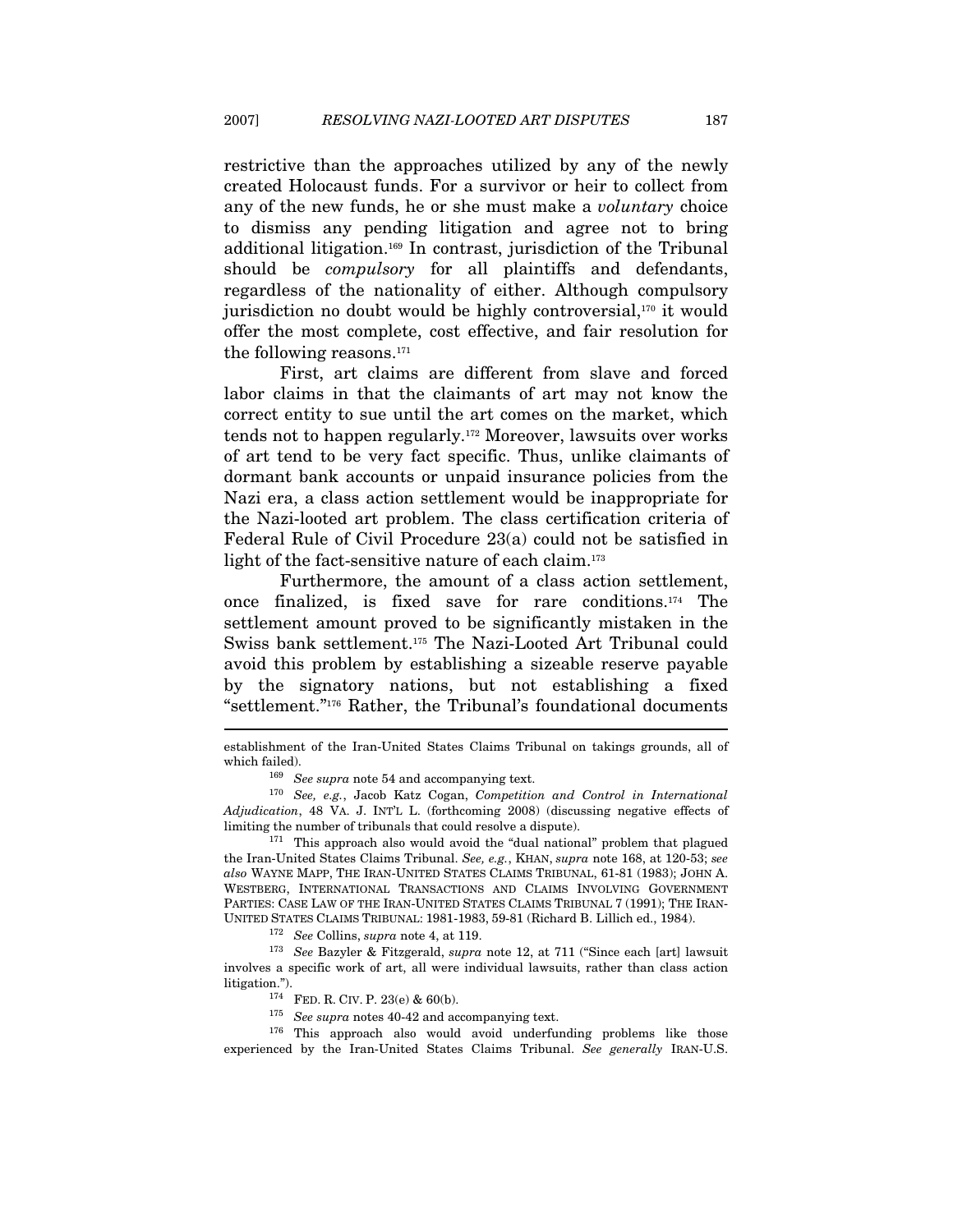restrictive than the approaches utilized by any of the newly created Holocaust funds. For a survivor or heir to collect from any of the new funds, he or she must make a *voluntary* choice to dismiss any pending litigation and agree not to bring additional litigation.[169] In contrast, jurisdiction of the Tribunal should be *compulsory* for all plaintiffs and defendants, regardless of the nationality of either. Although compulsory jurisdiction no doubt would be highly controversial,[170] it would offer the most complete, cost effective, and fair resolution for the following reasons.[171]

First, art claims are different from slave and forced labor claims in that the claimants of art may not know the correct entity to sue until the art comes on the market, which tends not to happen regularly.[172] Moreover, lawsuits over works of art tend to be very fact specific. Thus, unlike claimants of dormant bank accounts or unpaid insurance policies from the Nazi era, a class action settlement would be inappropriate for the Nazi-looted art problem. The class certification criteria of Federal Rule of Civil Procedure 23(a) could not be satisfied in light of the fact-sensitive nature of each claim.[173]

Furthermore, the amount of a class action settlement, once finalized, is fixed save for rare conditions.[174] The settlement amount proved to be significantly mistaken in the Swiss bank settlement.[175] The Nazi-Looted Art Tribunal could avoid this problem by establishing a sizeable reserve payable by the signatory nations, but not establishing a fixed "settlement."[176] Rather, the Tribunal's foundational documents

---

establishment of the Iran-United States Claims Tribunal on takings grounds, all of which failed).

[169] *See supra* note 54 and accompanying text.

[170] *See, e.g.*, Jacob Katz Cogan, *Competition and Control in International Adjudication*, 48 VA. J. INT'L L. (forthcoming 2008) (discussing negative effects of limiting the number of tribunals that could resolve a dispute).

[171] This approach also would avoid the "dual national" problem that plagued the Iran-United States Claims Tribunal. *See, e.g.*, KHAN, *supra* note 168, at 120-53; *see also* WAYNE MAPP, THE IRAN-UNITED STATES CLAIMS TRIBUNAL, 61-81 (1983); JOHN A. WESTBERG, INTERNATIONAL TRANSACTIONS AND CLAIMS INVOLVING GOVERNMENT PARTIES: CASE LAW OF THE IRAN-UNITED STATES CLAIMS TRIBUNAL 7 (1991); THE IRAN-UNITED STATES CLAIMS TRIBUNAL: 1981-1983, 59-81 (Richard B. Lillich ed., 1984).

[172] *See* Collins, *supra* note 4, at 119.

[173] *See* Bazyler & Fitzgerald, *supra* note 12, at 711 ("Since each [art] lawsuit involves a specific work of art, all were individual lawsuits, rather than class action litigation.").

[174] FED. R. CIV. P. 23(e) & 60(b).

[175] *See supra* notes 40-42 and accompanying text.

[176] This approach also would avoid underfunding problems like those experienced by the Iran-United States Claims Tribunal. *See generally* IRAN-U.S.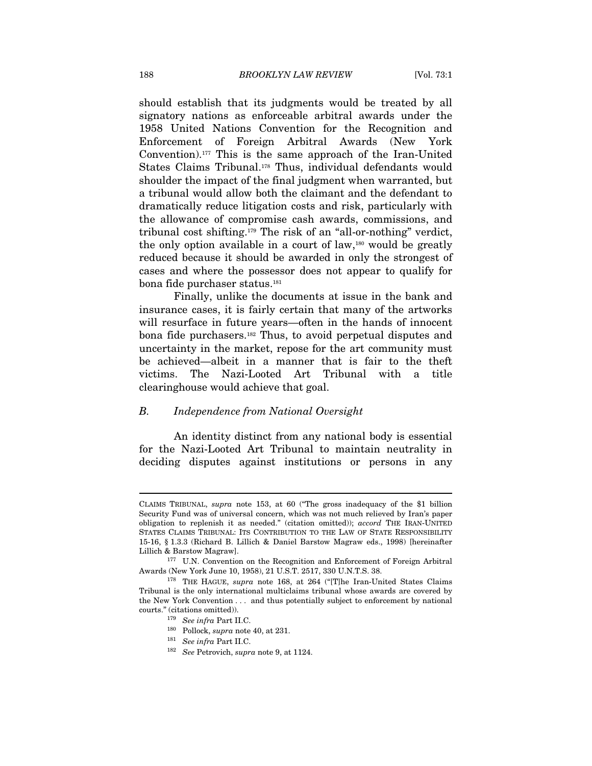should establish that its judgments would be treated by all signatory nations as enforceable arbitral awards under the 1958 United Nations Convention for the Recognition and Enforcement of Foreign Arbitral Awards (New York Convention).[177] This is the same approach of the Iran-United States Claims Tribunal.[178] Thus, individual defendants would shoulder the impact of the final judgment when warranted, but a tribunal would allow both the claimant and the defendant to dramatically reduce litigation costs and risk, particularly with the allowance of compromise cash awards, commissions, and tribunal cost shifting.[179] The risk of an "all-or-nothing" verdict, the only option available in a court of law,[180] would be greatly reduced because it should be awarded in only the strongest of cases and where the possessor does not appear to qualify for bona fide purchaser status.[181]

Finally, unlike the documents at issue in the bank and insurance cases, it is fairly certain that many of the artworks will resurface in future years—often in the hands of innocent bona fide purchasers.[182] Thus, to avoid perpetual disputes and uncertainty in the market, repose for the art community must be achieved—albeit in a manner that is fair to the theft victims. The Nazi-Looted Art Tribunal with a title clearinghouse would achieve that goal.

### *B. Independence from National Oversight*

An identity distinct from any national body is essential for the Nazi-Looted Art Tribunal to maintain neutrality in deciding disputes against institutions or persons in any

---

CLAIMS TRIBUNAL, *supra* note 153, at 60 ("The gross inadequacy of the $1 billion Security Fund was of universal concern, which was not much relieved by Iran's paper obligation to replenish it as needed." (citation omitted)); *accord* THE IRAN-UNITED STATES CLAIMS TRIBUNAL: ITS CONTRIBUTION TO THE LAW OF STATE RESPONSIBILITY 15-16, § 1.3.3 (Richard B. Lillich & Daniel Barstow Magraw eds., 1998) [hereinafter Lillich & Barstow Magraw].

[177] U.N. Convention on the Recognition and Enforcement of Foreign Arbitral Awards (New York June 10, 1958), 21 U.S.T. 2517, 330 U.N.T.S. 38.

[178] THE HAGUE, *supra* note 168, at 264 ("[T]he Iran-United States Claims Tribunal is the only international multiclaims tribunal whose awards are covered by the New York Convention . . . and thus potentially subject to enforcement by national courts." (citations omitted)).

[179] *See infra* Part II.C.

[180] Pollock, *supra* note 40, at 231.

[181] *See infra* Part II.C.

[182] *See* Petrovich, *supra* note 9, at 1124.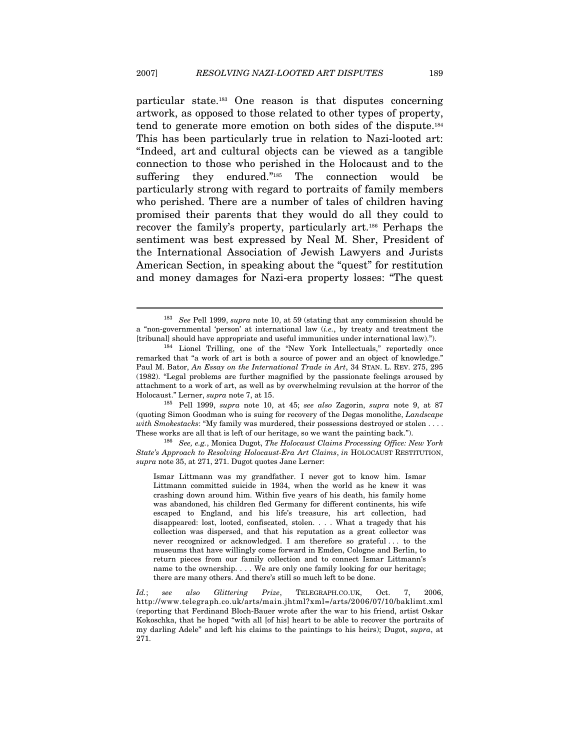particular state.[183] One reason is that disputes concerning artwork, as opposed to those related to other types of property, tend to generate more emotion on both sides of the dispute.[184] This has been particularly true in relation to Nazi-looted art: "Indeed, art and cultural objects can be viewed as a tangible connection to those who perished in the Holocaust and to the suffering they endured."[185] The connection would be particularly strong with regard to portraits of family members who perished. There are a number of tales of children having promised their parents that they would do all they could to recover the family's property, particularly art.[186] Perhaps the sentiment was best expressed by Neal M. Sher, President of the International Association of Jewish Lawyers and Jurists American Section, in speaking about the "quest" for restitution and money damages for Nazi-era property losses: "The quest

---

[183] *See* Pell 1999, *supra* note 10, at 59 (stating that any commission should be a "non-governmental 'person' at international law (*i.e.*, by treaty and treatment the [tribunal] should have appropriate and useful immunities under international law).").

[184] Lionel Trilling, one of the "New York Intellectuals," reportedly once remarked that "a work of art is both a source of power and an object of knowledge." Paul M. Bator, *An Essay on the International Trade in Art*, 34 STAN. L. REV. 275, 295 (1982). "Legal problems are further magnified by the passionate feelings aroused by attachment to a work of art, as well as by overwhelming revulsion at the horror of the Holocaust." Lerner, *supra* note 7, at 15.

[185] Pell 1999, *supra* note 10, at 45; *see also* Zagorin, *supra* note 9, at 87 (quoting Simon Goodman who is suing for recovery of the Degas monolithe, *Landscape with Smokestacks*: "My family was murdered, their possessions destroyed or stolen . . . . These works are all that is left of our heritage, so we want the painting back.").

[186] *See, e.g.*, Monica Dugot, *The Holocaust Claims Processing Office: New York State's Approach to Resolving Holocaust-Era Art Claims*, *in* HOLOCAUST RESTITUTION, *supra* note 35, at 271, 271. Dugot quotes Jane Lerner:

> Ismar Littmann was my grandfather. I never got to know him. Ismar Littmann committed suicide in 1934, when the world as he knew it was crashing down around him. Within five years of his death, his family home was abandoned, his children fled Germany for different continents, his wife escaped to England, and his life's treasure, his art collection, had disappeared: lost, looted, confiscated, stolen. . . . What a tragedy that his collection was dispersed, and that his reputation as a great collector was never recognized or acknowledged. I am therefore so grateful . . . to the museums that have willingly come forward in Emden, Cologne and Berlin, to return pieces from our family collection and to connect Ismar Littmann's name to the ownership. . . . We are only one family looking for our heritage; there are many others. And there's still so much left to be done.

*Id.*; *see also Glittering Prize*, TELEGRAPH.CO.UK, Oct. 7, 2006, http://www.telegraph.co.uk/arts/main.jhtml?xml=/arts/2006/07/10/baklimt.xml (reporting that Ferdinand Bloch-Bauer wrote after the war to his friend, artist Oskar Kokoschka, that he hoped "with all [of his] heart to be able to recover the portraits of my darling Adele" and left his claims to the paintings to his heirs); Dugot, *supra*, at 271.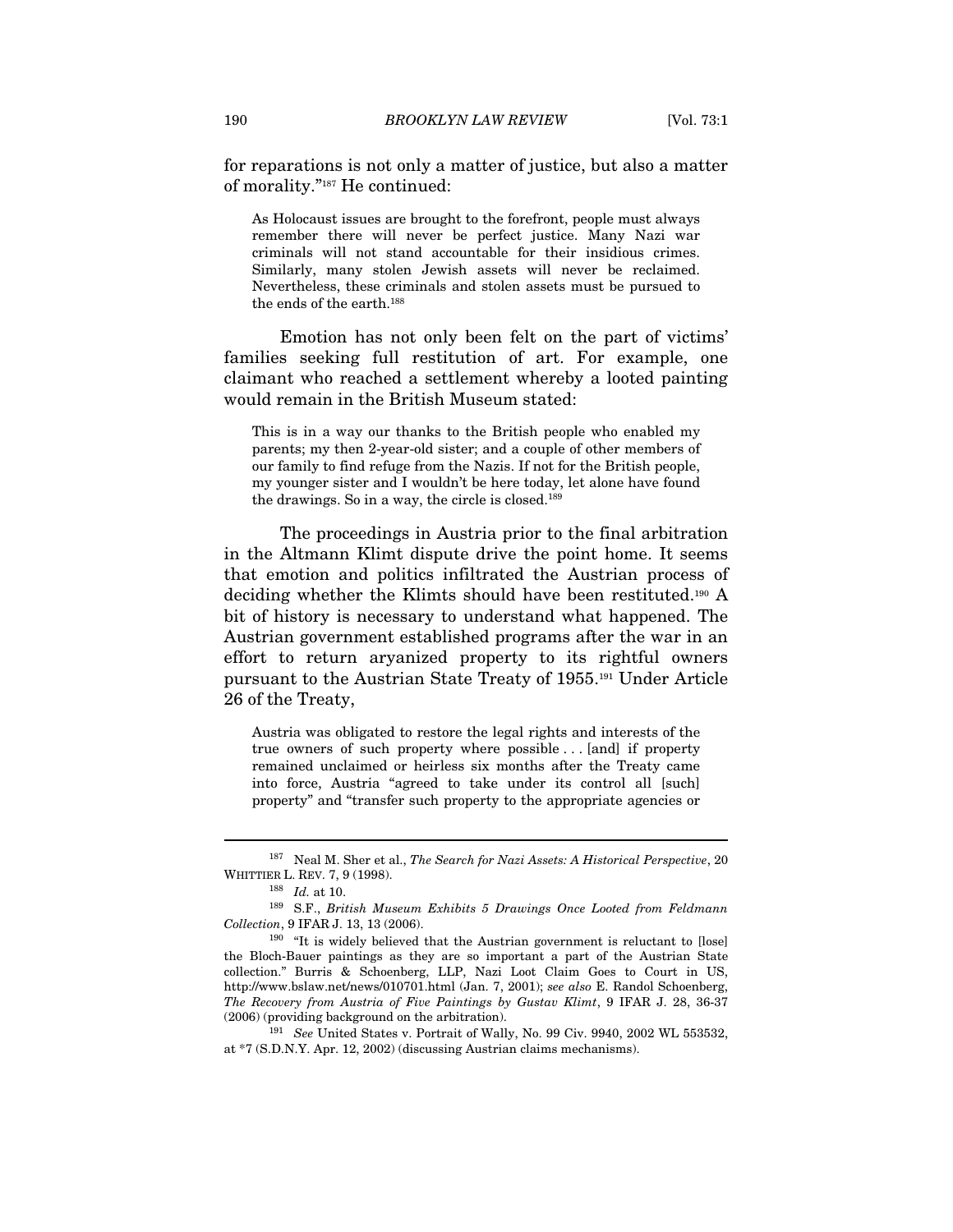for reparations is not only a matter of justice, but also a matter of morality."[187] He continued:

> As Holocaust issues are brought to the forefront, people must always remember there will never be perfect justice. Many Nazi war criminals will not stand accountable for their insidious crimes. Similarly, many stolen Jewish assets will never be reclaimed. Nevertheless, these criminals and stolen assets must be pursued to the ends of the earth.[188]

Emotion has not only been felt on the part of victims' families seeking full restitution of art. For example, one claimant who reached a settlement whereby a looted painting would remain in the British Museum stated:

> This is in a way our thanks to the British people who enabled my parents; my then 2-year-old sister; and a couple of other members of our family to find refuge from the Nazis. If not for the British people, my younger sister and I wouldn't be here today, let alone have found the drawings. So in a way, the circle is closed.[189]

The proceedings in Austria prior to the final arbitration in the Altmann Klimt dispute drive the point home. It seems that emotion and politics infiltrated the Austrian process of deciding whether the Klimts should have been restituted.[190] A bit of history is necessary to understand what happened. The Austrian government established programs after the war in an effort to return aryanized property to its rightful owners pursuant to the Austrian State Treaty of 1955.[191] Under Article 26 of the Treaty,

> Austria was obligated to restore the legal rights and interests of the true owners of such property where possible . . . [and] if property remained unclaimed or heirless six months after the Treaty came into force, Austria "agreed to take under its control all [such] property" and "transfer such property to the appropriate agencies or

---

[187] Neal M. Sher et al., *The Search for Nazi Assets: A Historical Perspective*, 20 WHITTIER L. REV. 7, 9 (1998).

[188] *Id.* at 10.

[189] S.F., *British Museum Exhibits 5 Drawings Once Looted from Feldmann Collection*, 9 IFAR J. 13, 13 (2006).

[190] "It is widely believed that the Austrian government is reluctant to [lose] the Bloch-Bauer paintings as they are so important a part of the Austrian State collection." Burris & Schoenberg, LLP, Nazi Loot Claim Goes to Court in US, http://www.bslaw.net/news/010701.html (Jan. 7, 2001); *see also* E. Randol Schoenberg, *The Recovery from Austria of Five Paintings by Gustav Klimt*, 9 IFAR J. 28, 36-37 (2006) (providing background on the arbitration).

[191] *See* United States v. Portrait of Wally, No. 99 Civ. 9940, 2002 WL 553532, at *7 (S.D.N.Y. Apr. 12, 2002) (discussing Austrian claims mechanisms).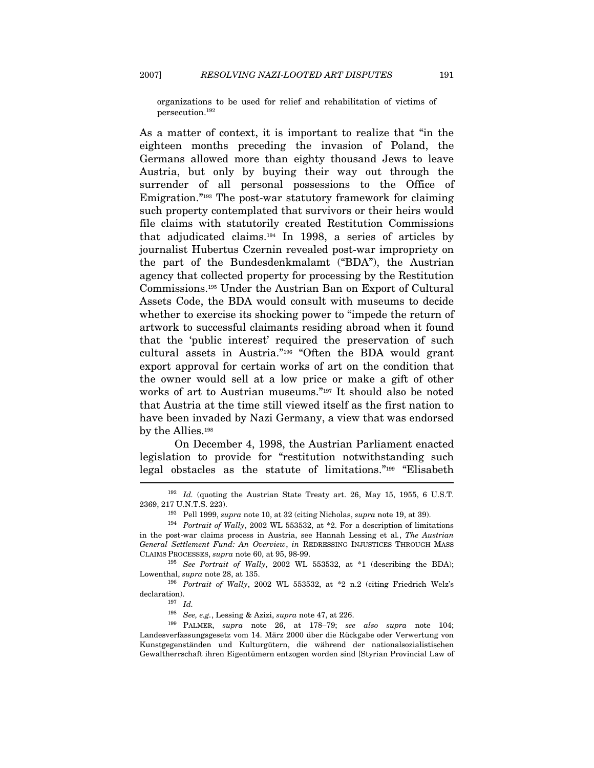organizations to be used for relief and rehabilitation of victims of persecution.[192]

As a matter of context, it is important to realize that "in the eighteen months preceding the invasion of Poland, the Germans allowed more than eighty thousand Jews to leave Austria, but only by buying their way out through the surrender of all personal possessions to the Office of Emigration."[193] The post-war statutory framework for claiming such property contemplated that survivors or their heirs would file claims with statutorily created Restitution Commissions that adjudicated claims.[194] In 1998, a series of articles by journalist Hubertus Czernin revealed post-war impropriety on the part of the Bundesdenkmalamt ("BDA"), the Austrian agency that collected property for processing by the Restitution Commissions.[195] Under the Austrian Ban on Export of Cultural Assets Code, the BDA would consult with museums to decide whether to exercise its shocking power to "impede the return of artwork to successful claimants residing abroad when it found that the 'public interest' required the preservation of such cultural assets in Austria."[196] "Often the BDA would grant export approval for certain works of art on the condition that the owner would sell at a low price or make a gift of other works of art to Austrian museums."[197] It should also be noted that Austria at the time still viewed itself as the first nation to have been invaded by Nazi Germany, a view that was endorsed by the Allies.[198]

On December 4, 1998, the Austrian Parliament enacted legislation to provide for "restitution notwithstanding such legal obstacles as the statute of limitations."[199] "Elisabeth

---

[192] *Id.* (quoting the Austrian State Treaty art. 26, May 15, 1955, 6 U.S.T. 2369, 217 U.N.T.S. 223).

[193] Pell 1999, *supra* note 10, at 32 (citing Nicholas, *supra* note 19, at 39).

[194] *Portrait of Wally*, 2002 WL 553532, at *2. For a description of limitations in the post-war claims process in Austria, see Hannah Lessing et al., *The Austrian General Settlement Fund: An Overview*, *in* REDRESSING INJUSTICES THROUGH MASS CLAIMS PROCESSES, *supra* note 60, at 95, 98-99.

[195] *See Portrait of Wally*, 2002 WL 553532, at *1 (describing the BDA); Lowenthal, *supra* note 28, at 135.

[196] *Portrait of Wally*, 2002 WL 553532, at *2 n.2 (citing Friedrich Welz's declaration).

[197] *Id.*

[198] *See, e.g.*, Lessing & Azizi, *supra* note 47, at 226.

[199] PALMER, *supra* note 26, at 178–79; *see also supra* note 104; Landesverfassungsgesetz vom 14. März 2000 über die Rückgabe oder Verwertung von Kunstgegenständen und Kulturgütern, die während der nationalsozialistischen Gewaltherrschaft ihren Eigentümern entzogen worden sind [Styrian Provincial Law of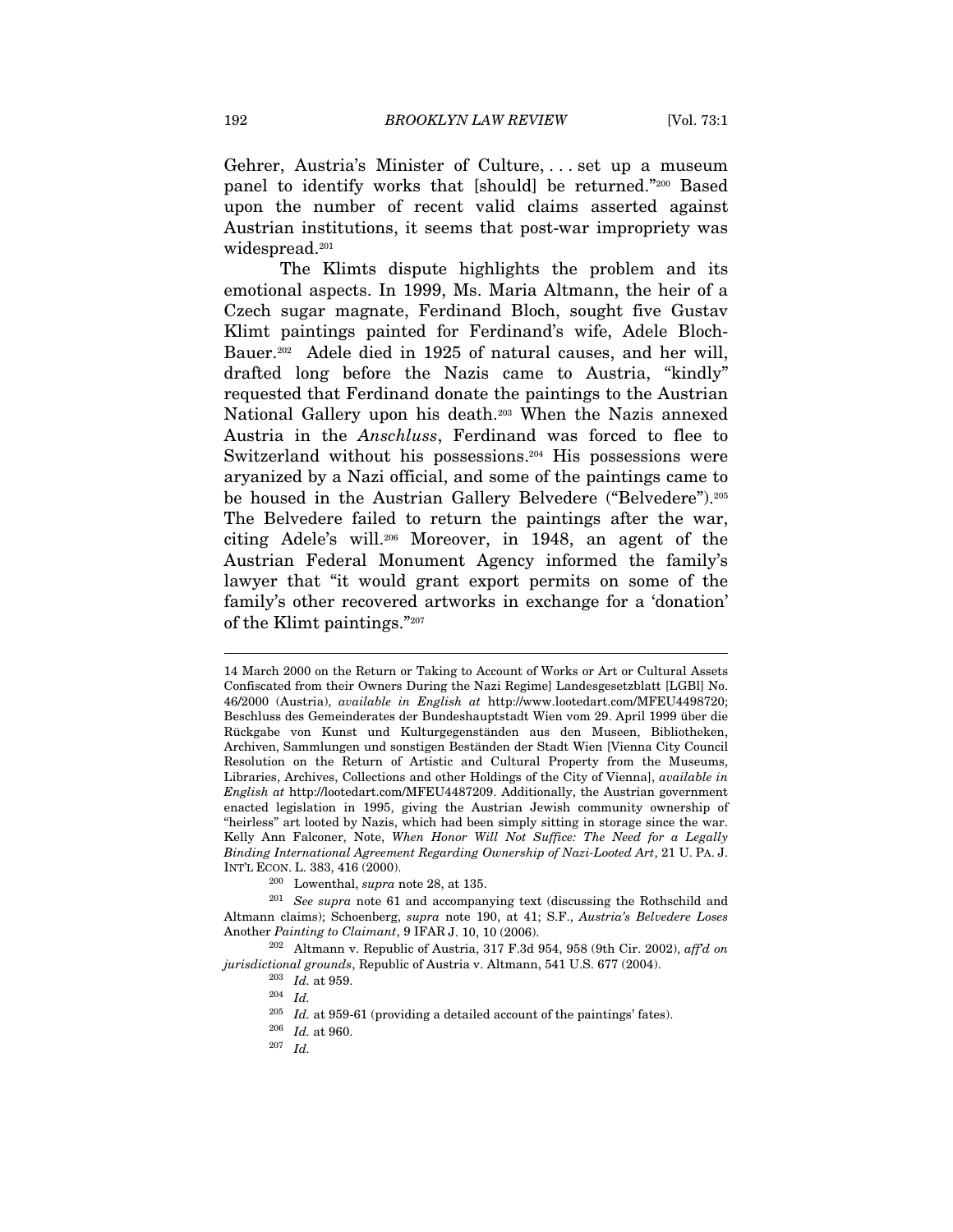Gehrer, Austria's Minister of Culture, . . . set up a museum panel to identify works that [should] be returned."[200] Based upon the number of recent valid claims asserted against Austrian institutions, it seems that post-war impropriety was widespread.[201]

The Klimts dispute highlights the problem and its emotional aspects. In 1999, Ms. Maria Altmann, the heir of a Czech sugar magnate, Ferdinand Bloch, sought five Gustav Klimt paintings painted for Ferdinand's wife, Adele Bloch-Bauer.[202] Adele died in 1925 of natural causes, and her will, drafted long before the Nazis came to Austria, "kindly" requested that Ferdinand donate the paintings to the Austrian National Gallery upon his death.[203] When the Nazis annexed Austria in the *Anschluss*, Ferdinand was forced to flee to Switzerland without his possessions.[204] His possessions were aryanized by a Nazi official, and some of the paintings came to be housed in the Austrian Gallery Belvedere ("Belvedere").[205] The Belvedere failed to return the paintings after the war, citing Adele's will.[206] Moreover, in 1948, an agent of the Austrian Federal Monument Agency informed the family's lawyer that "it would grant export permits on some of the family's other recovered artworks in exchange for a 'donation' of the Klimt paintings."[207]

---

14 March 2000 on the Return or Taking to Account of Works or Art or Cultural Assets Confiscated from their Owners During the Nazi Regime] Landesgesetzblatt [LGBl] No. 46/2000 (Austria), *available in English at* http://www.lootedart.com/MFEU4498720; Beschluss des Gemeinderates der Bundeshauptstadt Wien vom 29. April 1999 über die Rückgabe von Kunst und Kulturgegenständen aus den Museen, Bibliotheken, Archiven, Sammlungen und sonstigen Beständen der Stadt Wien [Vienna City Council Resolution on the Return of Artistic and Cultural Property from the Museums, Libraries, Archives, Collections and other Holdings of the City of Vienna], *available in English at* http://lootedart.com/MFEU4487209. Additionally, the Austrian government enacted legislation in 1995, giving the Austrian Jewish community ownership of "heirless" art looted by Nazis, which had been simply sitting in storage since the war. Kelly Ann Falconer, Note, *When Honor Will Not Suffice: The Need for a Legally Binding International Agreement Regarding Ownership of Nazi-Looted Art*, 21 U. PA. J. INT'L ECON. L. 383, 416 (2000).

[200] Lowenthal, *supra* note 28, at 135.

[201] *See supra* note 61 and accompanying text (discussing the Rothschild and Altmann claims); Schoenberg, *supra* note 190, at 41; S.F., *Austria's Belvedere Loses* Another *Painting to Claimant*, 9 IFAR J. 10, 10 (2006).

[202] Altmann v. Republic of Austria, 317 F.3d 954, 958 (9th Cir. 2002), *aff'd on jurisdictional grounds*, Republic of Austria v. Altmann, 541 U.S. 677 (2004).

[203] *Id.* at 959.

[204] *Id.*

[205] *Id.* at 959-61 (providing a detailed account of the paintings' fates).

[206] *Id.* at 960.

[207] *Id.*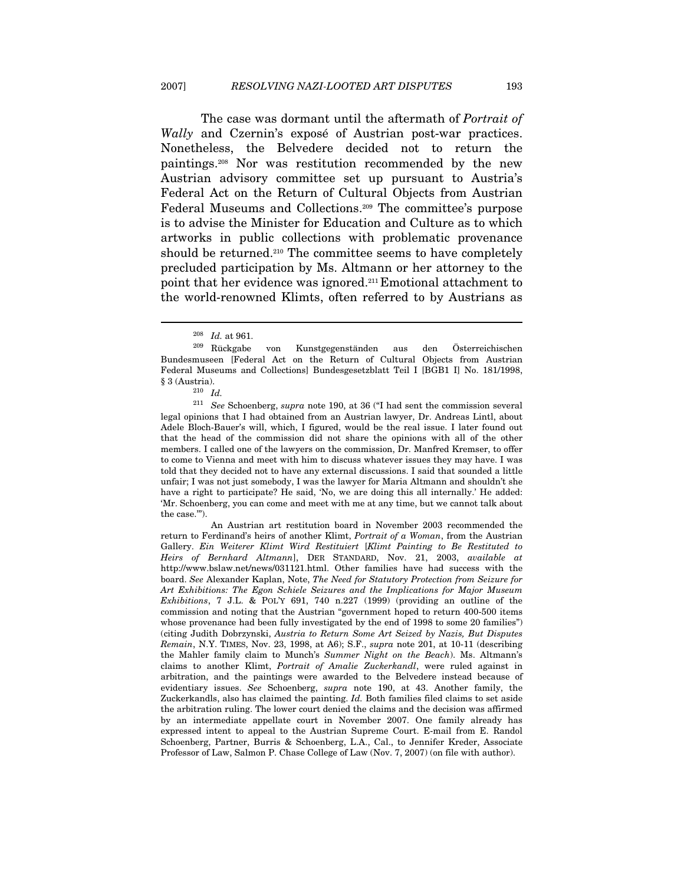The case was dormant until the aftermath of *Portrait of Wally* and Czernin's exposé of Austrian post-war practices. Nonetheless, the Belvedere decided not to return the paintings.[208] Nor was restitution recommended by the new Austrian advisory committee set up pursuant to Austria's Federal Act on the Return of Cultural Objects from Austrian Federal Museums and Collections.[209] The committee's purpose is to advise the Minister for Education and Culture as to which artworks in public collections with problematic provenance should be returned.[210] The committee seems to have completely precluded participation by Ms. Altmann or her attorney to the point that her evidence was ignored.[211] Emotional attachment to the world-renowned Klimts, often referred to by Austrians as

---

[208] *Id.* at 961.

[209] Rückgabe von Kunstgegenständen aus den Österreichischen Bundesmuseen [Federal Act on the Return of Cultural Objects from Austrian Federal Museums and Collections] Bundesgesetzblatt Teil I [BGB1 I] No. 181/1998, § 3 (Austria).

[210] *Id.*

[211] *See* Schoenberg, *supra* note 190, at 36 ("I had sent the commission several legal opinions that I had obtained from an Austrian lawyer, Dr. Andreas Lintl, about Adele Bloch-Bauer's will, which, I figured, would be the real issue. I later found out that the head of the commission did not share the opinions with all of the other members. I called one of the lawyers on the commission, Dr. Manfred Kremser, to offer to come to Vienna and meet with him to discuss whatever issues they may have. I was told that they decided not to have any external discussions. I said that sounded a little unfair; I was not just somebody, I was the lawyer for Maria Altmann and shouldn't she have a right to participate? He said, 'No, we are doing this all internally.' He added: 'Mr. Schoenberg, you can come and meet with me at any time, but we cannot talk about the case.'").

An Austrian art restitution board in November 2003 recommended the return to Ferdinand's heirs of another Klimt, *Portrait of a Woman*, from the Austrian Gallery. *Ein Weiterer Klimt Wird Restituiert* [*Klimt Painting to Be Restituted to Heirs of Bernhard Altmann*], DER STANDARD, Nov. 21, 2003, *available at* http://www.bslaw.net/news/031121.html. Other families have had success with the board. *See* Alexander Kaplan, Note, *The Need for Statutory Protection from Seizure for Art Exhibitions: The Egon Schiele Seizures and the Implications for Major Museum Exhibitions*, 7 J.L. & POL'Y 691, 740 n.227 (1999) (providing an outline of the commission and noting that the Austrian "government hoped to return 400-500 items whose provenance had been fully investigated by the end of 1998 to some 20 families") (citing Judith Dobrzynski, *Austria to Return Some Art Seized by Nazis, But Disputes Remain*, N.Y. TIMES, Nov. 23, 1998, at A6); S.F., *supra* note 201, at 10-11 (describing the Mahler family claim to Munch's *Summer Night on the Beach*). Ms. Altmann's claims to another Klimt, *Portrait of Amalie Zuckerkandl*, were ruled against in arbitration, and the paintings were awarded to the Belvedere instead because of evidentiary issues. *See* Schoenberg, *supra* note 190, at 43. Another family, the Zuckerkandls, also has claimed the painting. *Id.* Both families filed claims to set aside the arbitration ruling. The lower court denied the claims and the decision was affirmed by an intermediate appellate court in November 2007. One family already has expressed intent to appeal to the Austrian Supreme Court. E-mail from E. Randol Schoenberg, Partner, Burris & Schoenberg, L.A., Cal., to Jennifer Kreder, Associate Professor of Law, Salmon P. Chase College of Law (Nov. 7, 2007) (on file with author).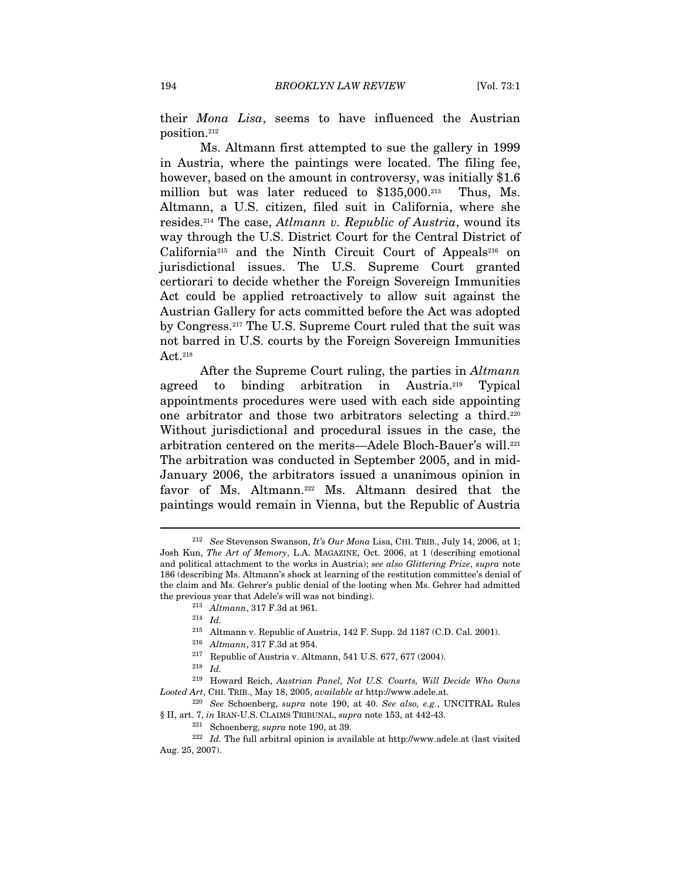their *Mona Lisa*, seems to have influenced the Austrian position.[212]

Ms. Altmann first attempted to sue the gallery in 1999 in Austria, where the paintings were located. The filing fee, however, based on the amount in controversy, was initially $1.6 million but was later reduced to $135,000.[213] Thus, Ms. Altmann, a U.S. citizen, filed suit in California, where she resides.[214] The case, *Atlmann v. Republic of Austria*, wound its way through the U.S. District Court for the Central District of California[215] and the Ninth Circuit Court of Appeals[216] on jurisdictional issues. The U.S. Supreme Court granted certiorari to decide whether the Foreign Sovereign Immunities Act could be applied retroactively to allow suit against the Austrian Gallery for acts committed before the Act was adopted by Congress.[217] The U.S. Supreme Court ruled that the suit was not barred in U.S. courts by the Foreign Sovereign Immunities Act.[218]

After the Supreme Court ruling, the parties in *Altmann* agreed to binding arbitration in Austria.[219] Typical appointments procedures were used with each side appointing one arbitrator and those two arbitrators selecting a third.[220] Without jurisdictional and procedural issues in the case, the arbitration centered on the merits—Adele Bloch-Bauer's will.[221] The arbitration was conducted in September 2005, and in mid-January 2006, the arbitrators issued a unanimous opinion in favor of Ms. Altmann.[222] Ms. Altmann desired that the paintings would remain in Vienna, but the Republic of Austria

---

[212] *See* Stevenson Swanson, *It's Our Mona* Lisa, CHI. TRIB., July 14, 2006, at 1; Josh Kun, *The Art of Memory*, L.A. MAGAZINE, Oct. 2006, at 1 (describing emotional and political attachment to the works in Austria); *see also Glittering Prize*, *supra* note 186 (describing Ms. Altmann's shock at learning of the restitution committee's denial of the claim and Ms. Gehrer's public denial of the looting when Ms. Gehrer had admitted the previous year that Adele's will was not binding).

[213] *Altmann*, 317 F.3d at 961.

[214] *Id.*

[215] Altmann v. Republic of Austria, 142 F. Supp. 2d 1187 (C.D. Cal. 2001).

[216] *Altmann*, 317 F.3d at 954.

[217] Republic of Austria v. Altmann, 541 U.S. 677, 677 (2004).

[218] *Id.*

[219] Howard Reich, *Austrian Panel, Not U.S. Courts, Will Decide Who Owns Looted Art*, CHI. TRIB., May 18, 2005, *available at* http://www.adele.at.

[220] *See* Schoenberg, *supra* note 190, at 40. *See also, e.g.*, UNCITRAL Rules § II, art. 7, *in* IRAN-U.S. CLAIMS TRIBUNAL, *supra* note 153, at 442-43.

[221] Schoenberg, *supra* note 190, at 39.

[222] *Id.* The full arbitral opinion is available at http://www.adele.at (last visited Aug. 25, 2007).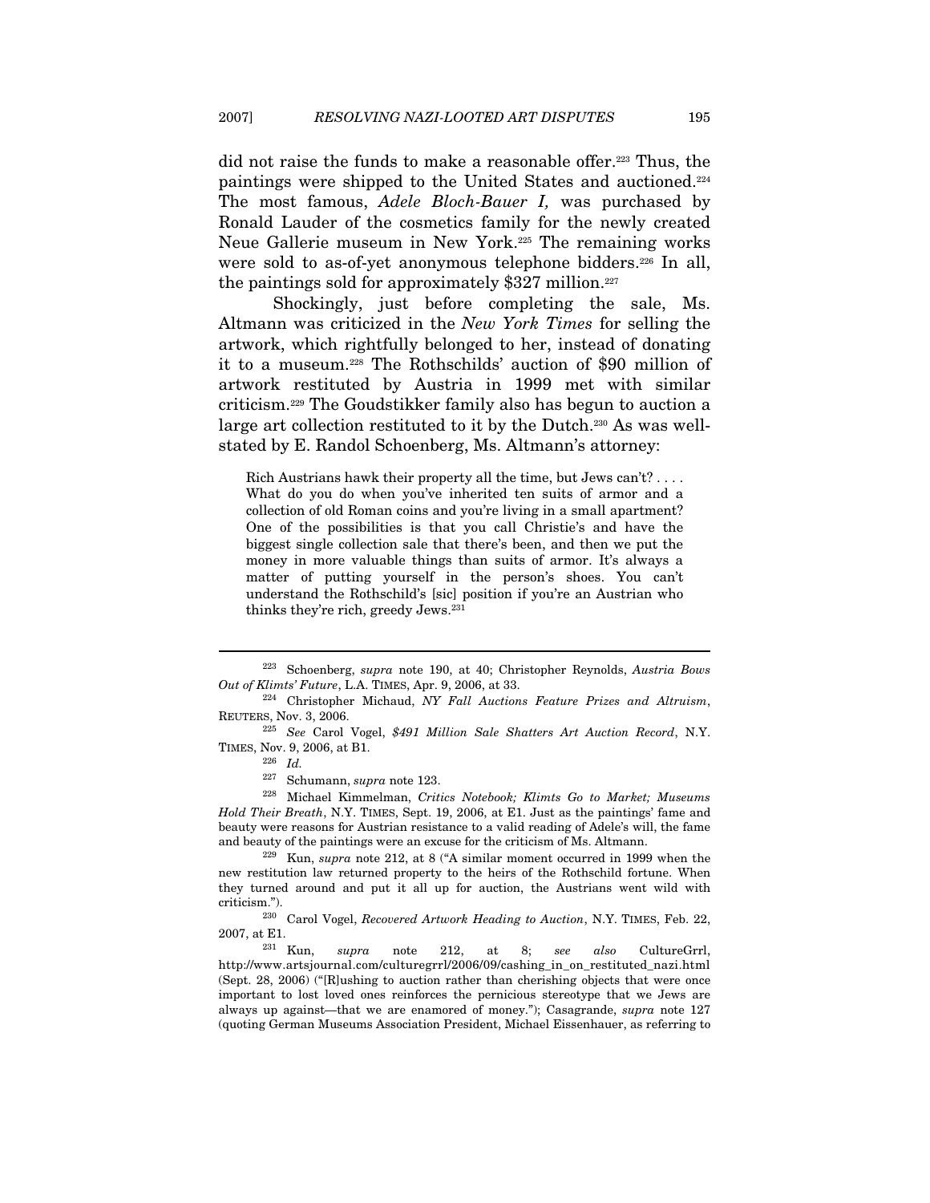did not raise the funds to make a reasonable offer.[223] Thus, the paintings were shipped to the United States and auctioned.[224] The most famous, *Adele Bloch-Bauer I,* was purchased by Ronald Lauder of the cosmetics family for the newly created Neue Gallerie museum in New York.[225] The remaining works were sold to as-of-yet anonymous telephone bidders.[226] In all, the paintings sold for approximately $327 million.[227]

Shockingly, just before completing the sale, Ms. Altmann was criticized in the *New York Times* for selling the artwork, which rightfully belonged to her, instead of donating it to a museum.[228] The Rothschilds' auction of $90 million of artwork restituted by Austria in 1999 met with similar criticism.[229] The Goudstikker family also has begun to auction a large art collection restituted to it by the Dutch.[230] As was well-stated by E. Randol Schoenberg, Ms. Altmann's attorney:

> Rich Austrians hawk their property all the time, but Jews can't? . . . . What do you do when you've inherited ten suits of armor and a collection of old Roman coins and you're living in a small apartment? One of the possibilities is that you call Christie's and have the biggest single collection sale that there's been, and then we put the money in more valuable things than suits of armor. It's always a matter of putting yourself in the person's shoes. You can't understand the Rothschild's [sic] position if you're an Austrian who thinks they're rich, greedy Jews.[231]

---

[223] Schoenberg, *supra* note 190, at 40; Christopher Reynolds, *Austria Bows Out of Klimts' Future*, L.A. TIMES, Apr. 9, 2006, at 33.

[224] Christopher Michaud, *NY Fall Auctions Feature Prizes and Altruism*, REUTERS, Nov. 3, 2006.

[225] *See* Carol Vogel, *$491 Million Sale Shatters Art Auction Record*, N.Y. TIMES, Nov. 9, 2006, at B1.

[226] *Id.*

[227] Schumann, *supra* note 123.

[228] Michael Kimmelman, *Critics Notebook; Klimts Go to Market; Museums Hold Their Breath*, N.Y. TIMES, Sept. 19, 2006, at E1. Just as the paintings' fame and beauty were reasons for Austrian resistance to a valid reading of Adele's will, the fame and beauty of the paintings were an excuse for the criticism of Ms. Altmann.

[229] Kun, *supra* note 212, at 8 ("A similar moment occurred in 1999 when the new restitution law returned property to the heirs of the Rothschild fortune. When they turned around and put it all up for auction, the Austrians went wild with criticism.").

[230] Carol Vogel, *Recovered Artwork Heading to Auction*, N.Y. TIMES, Feb. 22, 2007, at E1.

[231] Kun, *supra* note 212, at 8; *see also* CultureGrrl, http://www.artsjournal.com/culturegrrl/2006/09/cashing_in_on_restituted_nazi.html (Sept. 28, 2006) ("[R]ushing to auction rather than cherishing objects that were once important to lost loved ones reinforces the pernicious stereotype that we Jews are always up against—that we are enamored of money."); Casagrande, *supra* note 127 (quoting German Museums Association President, Michael Eissenhauer, as referring to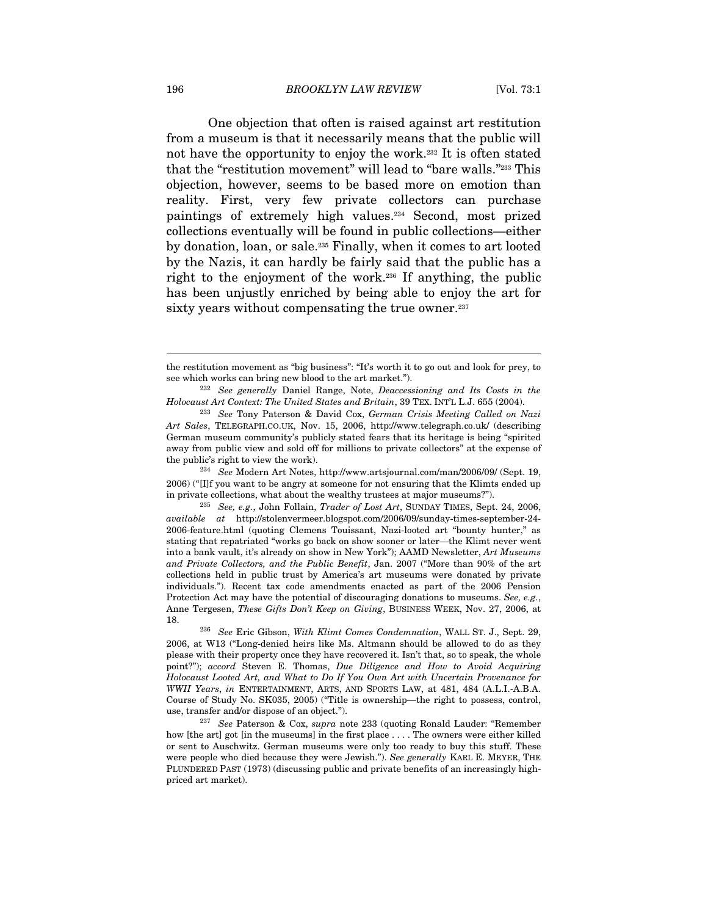One objection that often is raised against art restitution from a museum is that it necessarily means that the public will not have the opportunity to enjoy the work.[232] It is often stated that the "restitution movement" will lead to "bare walls."[233] This objection, however, seems to be based more on emotion than reality. First, very few private collectors can purchase paintings of extremely high values.[234] Second, most prized collections eventually will be found in public collections—either by donation, loan, or sale.[235] Finally, when it comes to art looted by the Nazis, it can hardly be fairly said that the public has a right to the enjoyment of the work.[236] If anything, the public has been unjustly enriched by being able to enjoy the art for sixty years without compensating the true owner.[237]

---

the restitution movement as "big business": "It's worth it to go out and look for prey, to see which works can bring new blood to the art market.").

[232] *See generally* Daniel Range, Note, *Deaccessioning and Its Costs in the Holocaust Art Context: The United States and Britain*, 39 TEX. INT'L L.J. 655 (2004).

[233] *See* Tony Paterson & David Cox, *German Crisis Meeting Called on Nazi Art Sales*, TELEGRAPH.CO.UK, Nov. 15, 2006, http://www.telegraph.co.uk/ (describing German museum community's publicly stated fears that its heritage is being "spirited away from public view and sold off for millions to private collectors" at the expense of the public's right to view the work).

[234] *See* Modern Art Notes, http://www.artsjournal.com/man/2006/09/ (Sept. 19, 2006) ("[I]f you want to be angry at someone for not ensuring that the Klimts ended up in private collections, what about the wealthy trustees at major museums?").

[235] *See, e.g.*, John Follain, *Trader of Lost Art*, SUNDAY TIMES, Sept. 24, 2006, *available at* http://stolenvermeer.blogspot.com/2006/09/sunday-times-september-24-2006-feature.html (quoting Clemens Touissant, Nazi-looted art "bounty hunter," as stating that repatriated "works go back on show sooner or later—the Klimt never went into a bank vault, it's already on show in New York"); AAMD Newsletter, *Art Museums and Private Collectors, and the Public Benefit*, Jan. 2007 ("More than 90% of the art collections held in public trust by America's art museums were donated by private individuals."). Recent tax code amendments enacted as part of the 2006 Pension Protection Act may have the potential of discouraging donations to museums. *See, e.g.*, Anne Tergesen, *These Gifts Don't Keep on Giving*, BUSINESS WEEK, Nov. 27, 2006, at 18.

[236] *See* Eric Gibson, *With Klimt Comes Condemnation*, WALL ST. J., Sept. 29, 2006, at W13 ("Long-denied heirs like Ms. Altmann should be allowed to do as they please with their property once they have recovered it. Isn't that, so to speak, the whole point?"); *accord* Steven E. Thomas, *Due Diligence and How to Avoid Acquiring Holocaust Looted Art, and What to Do If You Own Art with Uncertain Provenance for WWII Years*, *in* ENTERTAINMENT, ARTS, AND SPORTS LAW, at 481, 484 (A.L.I.-A.B.A. Course of Study No. SK035, 2005) ("Title is ownership—the right to possess, control, use, transfer and/or dispose of an object.").

[237] *See* Paterson & Cox, *supra* note 233 (quoting Ronald Lauder: "Remember how [the art] got [in the museums] in the first place . . . . The owners were either killed or sent to Auschwitz. German museums were only too ready to buy this stuff. These were people who died because they were Jewish."). *See generally* KARL E. MEYER, THE PLUNDERED PAST (1973) (discussing public and private benefits of an increasingly high-priced art market).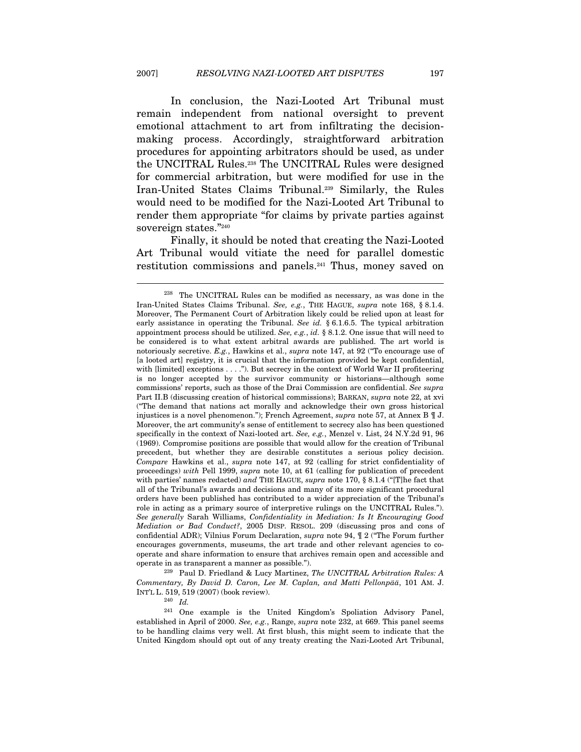In conclusion, the Nazi-Looted Art Tribunal must remain independent from national oversight to prevent emotional attachment to art from infiltrating the decision-making process. Accordingly, straightforward arbitration procedures for appointing arbitrators should be used, as under the UNCITRAL Rules.[238] The UNCITRAL Rules were designed for commercial arbitration, but were modified for use in the Iran-United States Claims Tribunal.[239] Similarly, the Rules would need to be modified for the Nazi-Looted Art Tribunal to render them appropriate "for claims by private parties against sovereign states."[240]

Finally, it should be noted that creating the Nazi-Looted Art Tribunal would vitiate the need for parallel domestic restitution commissions and panels.[241] Thus, money saved on

---

[238] The UNCITRAL Rules can be modified as necessary, as was done in the Iran-United States Claims Tribunal. *See, e.g.*, THE HAGUE, *supra* note 168, § 8.1.4. Moreover, The Permanent Court of Arbitration likely could be relied upon at least for early assistance in operating the Tribunal. *See id.* § 6.1.6.5. The typical arbitration appointment process should be utilized. *See, e.g.*, *id.* § 8.1.2. One issue that will need to be considered is to what extent arbitral awards are published. The art world is notoriously secretive. *E.g.*, Hawkins et al., *supra* note 147, at 92 ("To encourage use of [a looted art] registry, it is crucial that the information provided be kept confidential, with [limited] exceptions . . . ."). But secrecy in the context of World War II profiteering is no longer accepted by the survivor community or historians—although some commissions' reports, such as those of the Drai Commission are confidential. *See supra* Part II.B (discussing creation of historical commissions); BARKAN, *supra* note 22, at xvi ("The demand that nations act morally and acknowledge their own gross historical injustices is a novel phenomenon."); French Agreement, *supra* note 57, at Annex B ¶ J. Moreover, the art community's sense of entitlement to secrecy also has been questioned specifically in the context of Nazi-looted art. *See, e.g.*, Menzel v. List, 24 N.Y.2d 91, 96 (1969). Compromise positions are possible that would allow for the creation of Tribunal precedent, but whether they are desirable constitutes a serious policy decision. *Compare* Hawkins et al., *supra* note 147, at 92 (calling for strict confidentiality of proceedings) *with* Pell 1999, *supra* note 10, at 61 (calling for publication of precedent with parties' names redacted) *and* THE HAGUE, *supra* note 170, § 8.1.4 ("[T]he fact that all of the Tribunal's awards and decisions and many of its more significant procedural orders have been published has contributed to a wider appreciation of the Tribunal's role in acting as a primary source of interpretive rulings on the UNCITRAL Rules."). *See generally* Sarah Williams, *Confidentiality in Mediation: Is It Encouraging Good Mediation or Bad Conduct?*, 2005 DISP. RESOL. 209 (discussing pros and cons of confidential ADR); Vilnius Forum Declaration, *supra* note 94, ¶ 2 ("The Forum further encourages governments, museums, the art trade and other relevant agencies to co-operate and share information to ensure that archives remain open and accessible and operate in as transparent a manner as possible.").

[239] Paul D. Friedland & Lucy Martinez, *The UNCITRAL Arbitration Rules: A Commentary, By David D. Caron, Lee M. Caplan, and Matti Pellonpää*, 101 AM. J. INT'L L. 519, 519 (2007) (book review).

[240] *Id.*

[241] One example is the United Kingdom's Spoliation Advisory Panel, established in April of 2000. *See, e.g.*, Range, *supra* note 232, at 669. This panel seems to be handling claims very well. At first blush, this might seem to indicate that the United Kingdom should opt out of any treaty creating the Nazi-Looted Art Tribunal,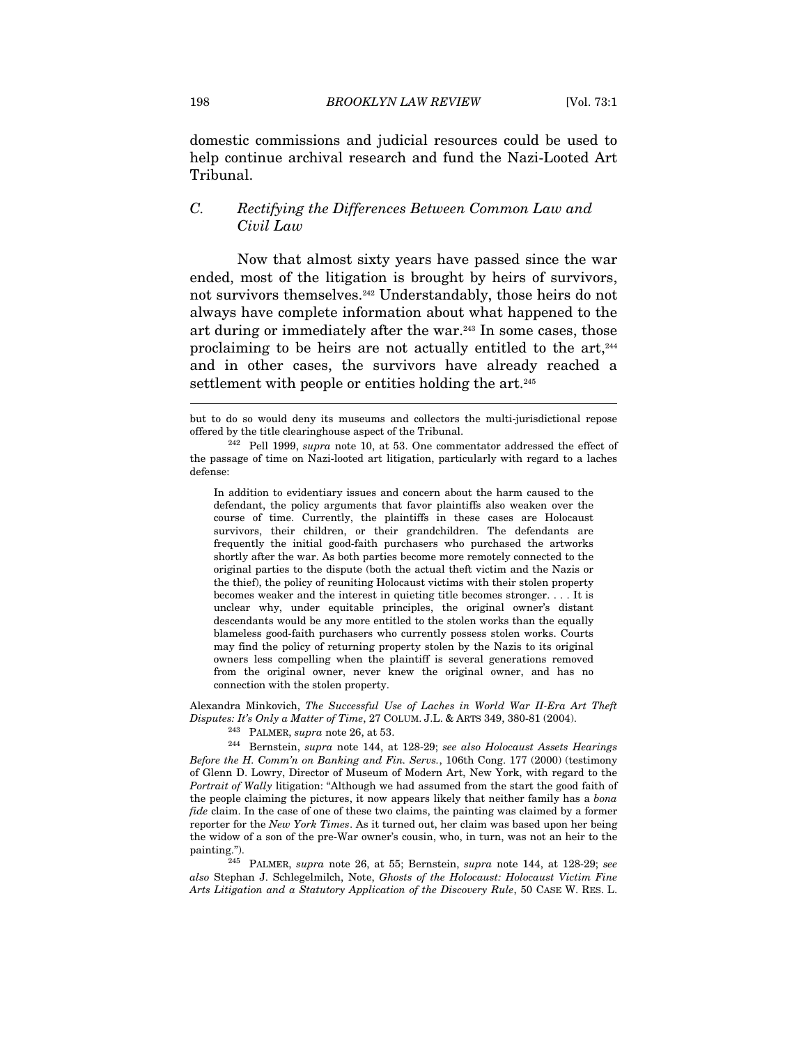domestic commissions and judicial resources could be used to help continue archival research and fund the Nazi-Looted Art Tribunal.

### C. *Rectifying the Differences Between Common Law and Civil Law*

Now that almost sixty years have passed since the war ended, most of the litigation is brought by heirs of survivors, not survivors themselves.[242] Understandably, those heirs do not always have complete information about what happened to the art during or immediately after the war.[243] In some cases, those proclaiming to be heirs are not actually entitled to the art,[244] and in other cases, the survivors have already reached a settlement with people or entities holding the art.[245]

---

but to do so would deny its museums and collectors the multi-jurisdictional repose offered by the title clearinghouse aspect of the Tribunal.

[242] Pell 1999, *supra* note 10, at 53. One commentator addressed the effect of the passage of time on Nazi-looted art litigation, particularly with regard to a laches defense:

> In addition to evidentiary issues and concern about the harm caused to the defendant, the policy arguments that favor plaintiffs also weaken over the course of time. Currently, the plaintiffs in these cases are Holocaust survivors, their children, or their grandchildren. The defendants are frequently the initial good-faith purchasers who purchased the artworks shortly after the war. As both parties become more remotely connected to the original parties to the dispute (both the actual theft victim and the Nazis or the thief), the policy of reuniting Holocaust victims with their stolen property becomes weaker and the interest in quieting title becomes stronger. . . . It is unclear why, under equitable principles, the original owner's distant descendants would be any more entitled to the stolen works than the equally blameless good-faith purchasers who currently possess stolen works. Courts may find the policy of returning property stolen by the Nazis to its original owners less compelling when the plaintiff is several generations removed from the original owner, never knew the original owner, and has no connection with the stolen property.

Alexandra Minkovich, *The Successful Use of Laches in World War II-Era Art Theft Disputes: It's Only a Matter of Time*, 27 COLUM. J.L. & ARTS 349, 380-81 (2004).

[243] PALMER, *supra* note 26, at 53.

[244] Bernstein, *supra* note 144, at 128-29; *see also Holocaust Assets Hearings Before the H. Comm'n on Banking and Fin. Servs.*, 106th Cong. 177 (2000) (testimony of Glenn D. Lowry, Director of Museum of Modern Art, New York, with regard to the *Portrait of Wally* litigation: "Although we had assumed from the start the good faith of the people claiming the pictures, it now appears likely that neither family has a *bona fide* claim. In the case of one of these two claims, the painting was claimed by a former reporter for the *New York Times*. As it turned out, her claim was based upon her being the widow of a son of the pre-War owner's cousin, who, in turn, was not an heir to the painting.").

[245] PALMER, *supra* note 26, at 55; Bernstein, *supra* note 144, at 128-29; *see also* Stephan J. Schlegelmilch, Note, *Ghosts of the Holocaust: Holocaust Victim Fine Arts Litigation and a Statutory Application of the Discovery Rule*, 50 CASE W. RES. L.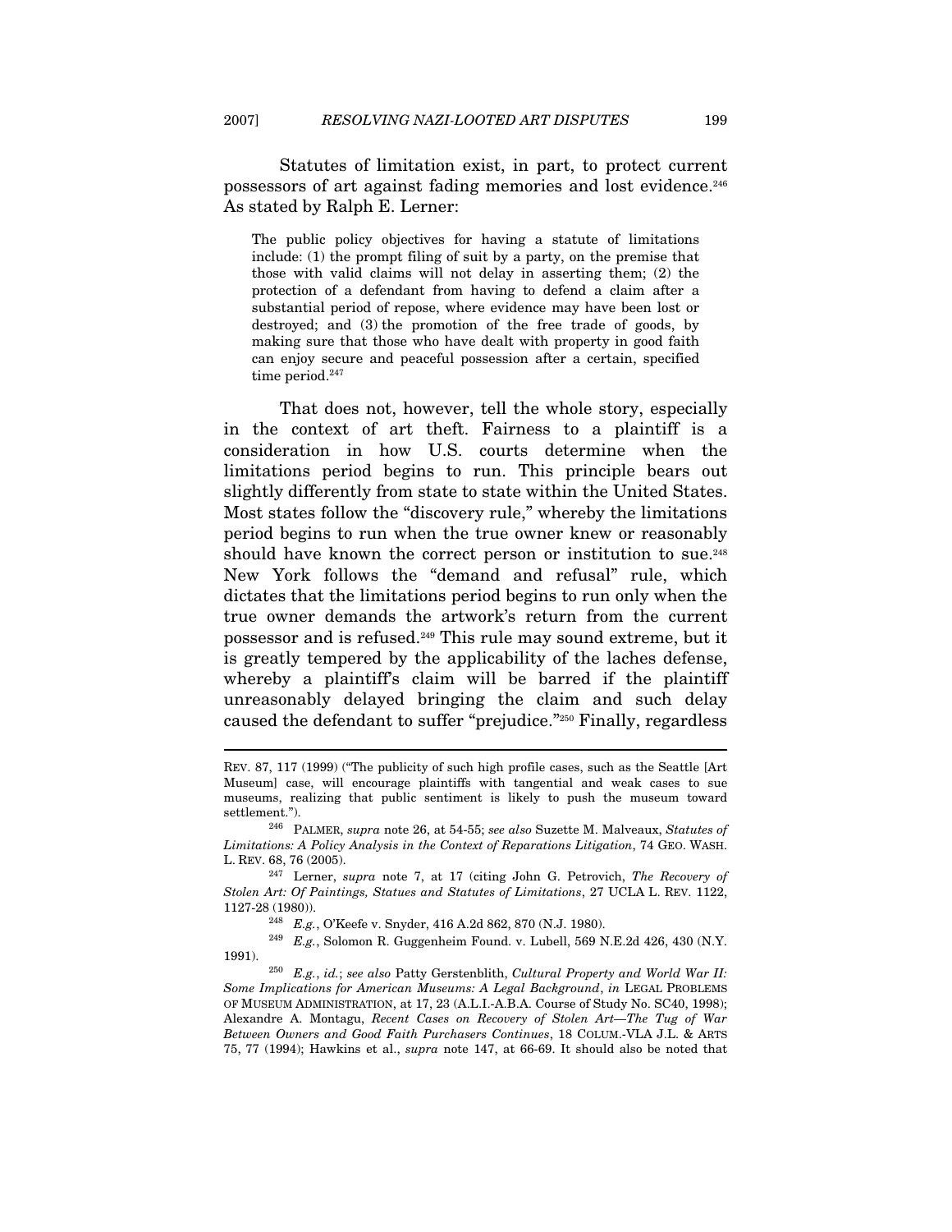Statutes of limitation exist, in part, to protect current possessors of art against fading memories and lost evidence.[246] As stated by Ralph E. Lerner:

> The public policy objectives for having a statute of limitations include: (1) the prompt filing of suit by a party, on the premise that those with valid claims will not delay in asserting them; (2) the protection of a defendant from having to defend a claim after a substantial period of repose, where evidence may have been lost or destroyed; and (3) the promotion of the free trade of goods, by making sure that those who have dealt with property in good faith can enjoy secure and peaceful possession after a certain, specified time period.[247]

That does not, however, tell the whole story, especially in the context of art theft. Fairness to a plaintiff is a consideration in how U.S. courts determine when the limitations period begins to run. This principle bears out slightly differently from state to state within the United States. Most states follow the "discovery rule," whereby the limitations period begins to run when the true owner knew or reasonably should have known the correct person or institution to sue.[248] New York follows the "demand and refusal" rule, which dictates that the limitations period begins to run only when the true owner demands the artwork's return from the current possessor and is refused.[249] This rule may sound extreme, but it is greatly tempered by the applicability of the laches defense, whereby a plaintiff's claim will be barred if the plaintiff unreasonably delayed bringing the claim and such delay caused the defendant to suffer "prejudice."[250] Finally, regardless

---

REV. 87, 117 (1999) ("The publicity of such high profile cases, such as the Seattle [Art Museum] case, will encourage plaintiffs with tangential and weak cases to sue museums, realizing that public sentiment is likely to push the museum toward settlement.").

[246] PALMER, *supra* note 26, at 54-55; *see also* Suzette M. Malveaux, *Statutes of Limitations: A Policy Analysis in the Context of Reparations Litigation*, 74 GEO. WASH. L. REV. 68, 76 (2005).

[247] Lerner, *supra* note 7, at 17 (citing John G. Petrovich, *The Recovery of Stolen Art: Of Paintings, Statues and Statutes of Limitations*, 27 UCLA L. REV. 1122, 1127-28 (1980)).

[248] *E.g.*, O'Keefe v. Snyder, 416 A.2d 862, 870 (N.J. 1980).

[249] *E.g.*, Solomon R. Guggenheim Found. v. Lubell, 569 N.E.2d 426, 430 (N.Y. 1991).

[250] *E.g.*, *id.*; *see also* Patty Gerstenblith, *Cultural Property and World War II: Some Implications for American Museums: A Legal Background*, *in* LEGAL PROBLEMS OF MUSEUM ADMINISTRATION, at 17, 23 (A.L.I.-A.B.A. Course of Study No. SC40, 1998); Alexandre A. Montagu, *Recent Cases on Recovery of Stolen Art—The Tug of War Between Owners and Good Faith Purchasers Continues*, 18 COLUM.-VLA J.L. & ARTS 75, 77 (1994); Hawkins et al., *supra* note 147, at 66-69. It should also be noted that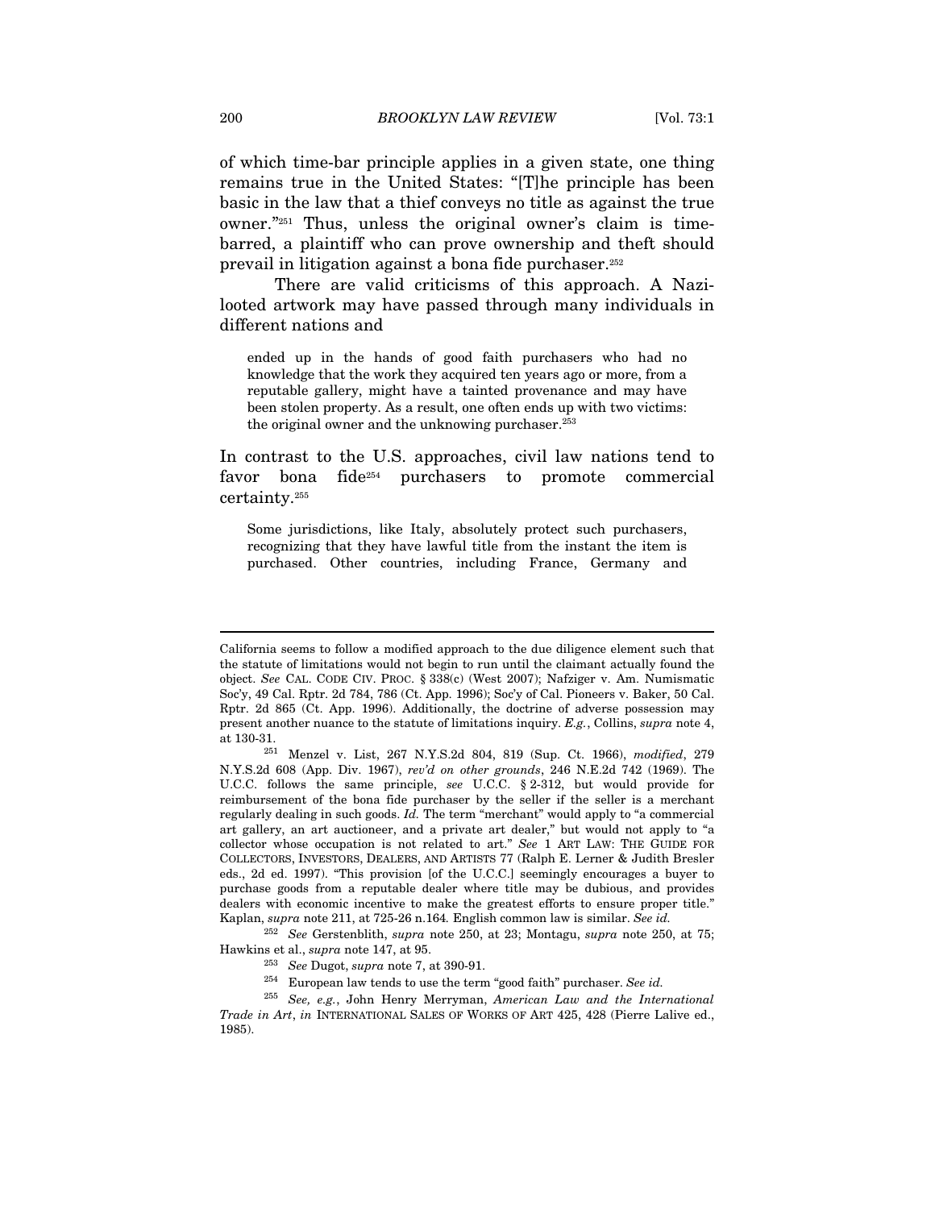of which time-bar principle applies in a given state, one thing remains true in the United States: "[T]he principle has been basic in the law that a thief conveys no title as against the true owner."[251] Thus, unless the original owner's claim is time-barred, a plaintiff who can prove ownership and theft should prevail in litigation against a bona fide purchaser.[252]

There are valid criticisms of this approach. A Nazi-looted artwork may have passed through many individuals in different nations and

> ended up in the hands of good faith purchasers who had no knowledge that the work they acquired ten years ago or more, from a reputable gallery, might have a tainted provenance and may have been stolen property. As a result, one often ends up with two victims: the original owner and the unknowing purchaser.[253]

In contrast to the U.S. approaches, civil law nations tend to favor bona fide[254] purchasers to promote commercial certainty.[255]

> Some jurisdictions, like Italy, absolutely protect such purchasers, recognizing that they have lawful title from the instant the item is purchased. Other countries, including France, Germany and

---

California seems to follow a modified approach to the due diligence element such that the statute of limitations would not begin to run until the claimant actually found the object. *See* CAL. CODE CIV. PROC. § 338(c) (West 2007); Nafziger v. Am. Numismatic Soc'y, 49 Cal. Rptr. 2d 784, 786 (Ct. App. 1996); Soc'y of Cal. Pioneers v. Baker, 50 Cal. Rptr. 2d 865 (Ct. App. 1996). Additionally, the doctrine of adverse possession may present another nuance to the statute of limitations inquiry. *E.g.*, Collins, *supra* note 4, at 130-31.

[251] Menzel v. List, 267 N.Y.S.2d 804, 819 (Sup. Ct. 1966), *modified*, 279 N.Y.S.2d 608 (App. Div. 1967), *rev'd on other grounds*, 246 N.E.2d 742 (1969). The U.C.C. follows the same principle, *see* U.C.C. § 2-312, but would provide for reimbursement of the bona fide purchaser by the seller if the seller is a merchant regularly dealing in such goods. *Id.* The term "merchant" would apply to "a commercial art gallery, an art auctioneer, and a private art dealer," but would not apply to "a collector whose occupation is not related to art." *See* 1 ART LAW: THE GUIDE FOR COLLECTORS, INVESTORS, DEALERS, AND ARTISTS 77 (Ralph E. Lerner & Judith Bresler eds., 2d ed. 1997). "This provision [of the U.C.C.] seemingly encourages a buyer to purchase goods from a reputable dealer where title may be dubious, and provides dealers with economic incentive to make the greatest efforts to ensure proper title." Kaplan, *supra* note 211, at 725-26 n.164. English common law is similar. *See id.*

[252] *See* Gerstenblith, *supra* note 250, at 23; Montagu, *supra* note 250, at 75; Hawkins et al., *supra* note 147, at 95.

[253] *See* Dugot, *supra* note 7, at 390-91.

[254] European law tends to use the term "good faith" purchaser. *See id.*

[255] *See, e.g.*, John Henry Merryman, *American Law and the International Trade in Art*, *in* INTERNATIONAL SALES OF WORKS OF ART 425, 428 (Pierre Lalive ed., 1985).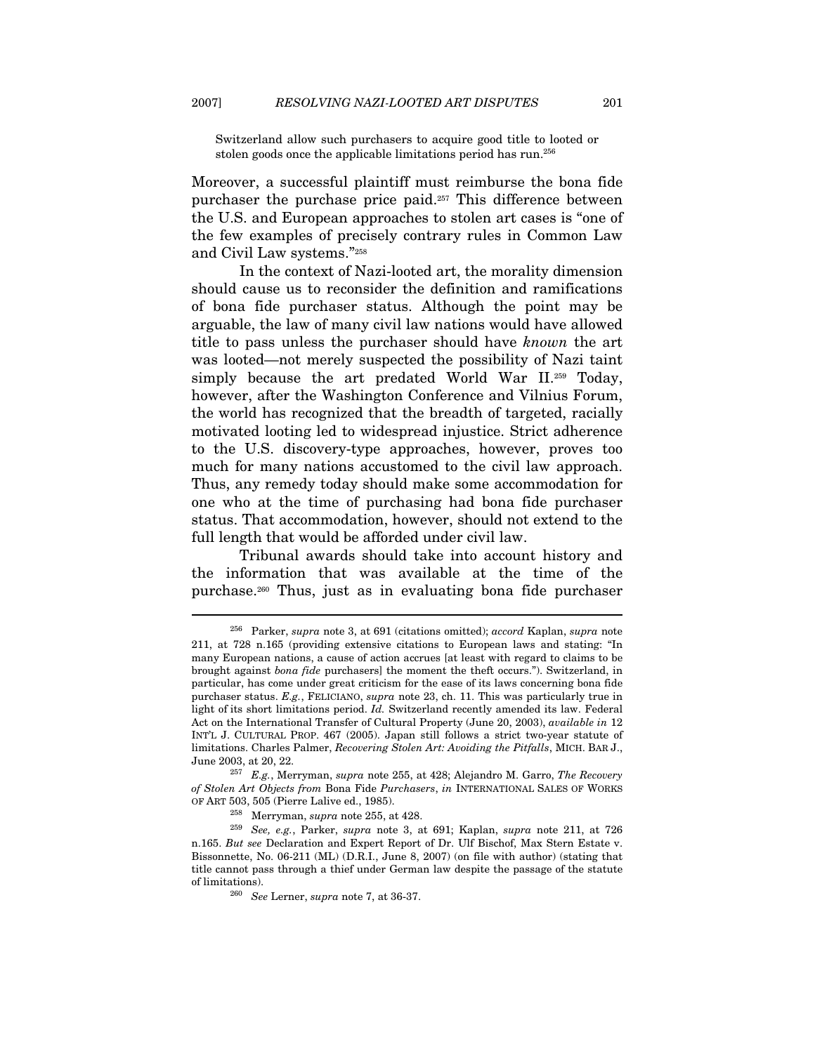Switzerland allow such purchasers to acquire good title to looted or stolen goods once the applicable limitations period has run.[256]

Moreover, a successful plaintiff must reimburse the bona fide purchaser the purchase price paid.[257] This difference between the U.S. and European approaches to stolen art cases is "one of the few examples of precisely contrary rules in Common Law and Civil Law systems."[258]

In the context of Nazi-looted art, the morality dimension should cause us to reconsider the definition and ramifications of bona fide purchaser status. Although the point may be arguable, the law of many civil law nations would have allowed title to pass unless the purchaser should have *known* the art was looted—not merely suspected the possibility of Nazi taint simply because the art predated World War II.[259] Today, however, after the Washington Conference and Vilnius Forum, the world has recognized that the breadth of targeted, racially motivated looting led to widespread injustice. Strict adherence to the U.S. discovery-type approaches, however, proves too much for many nations accustomed to the civil law approach. Thus, any remedy today should make some accommodation for one who at the time of purchasing had bona fide purchaser status. That accommodation, however, should not extend to the full length that would be afforded under civil law.

Tribunal awards should take into account history and the information that was available at the time of the purchase.[260] Thus, just as in evaluating bona fide purchaser

---

[256] Parker, *supra* note 3, at 691 (citations omitted); *accord* Kaplan, *supra* note 211, at 728 n.165 (providing extensive citations to European laws and stating: "In many European nations, a cause of action accrues [at least with regard to claims to be brought against *bona fide* purchasers] the moment the theft occurs."). Switzerland, in particular, has come under great criticism for the ease of its laws concerning bona fide purchaser status. *E.g.*, FELICIANO, *supra* note 23, ch. 11. This was particularly true in light of its short limitations period. *Id.* Switzerland recently amended its law. Federal Act on the International Transfer of Cultural Property (June 20, 2003), *available in* 12 INT'L J. CULTURAL PROP. 467 (2005). Japan still follows a strict two-year statute of limitations. Charles Palmer, *Recovering Stolen Art: Avoiding the Pitfalls*, MICH. BAR J., June 2003, at 20, 22.

[257] *E.g.*, Merryman, *supra* note 255, at 428; Alejandro M. Garro, *The Recovery of Stolen Art Objects from* Bona Fide *Purchasers*, *in* INTERNATIONAL SALES OF WORKS OF ART 503, 505 (Pierre Lalive ed., 1985).

[258] Merryman, *supra* note 255, at 428.

[259] *See, e.g.*, Parker, *supra* note 3, at 691; Kaplan, *supra* note 211, at 726 n.165. *But see* Declaration and Expert Report of Dr. Ulf Bischof, Max Stern Estate v. Bissonnette, No. 06-211 (ML) (D.R.I., June 8, 2007) (on file with author) (stating that title cannot pass through a thief under German law despite the passage of the statute of limitations).

[260] *See* Lerner, *supra* note 7, at 36-37.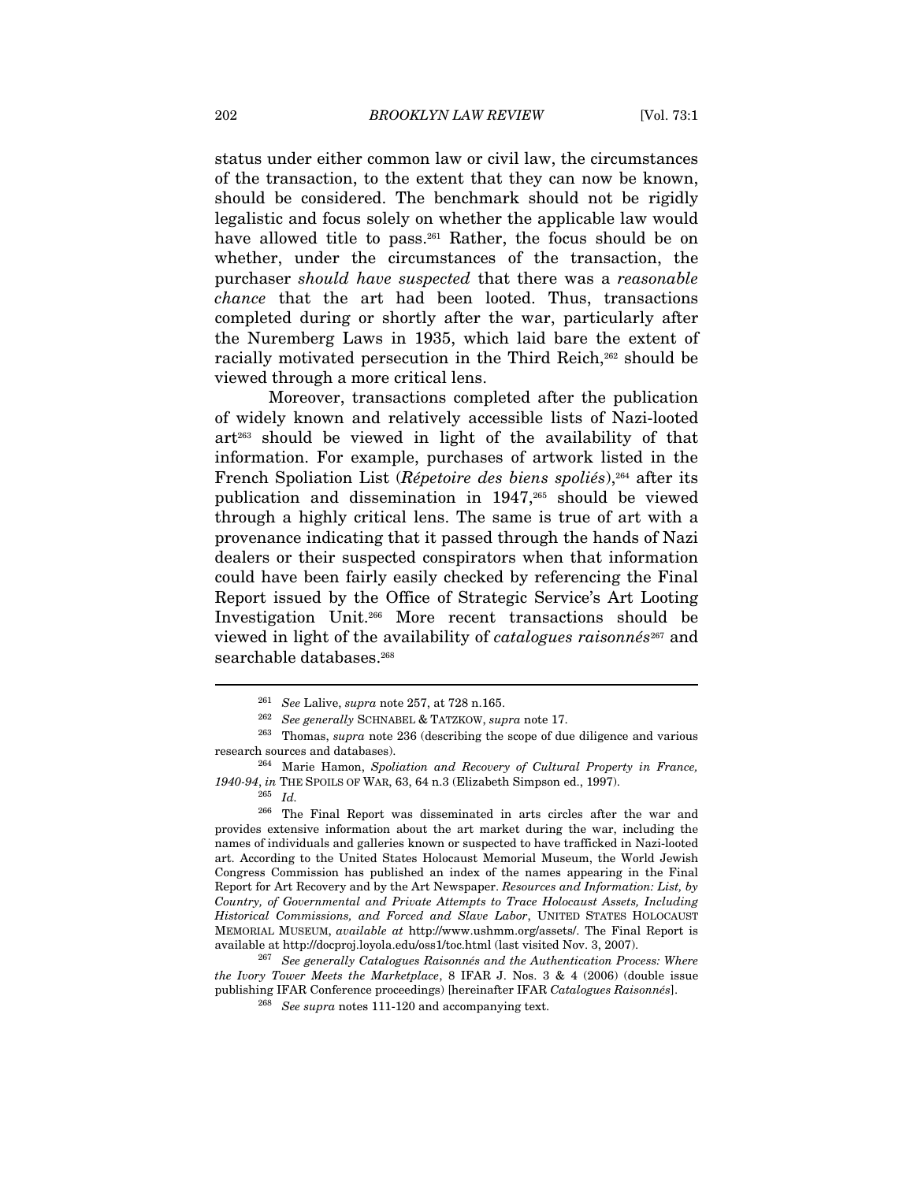status under either common law or civil law, the circumstances of the transaction, to the extent that they can now be known, should be considered. The benchmark should not be rigidly legalistic and focus solely on whether the applicable law would have allowed title to pass.[261] Rather, the focus should be on whether, under the circumstances of the transaction, the purchaser *should have suspected* that there was a *reasonable chance* that the art had been looted. Thus, transactions completed during or shortly after the war, particularly after the Nuremberg Laws in 1935, which laid bare the extent of racially motivated persecution in the Third Reich,[262] should be viewed through a more critical lens.

Moreover, transactions completed after the publication of widely known and relatively accessible lists of Nazi-looted art[263] should be viewed in light of the availability of that information. For example, purchases of artwork listed in the French Spoliation List (*Répetoire des biens spoliés*),[264] after its publication and dissemination in 1947,[265] should be viewed through a highly critical lens. The same is true of art with a provenance indicating that it passed through the hands of Nazi dealers or their suspected conspirators when that information could have been fairly easily checked by referencing the Final Report issued by the Office of Strategic Service's Art Looting Investigation Unit.[266] More recent transactions should be viewed in light of the availability of *catalogues raisonnés*[267] and searchable databases.[268]

---

[261] *See* Lalive, *supra* note 257, at 728 n.165.

[262] *See generally* SCHNABEL & TATZKOW, *supra* note 17.

[263] Thomas, *supra* note 236 (describing the scope of due diligence and various research sources and databases).

[264] Marie Hamon, *Spoliation and Recovery of Cultural Property in France, 1940-94*, *in* THE SPOILS OF WAR, 63, 64 n.3 (Elizabeth Simpson ed., 1997).

[265] *Id.*

[266] The Final Report was disseminated in arts circles after the war and provides extensive information about the art market during the war, including the names of individuals and galleries known or suspected to have trafficked in Nazi-looted art. According to the United States Holocaust Memorial Museum, the World Jewish Congress Commission has published an index of the names appearing in the Final Report for Art Recovery and by the Art Newspaper. *Resources and Information: List, by Country, of Governmental and Private Attempts to Trace Holocaust Assets, Including Historical Commissions, and Forced and Slave Labor*, UNITED STATES HOLOCAUST MEMORIAL MUSEUM, *available at* http://www.ushmm.org/assets/. The Final Report is available at http://docproj.loyola.edu/oss1/toc.html (last visited Nov. 3, 2007).

[267] *See generally Catalogues Raisonnés and the Authentication Process: Where the Ivory Tower Meets the Marketplace*, 8 IFAR J. Nos. 3 & 4 (2006) (double issue publishing IFAR Conference proceedings) [hereinafter IFAR *Catalogues Raisonnés*].

[268] *See supra* notes 111-120 and accompanying text.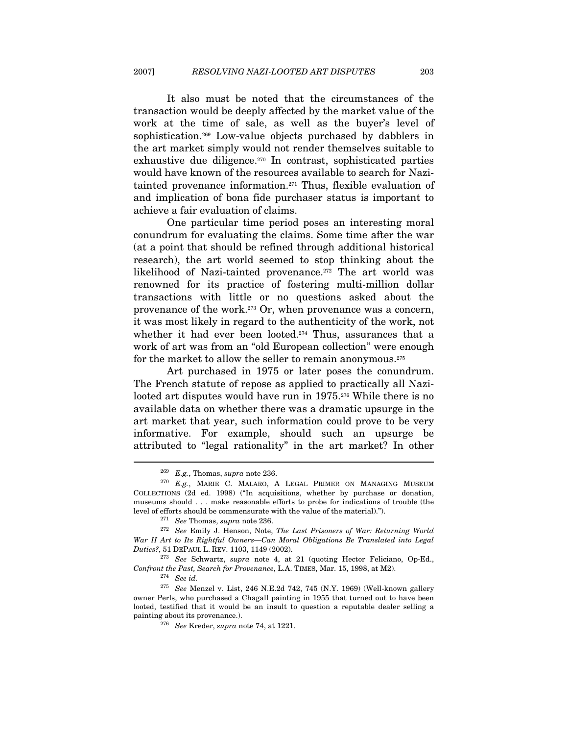It also must be noted that the circumstances of the transaction would be deeply affected by the market value of the work at the time of sale, as well as the buyer's level of sophistication.[269] Low-value objects purchased by dabblers in the art market simply would not render themselves suitable to exhaustive due diligence.[270] In contrast, sophisticated parties would have known of the resources available to search for Nazi-tainted provenance information.[271] Thus, flexible evaluation of and implication of bona fide purchaser status is important to achieve a fair evaluation of claims.

One particular time period poses an interesting moral conundrum for evaluating the claims. Some time after the war (at a point that should be refined through additional historical research), the art world seemed to stop thinking about the likelihood of Nazi-tainted provenance.[272] The art world was renowned for its practice of fostering multi-million dollar transactions with little or no questions asked about the provenance of the work.[273] Or, when provenance was a concern, it was most likely in regard to the authenticity of the work, not whether it had ever been looted.[274] Thus, assurances that a work of art was from an "old European collection" were enough for the market to allow the seller to remain anonymous.[275]

Art purchased in 1975 or later poses the conundrum. The French statute of repose as applied to practically all Nazi-looted art disputes would have run in 1975.[276] While there is no available data on whether there was a dramatic upsurge in the art market that year, such information could prove to be very informative. For example, should such an upsurge be attributed to "legal rationality" in the art market? In other

---

[269] *E.g.*, Thomas, *supra* note 236.

[270] *E.g.*, MARIE C. MALARO, A LEGAL PRIMER ON MANAGING MUSEUM COLLECTIONS (2d ed. 1998) ("In acquisitions, whether by purchase or donation, museums should . . . make reasonable efforts to probe for indications of trouble (the level of efforts should be commensurate with the value of the material).").

[271] *See* Thomas, *supra* note 236.

[272] *See* Emily J. Henson, Note, *The Last Prisoners of War: Returning World War II Art to Its Rightful Owners—Can Moral Obligations Be Translated into Legal Duties?*, 51 DEPAUL L. REV. 1103, 1149 (2002).

[273] *See* Schwartz, *supra* note 4, at 21 (quoting Hector Feliciano, Op-Ed., *Confront the Past, Search for Provenance*, L.A. TIMES, Mar. 15, 1998, at M2).

[274] *See id.*

[275] *See* Menzel v. List, 246 N.E.2d 742, 745 (N.Y. 1969) (Well-known gallery owner Perls, who purchased a Chagall painting in 1955 that turned out to have been looted, testified that it would be an insult to question a reputable dealer selling a painting about its provenance.).

[276] *See* Kreder, *supra* note 74, at 1221.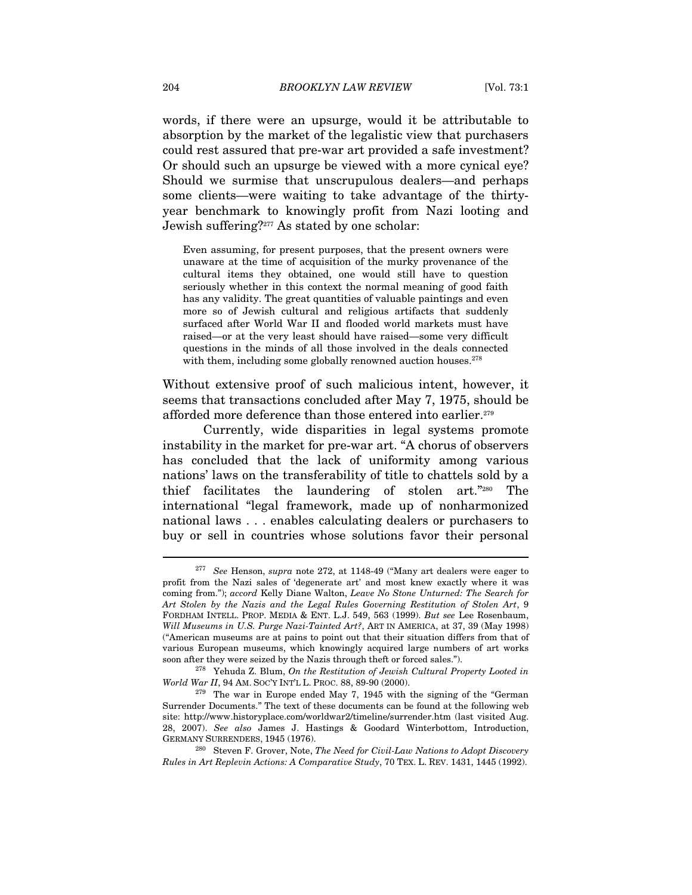words, if there were an upsurge, would it be attributable to absorption by the market of the legalistic view that purchasers could rest assured that pre-war art provided a safe investment? Or should such an upsurge be viewed with a more cynical eye? Should we surmise that unscrupulous dealers—and perhaps some clients—were waiting to take advantage of the thirty-year benchmark to knowingly profit from Nazi looting and Jewish suffering?[277] As stated by one scholar:

> Even assuming, for present purposes, that the present owners were unaware at the time of acquisition of the murky provenance of the cultural items they obtained, one would still have to question seriously whether in this context the normal meaning of good faith has any validity. The great quantities of valuable paintings and even more so of Jewish cultural and religious artifacts that suddenly surfaced after World War II and flooded world markets must have raised—or at the very least should have raised—some very difficult questions in the minds of all those involved in the deals connected with them, including some globally renowned auction houses.[278]

Without extensive proof of such malicious intent, however, it seems that transactions concluded after May 7, 1975, should be afforded more deference than those entered into earlier.[279]

Currently, wide disparities in legal systems promote instability in the market for pre-war art. "A chorus of observers has concluded that the lack of uniformity among various nations' laws on the transferability of title to chattels sold by a thief facilitates the laundering of stolen art."[280] The international "legal framework, made up of nonharmonized national laws . . . enables calculating dealers or purchasers to buy or sell in countries whose solutions favor their personal

---

[277] *See* Henson, *supra* note 272, at 1148-49 ("Many art dealers were eager to profit from the Nazi sales of 'degenerate art' and most knew exactly where it was coming from."); *accord* Kelly Diane Walton, *Leave No Stone Unturned: The Search for Art Stolen by the Nazis and the Legal Rules Governing Restitution of Stolen Art*, 9 FORDHAM INTELL. PROP. MEDIA & ENT. L.J. 549, 563 (1999). *But see* Lee Rosenbaum, *Will Museums in U.S. Purge Nazi-Tainted Art?*, ART IN AMERICA, at 37, 39 (May 1998) ("American museums are at pains to point out that their situation differs from that of various European museums, which knowingly acquired large numbers of art works soon after they were seized by the Nazis through theft or forced sales.").

[278] Yehuda Z. Blum, *On the Restitution of Jewish Cultural Property Looted in World War II*, 94 AM. SOC'Y INT'L L. PROC. 88, 89-90 (2000).

[279] The war in Europe ended May 7, 1945 with the signing of the "German Surrender Documents." The text of these documents can be found at the following web site: http://www.historyplace.com/worldwar2/timeline/surrender.htm (last visited Aug. 28, 2007). *See also* James J. Hastings & Goodard Winterbottom, Introduction, GERMANY SURRENDERS, 1945 (1976).

[280] Steven F. Grover, Note, *The Need for Civil-Law Nations to Adopt Discovery Rules in Art Replevin Actions: A Comparative Study*, 70 TEX. L. REV. 1431, 1445 (1992).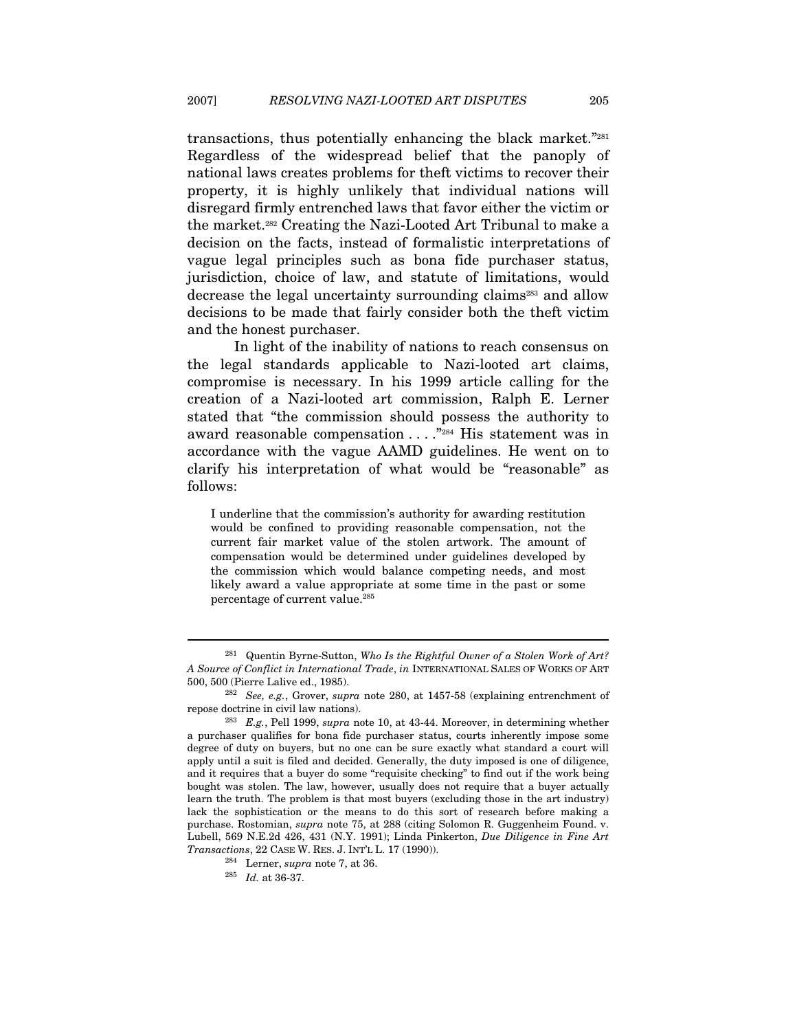transactions, thus potentially enhancing the black market."[281] Regardless of the widespread belief that the panoply of national laws creates problems for theft victims to recover their property, it is highly unlikely that individual nations will disregard firmly entrenched laws that favor either the victim or the market.[282] Creating the Nazi-Looted Art Tribunal to make a decision on the facts, instead of formalistic interpretations of vague legal principles such as bona fide purchaser status, jurisdiction, choice of law, and statute of limitations, would decrease the legal uncertainty surrounding claims[283] and allow decisions to be made that fairly consider both the theft victim and the honest purchaser.

In light of the inability of nations to reach consensus on the legal standards applicable to Nazi-looted art claims, compromise is necessary. In his 1999 article calling for the creation of a Nazi-looted art commission, Ralph E. Lerner stated that "the commission should possess the authority to award reasonable compensation . . . ."[284] His statement was in accordance with the vague AAMD guidelines. He went on to clarify his interpretation of what would be "reasonable" as follows:

> I underline that the commission's authority for awarding restitution would be confined to providing reasonable compensation, not the current fair market value of the stolen artwork. The amount of compensation would be determined under guidelines developed by the commission which would balance competing needs, and most likely award a value appropriate at some time in the past or some percentage of current value.[285]

---

[281] Quentin Byrne-Sutton, *Who Is the Rightful Owner of a Stolen Work of Art? A Source of Conflict in International Trade*, *in* INTERNATIONAL SALES OF WORKS OF ART 500, 500 (Pierre Lalive ed., 1985).

[282] *See, e.g.*, Grover, *supra* note 280, at 1457-58 (explaining entrenchment of repose doctrine in civil law nations).

[283] *E.g.*, Pell 1999, *supra* note 10, at 43-44. Moreover, in determining whether a purchaser qualifies for bona fide purchaser status, courts inherently impose some degree of duty on buyers, but no one can be sure exactly what standard a court will apply until a suit is filed and decided. Generally, the duty imposed is one of diligence, and it requires that a buyer do some "requisite checking" to find out if the work being bought was stolen. The law, however, usually does not require that a buyer actually learn the truth. The problem is that most buyers (excluding those in the art industry) lack the sophistication or the means to do this sort of research before making a purchase. Rostomian, *supra* note 75, at 288 (citing Solomon R. Guggenheim Found. v. Lubell, 569 N.E.2d 426, 431 (N.Y. 1991); Linda Pinkerton, *Due Diligence in Fine Art Transactions*, 22 CASE W. RES. J. INT'L L. 17 (1990)).

[284] Lerner, *supra* note 7, at 36.

[285] *Id.* at 36-37.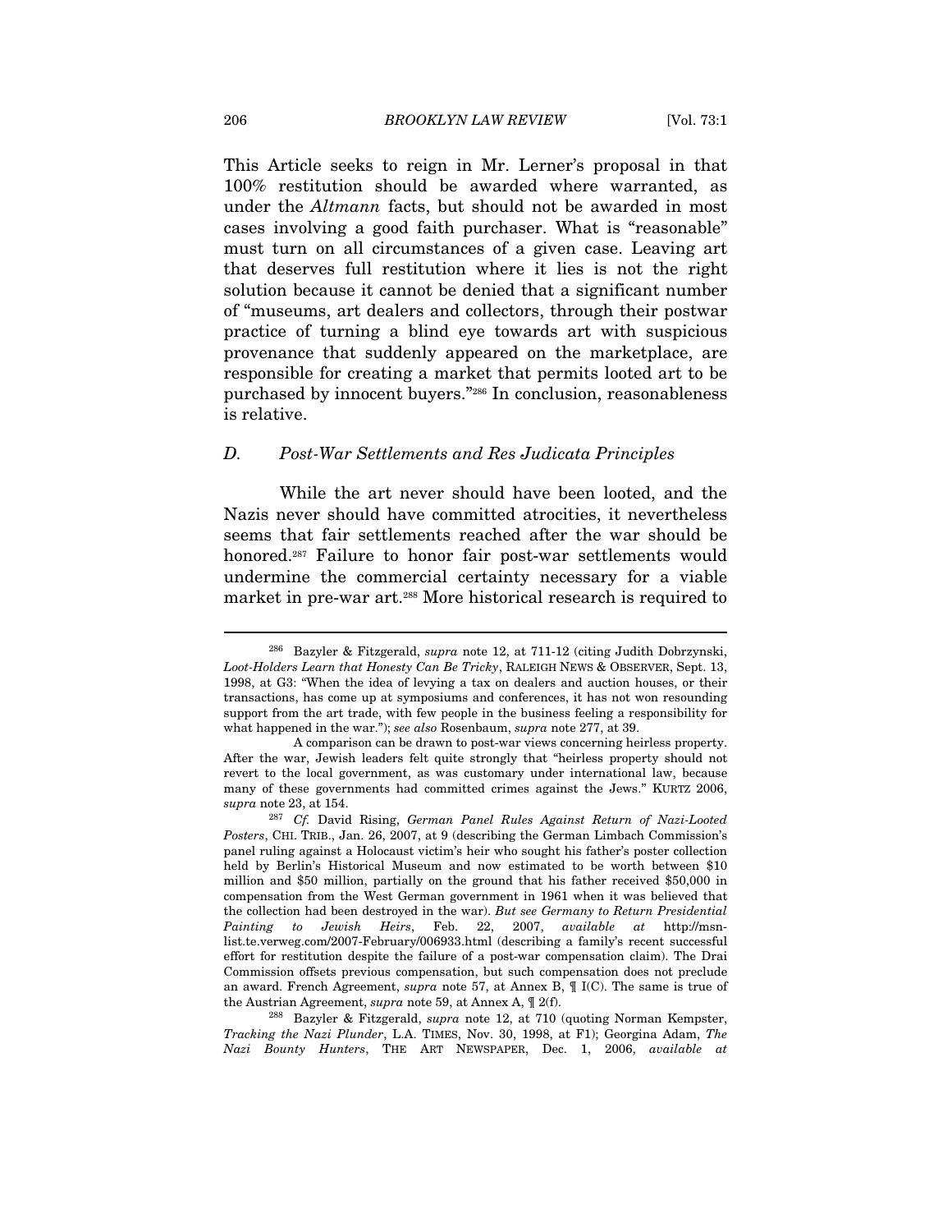This Article seeks to reign in Mr. Lerner's proposal in that 100% restitution should be awarded where warranted, as under the *Altmann* facts, but should not be awarded in most cases involving a good faith purchaser. What is "reasonable" must turn on all circumstances of a given case. Leaving art that deserves full restitution where it lies is not the right solution because it cannot be denied that a significant number of "museums, art dealers and collectors, through their postwar practice of turning a blind eye towards art with suspicious provenance that suddenly appeared on the marketplace, are responsible for creating a market that permits looted art to be purchased by innocent buyers."[286] In conclusion, reasonableness is relative.

### *D. Post-War Settlements and Res Judicata Principles*

While the art never should have been looted, and the Nazis never should have committed atrocities, it nevertheless seems that fair settlements reached after the war should be honored.[287] Failure to honor fair post-war settlements would undermine the commercial certainty necessary for a viable market in pre-war art.[288] More historical research is required to

---

[286] Bazyler & Fitzgerald, *supra* note 12, at 711-12 (citing Judith Dobrzynski, *Loot-Holders Learn that Honesty Can Be Tricky*, RALEIGH NEWS & OBSERVER, Sept. 13, 1998, at G3: "When the idea of levying a tax on dealers and auction houses, or their transactions, has come up at symposiums and conferences, it has not won resounding support from the art trade, with few people in the business feeling a responsibility for what happened in the war."); *see also* Rosenbaum, *supra* note 277, at 39.

A comparison can be drawn to post-war views concerning heirless property. After the war, Jewish leaders felt quite strongly that "heirless property should not revert to the local government, as was customary under international law, because many of these governments had committed crimes against the Jews." KURTZ 2006, *supra* note 23, at 154.

[287] *Cf.* David Rising, *German Panel Rules Against Return of Nazi-Looted Posters*, CHI. TRIB., Jan. 26, 2007, at 9 (describing the German Limbach Commission's panel ruling against a Holocaust victim's heir who sought his father's poster collection held by Berlin's Historical Museum and now estimated to be worth between $10 million and $50 million, partially on the ground that his father received $50,000 in compensation from the West German government in 1961 when it was believed that the collection had been destroyed in the war). *But see Germany to Return Presidential Painting to Jewish Heirs*, Feb. 22, 2007, *available at* http://msn-list.te.verweg.com/2007-February/006933.html (describing a family's recent successful effort for restitution despite the failure of a post-war compensation claim). The Drai Commission offsets previous compensation, but such compensation does not preclude an award. French Agreement, *supra* note 57, at Annex B, ¶ I(C). The same is true of the Austrian Agreement, *supra* note 59, at Annex A, ¶ 2(f).

[288] Bazyler & Fitzgerald, *supra* note 12, at 710 (quoting Norman Kempster, *Tracking the Nazi Plunder*, L.A. TIMES, Nov. 30, 1998, at F1); Georgina Adam, *The Nazi Bounty Hunters*, THE ART NEWSPAPER, Dec. 1, 2006, *available at*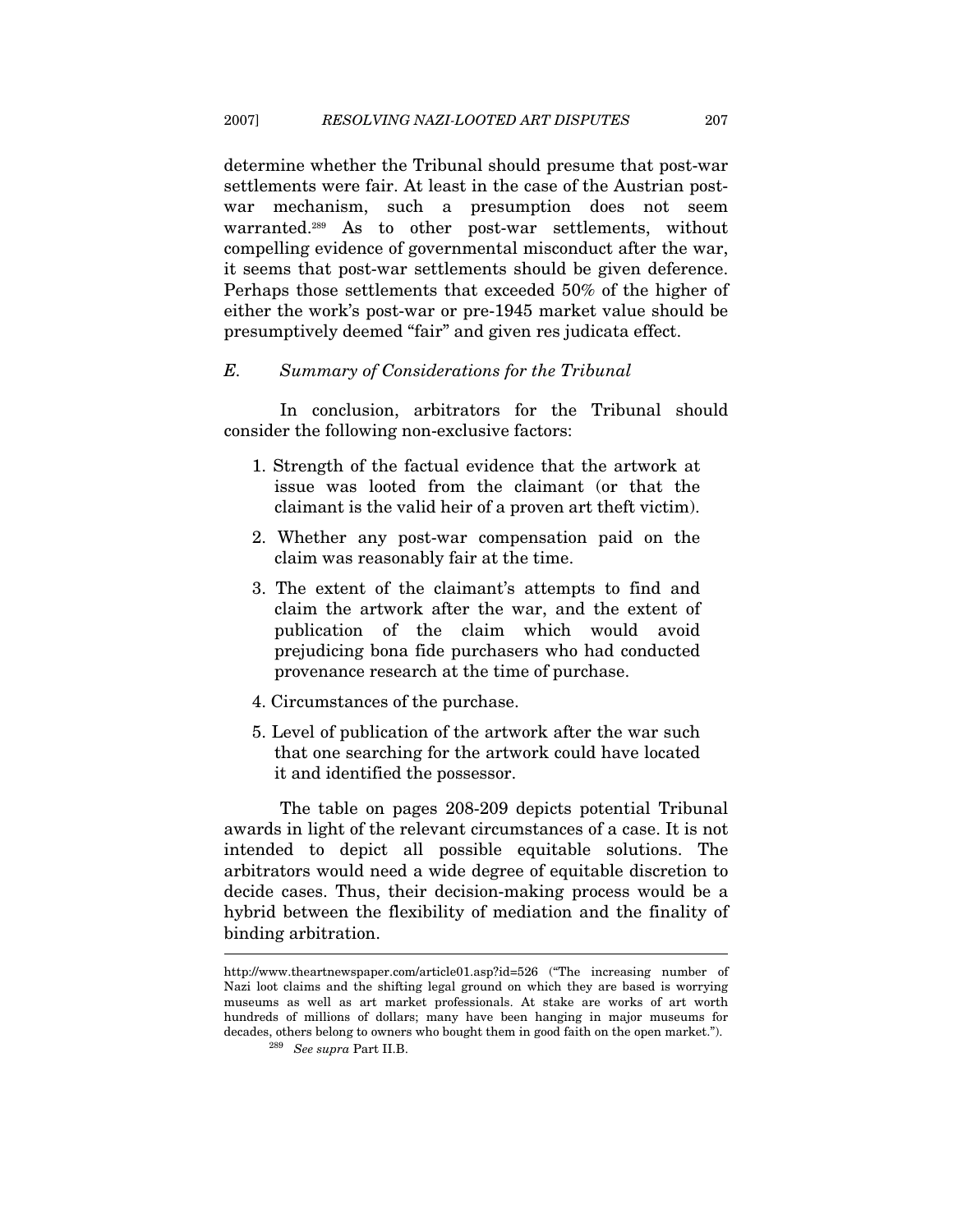determine whether the Tribunal should presume that post-war settlements were fair. At least in the case of the Austrian post-war mechanism, such a presumption does not seem warranted.[289] As to other post-war settlements, without compelling evidence of governmental misconduct after the war, it seems that post-war settlements should be given deference. Perhaps those settlements that exceeded 50% of the higher of either the work's post-war or pre-1945 market value should be presumptively deemed "fair" and given res judicata effect.

### *E. Summary of Considerations for the Tribunal*

In conclusion, arbitrators for the Tribunal should consider the following non-exclusive factors:

1. Strength of the factual evidence that the artwork at issue was looted from the claimant (or that the claimant is the valid heir of a proven art theft victim).
2. Whether any post-war compensation paid on the claim was reasonably fair at the time.
3. The extent of the claimant's attempts to find and claim the artwork after the war, and the extent of publication of the claim which would avoid prejudicing bona fide purchasers who had conducted provenance research at the time of purchase.
4. Circumstances of the purchase.
5. Level of publication of the artwork after the war such that one searching for the artwork could have located it and identified the possessor.

The table on pages 208-209 depicts potential Tribunal awards in light of the relevant circumstances of a case. It is not intended to depict all possible equitable solutions. The arbitrators would need a wide degree of equitable discretion to decide cases. Thus, their decision-making process would be a hybrid between the flexibility of mediation and the finality of binding arbitration.

---

http://www.theartnewspaper.com/article01.asp?id=526 ("The increasing number of Nazi loot claims and the shifting legal ground on which they are based is worrying museums as well as art market professionals. At stake are works of art worth hundreds of millions of dollars; many have been hanging in major museums for decades, others belong to owners who bought them in good faith on the open market.").

[289] *See supra* Part II.B.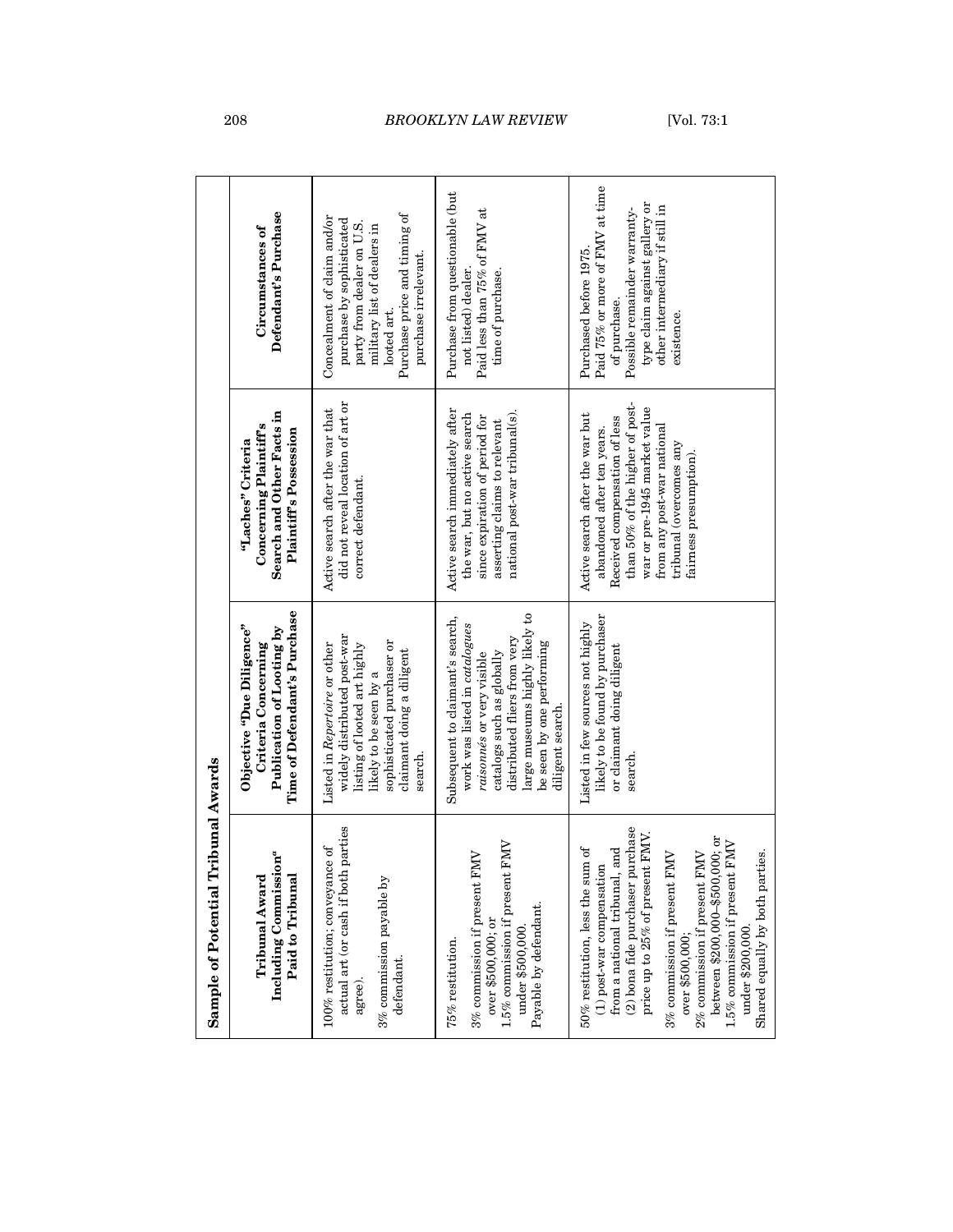**Sample of Potential Tribunal Awards**

| Tribunal Award Including Commission[a] Paid to Tribunal | Objective "Due Diligence" Criteria Concerning Publication of Looting by Time of Defendant's Purchase | "Laches" Criteria Concerning Plaintiff's Search and Other Facts in Plaintiff's Possession | Circumstances of Defendant's Purchase |
|---|---|---|---|
| 100% restitution; conveyance of actual art (or cash if both parties agree). 3% commission payable by defendant. | Listed in *Repertoire* or other widely distributed post-war listing of looted art highly likely to be seen by a sophisticated purchaser or claimant doing a diligent search. | Active search after the war that did not reveal location of art or correct defendant. | Concealment of claim and/or purchase by sophisticated party from dealer on U.S. military list of dealers in looted art. Purchase price and timing of purchase irrelevant. |
| 75% restitution. 3% commission if present FMV over $500,000; or 1.5% commission if present FMV under $500,000. Payable by defendant. | Subsequent to claimant's search, work was listed in *catalogues raisonnés* or very visible catalogs such as globally distributed fliers from very large museums highly likely to be seen by one performing diligent search. | Active search immediately after the war, but no active search since expiration of period for asserting claims to relevant national post-war tribunal(s). | Purchase from questionable (but not listed) dealer. Paid less than 75% of FMV at time of purchase. |
| 50% restitution, less the sum of (1) post-war compensation from a national tribunal, and (2) bona fide purchaser purchase price up to 25% of present FMV. 3% commission if present FMV over $500,000; 2% commission if present FMV between $200,000–$500,000; or 1.5% commission if present FMV under $200,000. Shared equally by both parties. | Listed in few sources not highly likely to be found by purchaser or claimant doing diligent search. | Active search after the war but abandoned after ten years. Received compensation of less than 50% of the higher of post-war or pre-1945 market value from any post-war national tribunal (overcomes any fairness presumption). | Purchased before 1975. Paid 75% or more of FMV at time of purchase. Possible remainder warranty-type claim against gallery or other intermediary if still in existence. |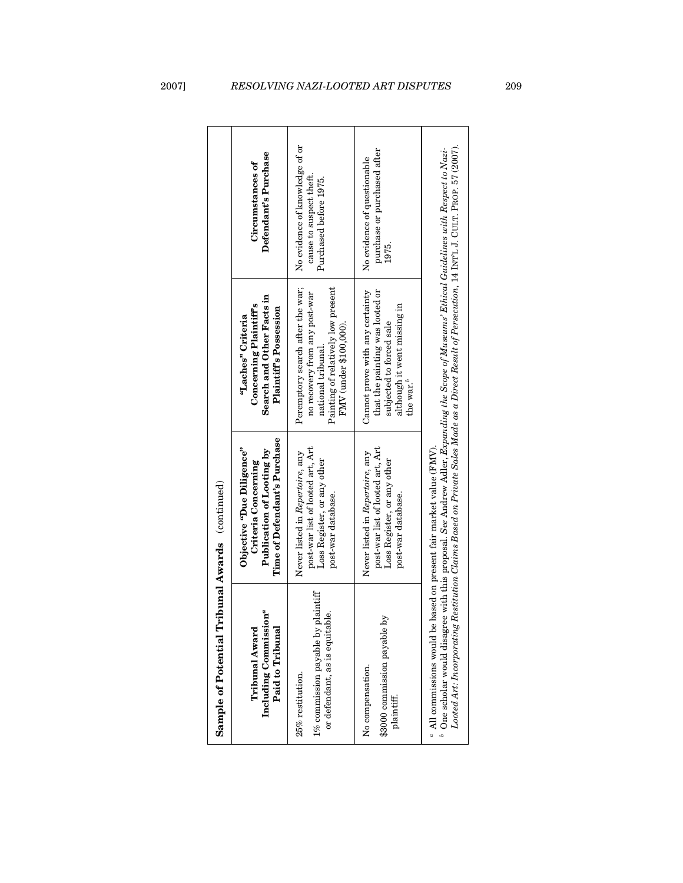**Sample of Potential Tribunal Awards** (continued)

| Tribunal Award Including Commission[a] Paid to Tribunal | Objective "Due Diligence" Criteria Concerning Publication of Looting by Time of Defendant's Purchase | "Laches" Criteria Concerning Plaintiff's Search and Other Facts in Plaintiff's Possession | Circumstances of Defendant's Purchase |
|---|---|---|---|
| 25% restitution. 1% commission payable by plaintiff or defendant, as is equitable. | Never listed in *Repertoire*, any post-war list of looted art, Art Loss Register, or any other post-war database. | Peremptory search after the war; no recovery from any post-war national tribunal. Painting of relatively low present FMV (under $100,000). | No evidence of knowledge of or cause to suspect theft. Purchased before 1975. |
| No compensation. $3000 commission payable by plaintiff. | Never listed in *Repertoire*, any post-war list of looted art, Art Loss Register, or any other post-war database. | Cannot prove with any certainty that the painting was looted or subjected to forced sale although it went missing in the war.[b] | No evidence of questionable purchase or purchased after 1975. |

[a] All commissions would be based on present fair market value (FMV).
[b] One scholar would disagree with this proposal. *See* Andrew Adler, *Expanding the Scope of Museums' Ethical Guidelines with Respect to Nazi-Looted Art: Incorporating Restitution Claims Based on Private Sales Made as a Direct Result of Persecution*, 14 INT'L J. CULT. PROP. 57 (2007).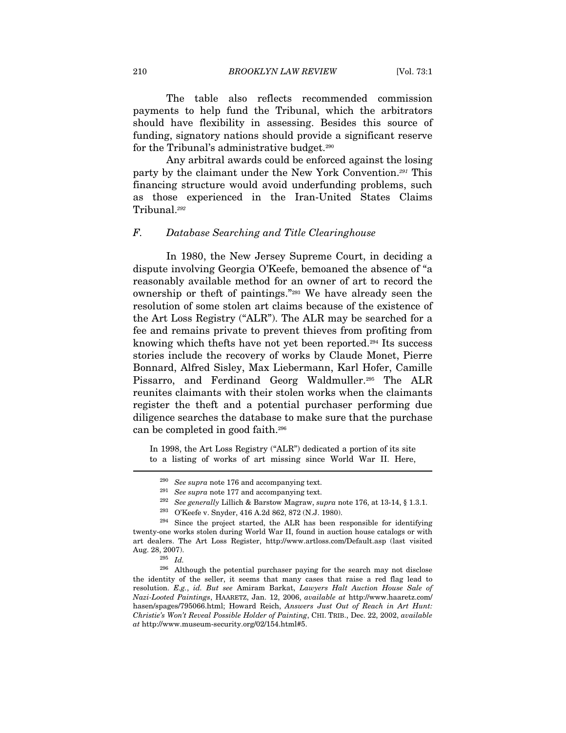The table also reflects recommended commission payments to help fund the Tribunal, which the arbitrators should have flexibility in assessing. Besides this source of funding, signatory nations should provide a significant reserve for the Tribunal's administrative budget.[290]

Any arbitral awards could be enforced against the losing party by the claimant under the New York Convention.[291] This financing structure would avoid underfunding problems, such as those experienced in the Iran-United States Claims Tribunal.[292]

### *F. Database Searching and Title Clearinghouse*

In 1980, the New Jersey Supreme Court, in deciding a dispute involving Georgia O'Keefe, bemoaned the absence of "a reasonably available method for an owner of art to record the ownership or theft of paintings."[293] We have already seen the resolution of some stolen art claims because of the existence of the Art Loss Registry ("ALR"). The ALR may be searched for a fee and remains private to prevent thieves from profiting from knowing which thefts have not yet been reported.[294] Its success stories include the recovery of works by Claude Monet, Pierre Bonnard, Alfred Sisley, Max Liebermann, Karl Hofer, Camille Pissarro, and Ferdinand Georg Waldmuller.[295] The ALR reunites claimants with their stolen works when the claimants register the theft and a potential purchaser performing due diligence searches the database to make sure that the purchase can be completed in good faith.[296]

> In 1998, the Art Loss Registry ("ALR") dedicated a portion of its site to a listing of works of art missing since World War II. Here,

---

[290] *See supra* note 176 and accompanying text.

[291] *See supra* note 177 and accompanying text.

[292] *See generally* Lillich & Barstow Magraw, *supra* note 176, at 13-14, § 1.3.1.

[293] O'Keefe v. Snyder, 416 A.2d 862, 872 (N.J. 1980).

[294] Since the project started, the ALR has been responsible for identifying twenty-one works stolen during World War II, found in auction house catalogs or with art dealers. The Art Loss Register, http://www.artloss.com/Default.asp (last visited Aug. 28, 2007).

[295] *Id.*

[296] Although the potential purchaser paying for the search may not disclose the identity of the seller, it seems that many cases that raise a red flag lead to resolution. *E.g.*, *id. But see* Amiram Barkat, *Lawyers Halt Auction House Sale of Nazi-Looted Paintings*, HAARETZ, Jan. 12, 2006, *available at* http://www.haaretz.com/hasen/spages/795066.html; Howard Reich, *Answers Just Out of Reach in Art Hunt: Christie's Won't Reveal Possible Holder of Painting*, CHI. TRIB., Dec. 22, 2002, *available at* http://www.museum-security.org/02/154.html#5.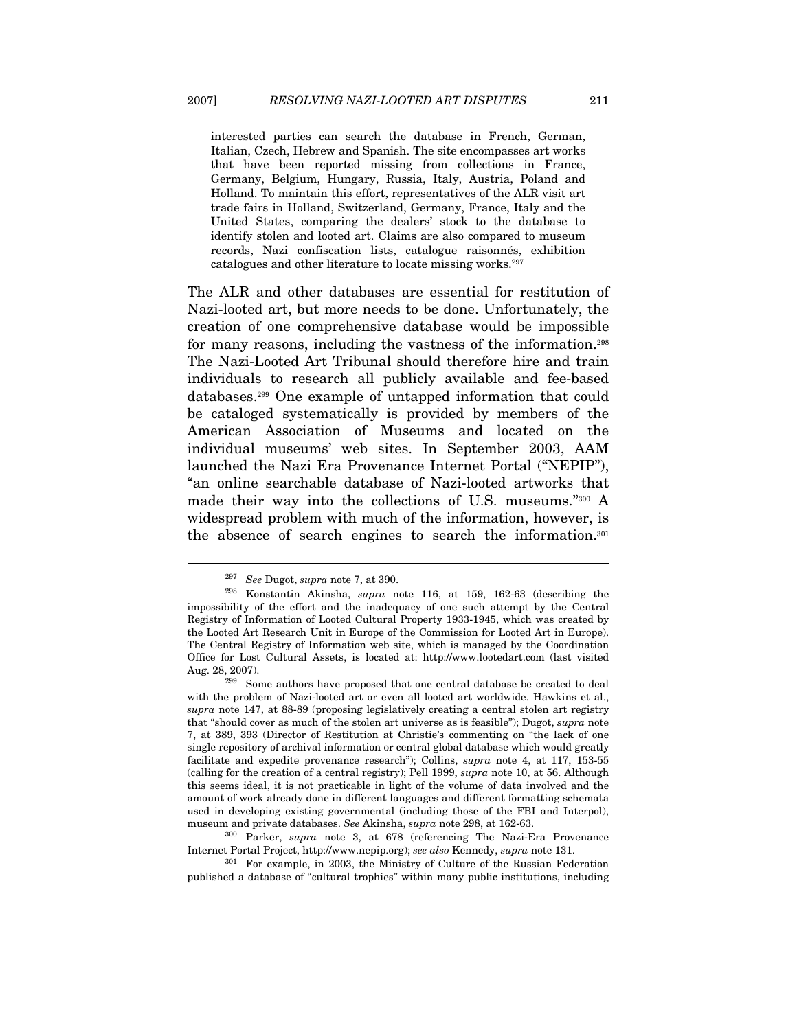> interested parties can search the database in French, German, Italian, Czech, Hebrew and Spanish. The site encompasses art works that have been reported missing from collections in France, Germany, Belgium, Hungary, Russia, Italy, Austria, Poland and Holland. To maintain this effort, representatives of the ALR visit art trade fairs in Holland, Switzerland, Germany, France, Italy and the United States, comparing the dealers' stock to the database to identify stolen and looted art. Claims are also compared to museum records, Nazi confiscation lists, catalogue raisonnés, exhibition catalogues and other literature to locate missing works.[297]

The ALR and other databases are essential for restitution of Nazi-looted art, but more needs to be done. Unfortunately, the creation of one comprehensive database would be impossible for many reasons, including the vastness of the information.[298] The Nazi-Looted Art Tribunal should therefore hire and train individuals to research all publicly available and fee-based databases.[299] One example of untapped information that could be cataloged systematically is provided by members of the American Association of Museums and located on the individual museums' web sites. In September 2003, AAM launched the Nazi Era Provenance Internet Portal ("NEPIP"), "an online searchable database of Nazi-looted artworks that made their way into the collections of U.S. museums."[300] A widespread problem with much of the information, however, is the absence of search engines to search the information.[301]

---

[297] *See* Dugot, *supra* note 7, at 390.

[298] Konstantin Akinsha, *supra* note 116, at 159, 162-63 (describing the impossibility of the effort and the inadequacy of one such attempt by the Central Registry of Information of Looted Cultural Property 1933-1945, which was created by the Looted Art Research Unit in Europe of the Commission for Looted Art in Europe). The Central Registry of Information web site, which is managed by the Coordination Office for Lost Cultural Assets, is located at: http://www.lootedart.com (last visited Aug. 28, 2007).

[299] Some authors have proposed that one central database be created to deal with the problem of Nazi-looted art or even all looted art worldwide. Hawkins et al., *supra* note 147, at 88-89 (proposing legislatively creating a central stolen art registry that "should cover as much of the stolen art universe as is feasible"); Dugot, *supra* note 7, at 389, 393 (Director of Restitution at Christie's commenting on "the lack of one single repository of archival information or central global database which would greatly facilitate and expedite provenance research"); Collins, *supra* note 4, at 117, 153-55 (calling for the creation of a central registry); Pell 1999, *supra* note 10, at 56. Although this seems ideal, it is not practicable in light of the volume of data involved and the amount of work already done in different languages and different formatting schemata used in developing existing governmental (including those of the FBI and Interpol), museum and private databases. *See* Akinsha, *supra* note 298, at 162-63.

[300] Parker, *supra* note 3, at 678 (referencing The Nazi-Era Provenance Internet Portal Project, http://www.nepip.org); *see also* Kennedy, *supra* note 131.

[301] For example, in 2003, the Ministry of Culture of the Russian Federation published a database of "cultural trophies" within many public institutions, including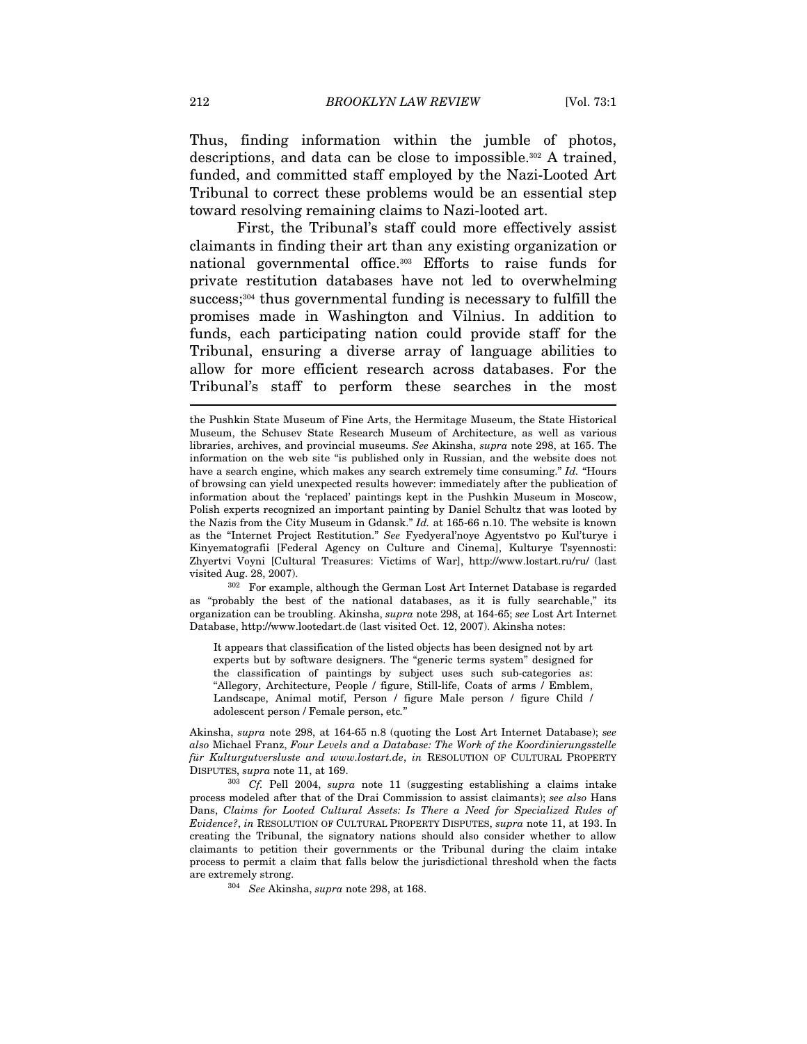Thus, finding information within the jumble of photos, descriptions, and data can be close to impossible.[302] A trained, funded, and committed staff employed by the Nazi-Looted Art Tribunal to correct these problems would be an essential step toward resolving remaining claims to Nazi-looted art.

First, the Tribunal's staff could more effectively assist claimants in finding their art than any existing organization or national governmental office.[303] Efforts to raise funds for private restitution databases have not led to overwhelming success;[304] thus governmental funding is necessary to fulfill the promises made in Washington and Vilnius. In addition to funds, each participating nation could provide staff for the Tribunal, ensuring a diverse array of language abilities to allow for more efficient research across databases. For the Tribunal's staff to perform these searches in the most

---

the Pushkin State Museum of Fine Arts, the Hermitage Museum, the State Historical Museum, the Schusev State Research Museum of Architecture, as well as various libraries, archives, and provincial museums. *See* Akinsha, *supra* note 298, at 165. The information on the web site "is published only in Russian, and the website does not have a search engine, which makes any search extremely time consuming." *Id.* "Hours of browsing can yield unexpected results however: immediately after the publication of information about the 'replaced' paintings kept in the Pushkin Museum in Moscow, Polish experts recognized an important painting by Daniel Schultz that was looted by the Nazis from the City Museum in Gdansk." *Id.* at 165-66 n.10. The website is known as the "Internet Project Restitution." *See* Fyedyeral'noye Agyentstvo po Kul'turye i Kinyematografii [Federal Agency on Culture and Cinema], Kulturye Tsyennosti: Zhyertvi Voyni [Cultural Treasures: Victims of War], http://www.lostart.ru/ru/ (last visited Aug. 28, 2007).

[302] For example, although the German Lost Art Internet Database is regarded as "probably the best of the national databases, as it is fully searchable," its organization can be troubling. Akinsha, *supra* note 298, at 164-65; *see* Lost Art Internet Database, http://www.lootedart.de (last visited Oct. 12, 2007). Akinsha notes:

> It appears that classification of the listed objects has been designed not by art experts but by software designers. The "generic terms system" designed for the classification of paintings by subject uses such sub-categories as: "Allegory, Architecture, People / figure, Still-life, Coats of arms / Emblem, Landscape, Animal motif, Person / figure Male person / figure Child / adolescent person / Female person, etc."

Akinsha, *supra* note 298, at 164-65 n.8 (quoting the Lost Art Internet Database); *see also* Michael Franz, *Four Levels and a Database: The Work of the Koordinierungsstelle für Kulturgutversluste and www.lostart.de*, *in* RESOLUTION OF CULTURAL PROPERTY DISPUTES, *supra* note 11, at 169.

[303] *Cf.* Pell 2004, *supra* note 11 (suggesting establishing a claims intake process modeled after that of the Drai Commission to assist claimants); *see also* Hans Dans, *Claims for Looted Cultural Assets: Is There a Need for Specialized Rules of Evidence?*, *in* RESOLUTION OF CULTURAL PROPERTY DISPUTES, *supra* note 11, at 193. In creating the Tribunal, the signatory nations should also consider whether to allow claimants to petition their governments or the Tribunal during the claim intake process to permit a claim that falls below the jurisdictional threshold when the facts are extremely strong.

[304] *See* Akinsha, *supra* note 298, at 168.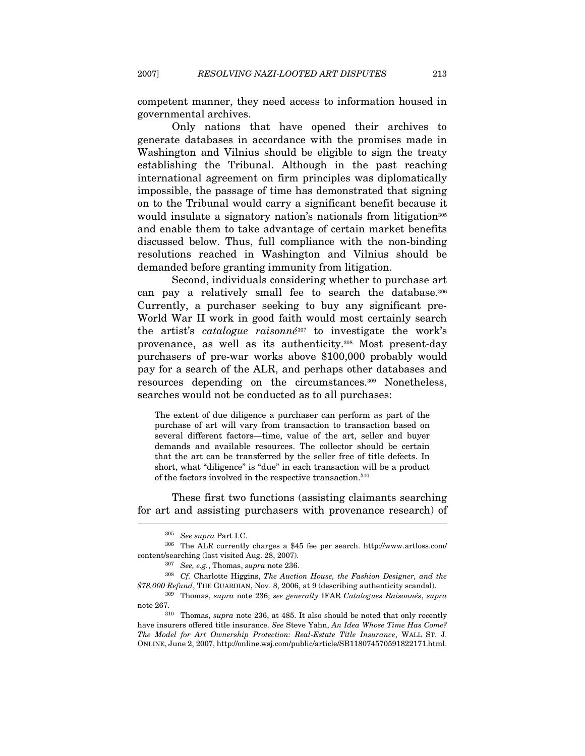competent manner, they need access to information housed in governmental archives.

Only nations that have opened their archives to generate databases in accordance with the promises made in Washington and Vilnius should be eligible to sign the treaty establishing the Tribunal. Although in the past reaching international agreement on firm principles was diplomatically impossible, the passage of time has demonstrated that signing on to the Tribunal would carry a significant benefit because it would insulate a signatory nation's nationals from litigation[305] and enable them to take advantage of certain market benefits discussed below. Thus, full compliance with the non-binding resolutions reached in Washington and Vilnius should be demanded before granting immunity from litigation.

Second, individuals considering whether to purchase art can pay a relatively small fee to search the database.[306] Currently, a purchaser seeking to buy any significant pre-World War II work in good faith would most certainly search the artist's *catalogue raisonné*[307] to investigate the work's provenance, as well as its authenticity.[308] Most present-day purchasers of pre-war works above $100,000 probably would pay for a search of the ALR, and perhaps other databases and resources depending on the circumstances.[309] Nonetheless, searches would not be conducted as to all purchases:

> The extent of due diligence a purchaser can perform as part of the purchase of art will vary from transaction to transaction based on several different factors—time, value of the art, seller and buyer demands and available resources. The collector should be certain that the art can be transferred by the seller free of title defects. In short, what "diligence" is "due" in each transaction will be a product of the factors involved in the respective transaction.[310]

These first two functions (assisting claimants searching for art and assisting purchasers with provenance research) of

---

[305] *See supra* Part I.C.

[306] The ALR currently charges a $45 fee per search. http://www.artloss.com/content/searching (last visited Aug. 28, 2007).

[307] *See, e.g.*, Thomas, *supra* note 236.

[308] *Cf.* Charlotte Higgins, *The Auction House, the Fashion Designer, and the $78,000 Refund*, THE GUARDIAN, Nov. 8, 2006, at 9 (describing authenticity scandal).

[309] Thomas, *supra* note 236; *see generally* IFAR *Catalogues Raisonnés*, *supra* note 267.

[310] Thomas, *supra* note 236, at 485. It also should be noted that only recently have insurers offered title insurance. *See* Steve Yahn, *An Idea Whose Time Has Come? The Model for Art Ownership Protection: Real-Estate Title Insurance*, WALL ST. J. ONLINE, June 2, 2007, http://online.wsj.com/public/article/SB118074570591822171.html.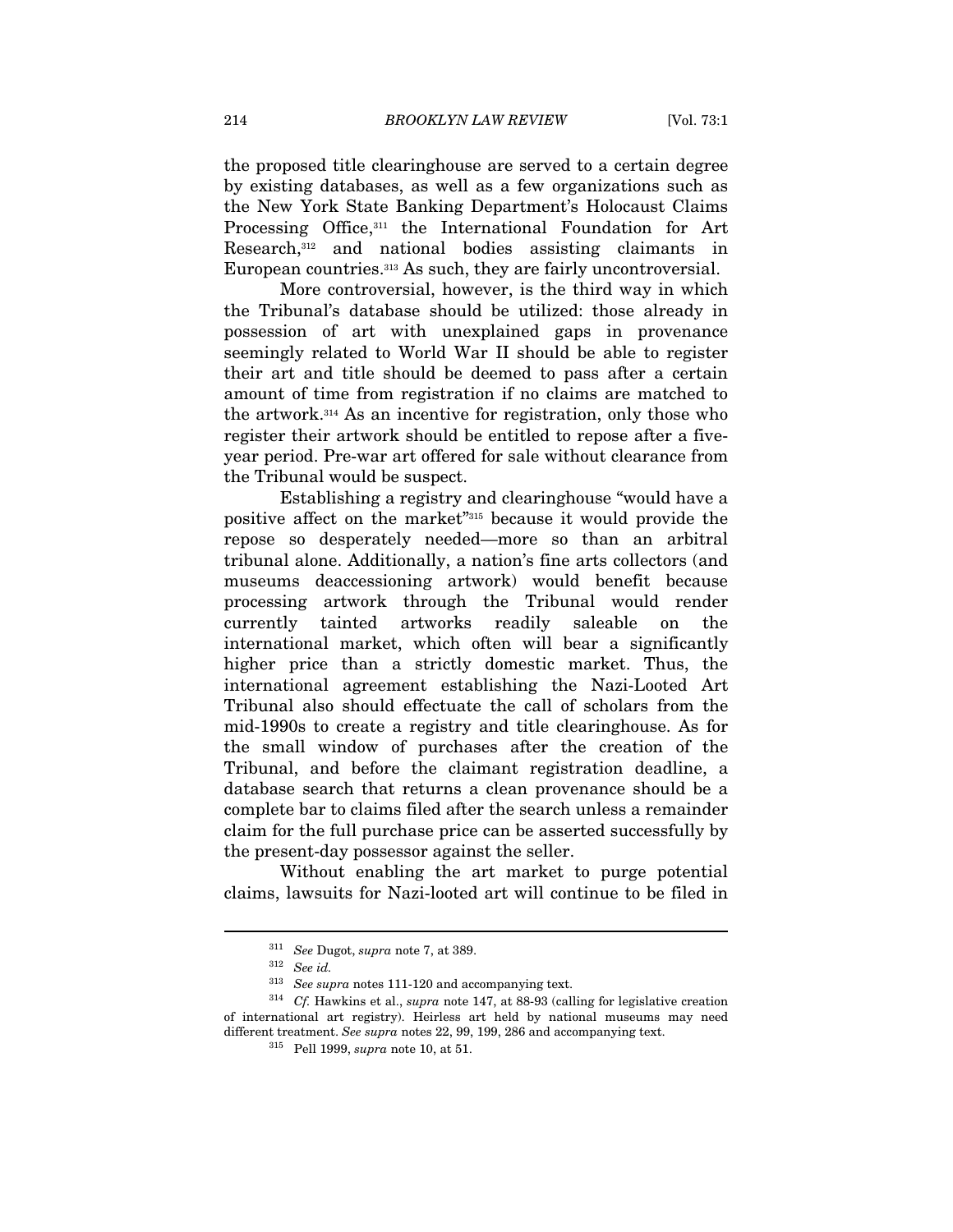the proposed title clearinghouse are served to a certain degree by existing databases, as well as a few organizations such as the New York State Banking Department's Holocaust Claims Processing Office,[311] the International Foundation for Art Research,[312] and national bodies assisting claimants in European countries.[313] As such, they are fairly uncontroversial.

More controversial, however, is the third way in which the Tribunal's database should be utilized: those already in possession of art with unexplained gaps in provenance seemingly related to World War II should be able to register their art and title should be deemed to pass after a certain amount of time from registration if no claims are matched to the artwork.[314] As an incentive for registration, only those who register their artwork should be entitled to repose after a five-year period. Pre-war art offered for sale without clearance from the Tribunal would be suspect.

Establishing a registry and clearinghouse "would have a positive affect on the market"[315] because it would provide the repose so desperately needed—more so than an arbitral tribunal alone. Additionally, a nation's fine arts collectors (and museums deaccessioning artwork) would benefit because processing artwork through the Tribunal would render currently tainted artworks readily saleable on the international market, which often will bear a significantly higher price than a strictly domestic market. Thus, the international agreement establishing the Nazi-Looted Art Tribunal also should effectuate the call of scholars from the mid-1990s to create a registry and title clearinghouse. As for the small window of purchases after the creation of the Tribunal, and before the claimant registration deadline, a database search that returns a clean provenance should be a complete bar to claims filed after the search unless a remainder claim for the full purchase price can be asserted successfully by the present-day possessor against the seller.

Without enabling the art market to purge potential claims, lawsuits for Nazi-looted art will continue to be filed in

---

[311] *See* Dugot, *supra* note 7, at 389.

[312] *See id.*

[313] *See supra* notes 111-120 and accompanying text.

[314] *Cf.* Hawkins et al., *supra* note 147, at 88-93 (calling for legislative creation of international art registry). Heirless art held by national museums may need different treatment. *See supra* notes 22, 99, 199, 286 and accompanying text.

[315] Pell 1999, *supra* note 10, at 51.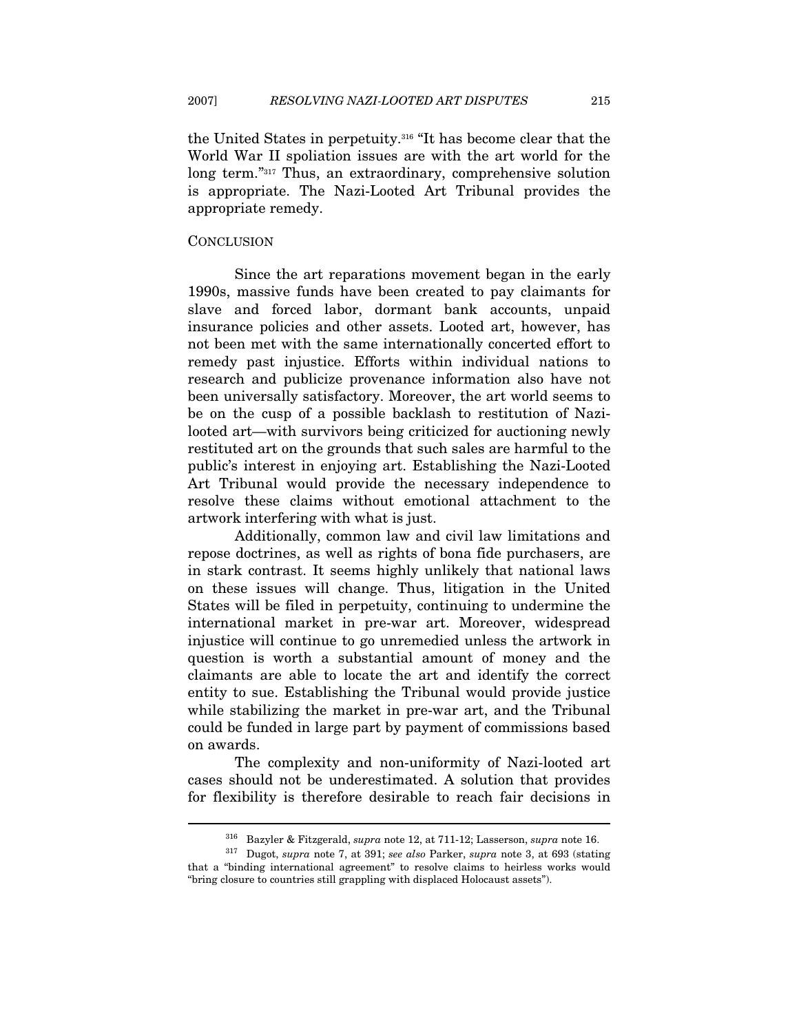the United States in perpetuity.[316] "It has become clear that the World War II spoliation issues are with the art world for the long term."[317] Thus, an extraordinary, comprehensive solution is appropriate. The Nazi-Looted Art Tribunal provides the appropriate remedy.

## CONCLUSION

Since the art reparations movement began in the early 1990s, massive funds have been created to pay claimants for slave and forced labor, dormant bank accounts, unpaid insurance policies and other assets. Looted art, however, has not been met with the same internationally concerted effort to remedy past injustice. Efforts within individual nations to research and publicize provenance information also have not been universally satisfactory. Moreover, the art world seems to be on the cusp of a possible backlash to restitution of Nazi-looted art—with survivors being criticized for auctioning newly restituted art on the grounds that such sales are harmful to the public's interest in enjoying art. Establishing the Nazi-Looted Art Tribunal would provide the necessary independence to resolve these claims without emotional attachment to the artwork interfering with what is just.

Additionally, common law and civil law limitations and repose doctrines, as well as rights of bona fide purchasers, are in stark contrast. It seems highly unlikely that national laws on these issues will change. Thus, litigation in the United States will be filed in perpetuity, continuing to undermine the international market in pre-war art. Moreover, widespread injustice will continue to go unremedied unless the artwork in question is worth a substantial amount of money and the claimants are able to locate the art and identify the correct entity to sue. Establishing the Tribunal would provide justice while stabilizing the market in pre-war art, and the Tribunal could be funded in large part by payment of commissions based on awards.

The complexity and non-uniformity of Nazi-looted art cases should not be underestimated. A solution that provides for flexibility is therefore desirable to reach fair decisions in

---

[316] Bazyler & Fitzgerald, *supra* note 12, at 711-12; Lasserson, *supra* note 16.

[317] Dugot, *supra* note 7, at 391; *see also* Parker, *supra* note 3, at 693 (stating that a "binding international agreement" to resolve claims to heirless works would "bring closure to countries still grappling with displaced Holocaust assets").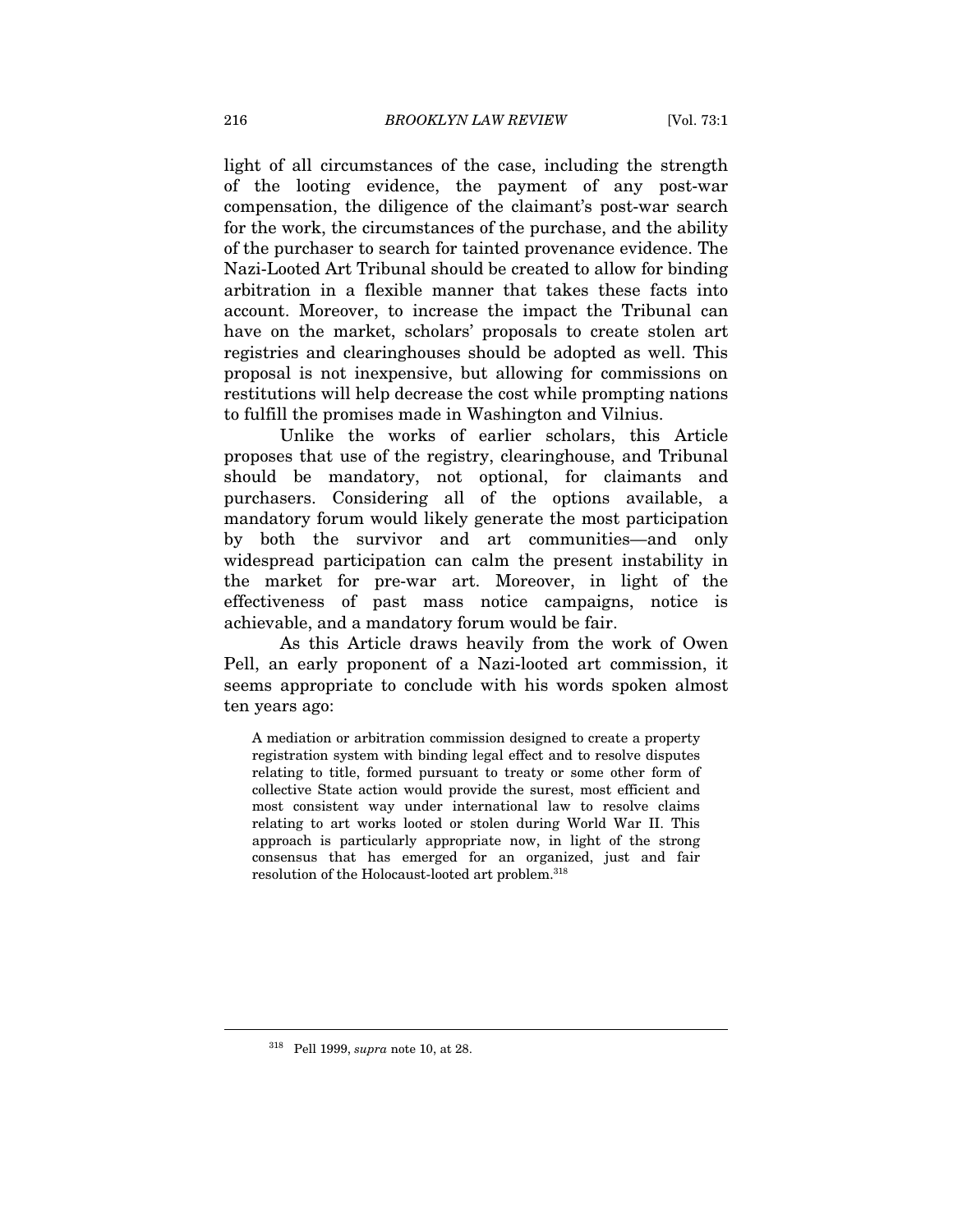light of all circumstances of the case, including the strength of the looting evidence, the payment of any post-war compensation, the diligence of the claimant's post-war search for the work, the circumstances of the purchase, and the ability of the purchaser to search for tainted provenance evidence. The Nazi-Looted Art Tribunal should be created to allow for binding arbitration in a flexible manner that takes these facts into account. Moreover, to increase the impact the Tribunal can have on the market, scholars' proposals to create stolen art registries and clearinghouses should be adopted as well. This proposal is not inexpensive, but allowing for commissions on restitutions will help decrease the cost while prompting nations to fulfill the promises made in Washington and Vilnius.

Unlike the works of earlier scholars, this Article proposes that use of the registry, clearinghouse, and Tribunal should be mandatory, not optional, for claimants and purchasers. Considering all of the options available, a mandatory forum would likely generate the most participation by both the survivor and art communities—and only widespread participation can calm the present instability in the market for pre-war art. Moreover, in light of the effectiveness of past mass notice campaigns, notice is achievable, and a mandatory forum would be fair.

As this Article draws heavily from the work of Owen Pell, an early proponent of a Nazi-looted art commission, it seems appropriate to conclude with his words spoken almost ten years ago:

> A mediation or arbitration commission designed to create a property registration system with binding legal effect and to resolve disputes relating to title, formed pursuant to treaty or some other form of collective State action would provide the surest, most efficient and most consistent way under international law to resolve claims relating to art works looted or stolen during World War II. This approach is particularly appropriate now, in light of the strong consensus that has emerged for an organized, just and fair resolution of the Holocaust-looted art problem.[318]

---

[318] Pell 1999, *supra* note 10, at 28.